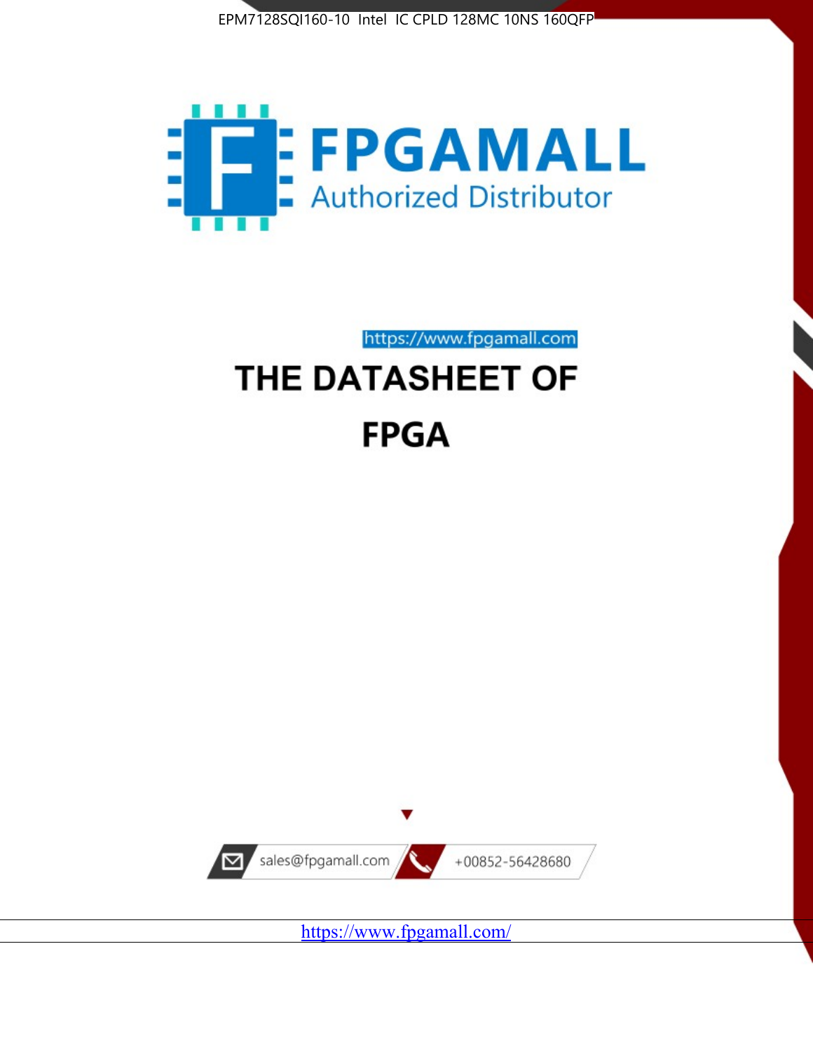EPM7128SQI160-10 Intel IC CPLD 128MC 10NS 160QFP

# FPGAMALL

Authorized Distributor

https://www.fpgamall.com

# THE DATASHEET OF

# FPGA

sales@fpgamall.com

+00852-56428680

https://www.fpgamall.com/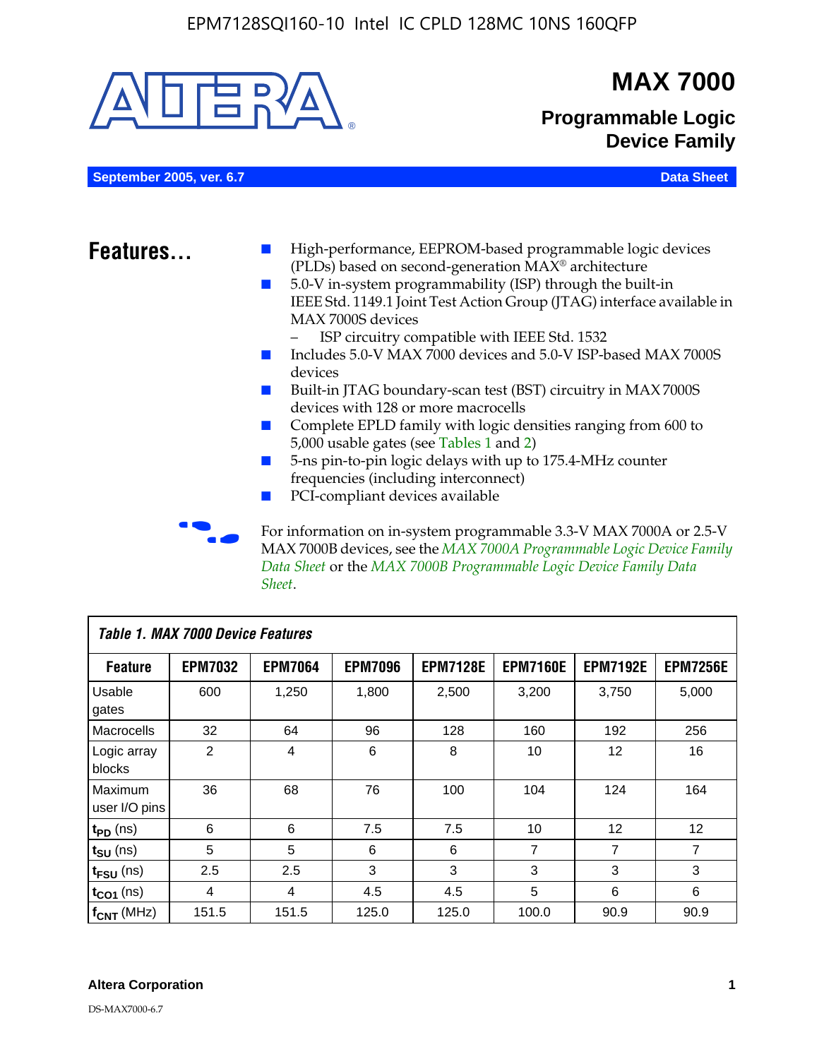# MAX 7000

## Programmable Logic Device Family

**September 2005, ver. 6.7** **Data Sheet**

## Features...

- High-performance, EEPROM-based programmable logic devices (PLDs) based on second-generation MAX® architecture
- 5.0-V in-system programmability (ISP) through the built-in IEEE Std. 1149.1 Joint Test Action Group (JTAG) interface available in MAX 7000S devices
  - ISP circuitry compatible with IEEE Std. 1532
- Includes 5.0-V MAX 7000 devices and 5.0-V ISP-based MAX 7000S devices
- Built-in JTAG boundary-scan test (BST) circuitry in MAX 7000S devices with 128 or more macrocells
- Complete EPLD family with logic densities ranging from 600 to 5,000 usable gates (see Tables 1 and 2)
- 5-ns pin-to-pin logic delays with up to 175.4-MHz counter frequencies (including interconnect)
- PCI-compliant devices available

For information on in-system programmable 3.3-V MAX 7000A or 2.5-V MAX 7000B devices, see the *MAX 7000A Programmable Logic Device Family Data Sheet* or the *MAX 7000B Programmable Logic Device Family Data Sheet*.

*Table 1. MAX 7000 Device Features*

| Feature | EPM7032 | EPM7064 | EPM7096 | EPM7128E | EPM7160E | EPM7192E | EPM7256E |
|---|---|---|---|---|---|---|---|
| Usable gates | 600 | 1,250 | 1,800 | 2,500 | 3,200 | 3,750 | 5,000 |
| Macrocells | 32 | 64 | 96 | 128 | 160 | 192 | 256 |
| Logic array blocks | 2 | 4 | 6 | 8 | 10 | 12 | 16 |
| Maximum user I/O pins | 36 | 68 | 76 | 100 | 104 | 124 | 164 |
| $t_{PD}$ (ns) | 6 | 6 | 7.5 | 7.5 | 10 | 12 | 12 |
| $t_{SU}$ (ns) | 5 | 5 | 6 | 6 | 7 | 7 | 7 |
| $t_{FSU}$ (ns) | 2.5 | 2.5 | 3 | 3 | 3 | 3 | 3 |
| $t_{CO1}$ (ns) | 4 | 4 | 4.5 | 4.5 | 5 | 6 | 6 |
| $f_{CNT}$ (MHz) | 151.5 | 151.5 | 125.0 | 125.0 | 100.0 | 90.9 | 90.9 |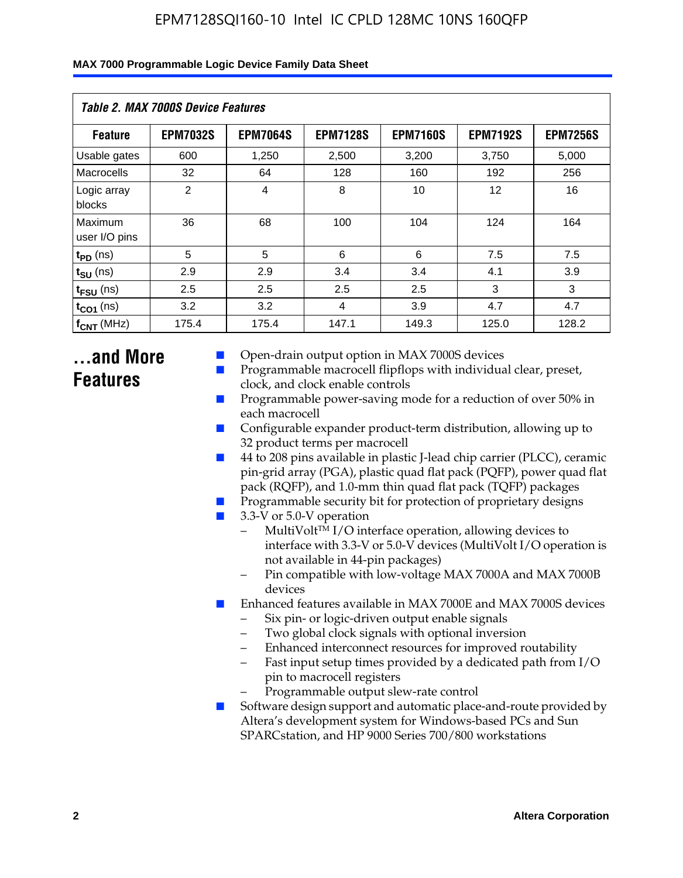*Table 2. MAX 7000S Device Features*

| Feature | EPM7032S | EPM7064S | EPM7128S | EPM7160S | EPM7192S | EPM7256S |
|---|---|---|---|---|---|---|
| Usable gates | 600 | 1,250 | 2,500 | 3,200 | 3,750 | 5,000 |
| Macrocells | 32 | 64 | 128 | 160 | 192 | 256 |
| Logic array blocks | 2 | 4 | 8 | 10 | 12 | 16 |
| Maximum user I/O pins | 36 | 68 | 100 | 104 | 124 | 164 |
| $t_{PD}$ (ns) | 5 | 5 | 6 | 6 | 7.5 | 7.5 |
| $t_{SU}$ (ns) | 2.9 | 2.9 | 3.4 | 3.4 | 4.1 | 3.9 |
| $t_{FSU}$ (ns) | 2.5 | 2.5 | 2.5 | 2.5 | 3 | 3 |
| $t_{CO1}$ (ns) | 3.2 | 3.2 | 4 | 3.9 | 4.7 | 4.7 |
| $f_{CNT}$ (MHz) | 175.4 | 175.4 | 147.1 | 149.3 | 125.0 | 128.2 |

# ...and More Features

- Open-drain output option in MAX 7000S devices
- Programmable macrocell flipflops with individual clear, preset, clock, and clock enable controls
- Programmable power-saving mode for a reduction of over 50% in each macrocell
- Configurable expander product-term distribution, allowing up to 32 product terms per macrocell
- 44 to 208 pins available in plastic J-lead chip carrier (PLCC), ceramic pin-grid array (PGA), plastic quad flat pack (PQFP), power quad flat pack (RQFP), and 1.0-mm thin quad flat pack (TQFP) packages
- Programmable security bit for protection of proprietary designs
- 3.3-V or 5.0-V operation
  - MultiVolt™ I/O interface operation, allowing devices to interface with 3.3-V or 5.0-V devices (MultiVolt I/O operation is not available in 44-pin packages)
  - Pin compatible with low-voltage MAX 7000A and MAX 7000B devices
- Enhanced features available in MAX 7000E and MAX 7000S devices
  - Six pin- or logic-driven output enable signals
  - Two global clock signals with optional inversion
  - Enhanced interconnect resources for improved routability
  - Fast input setup times provided by a dedicated path from I/O pin to macrocell registers
  - Programmable output slew-rate control
- Software design support and automatic place-and-route provided by Altera's development system for Windows-based PCs and Sun SPARCstation, and HP 9000 Series 700/800 workstations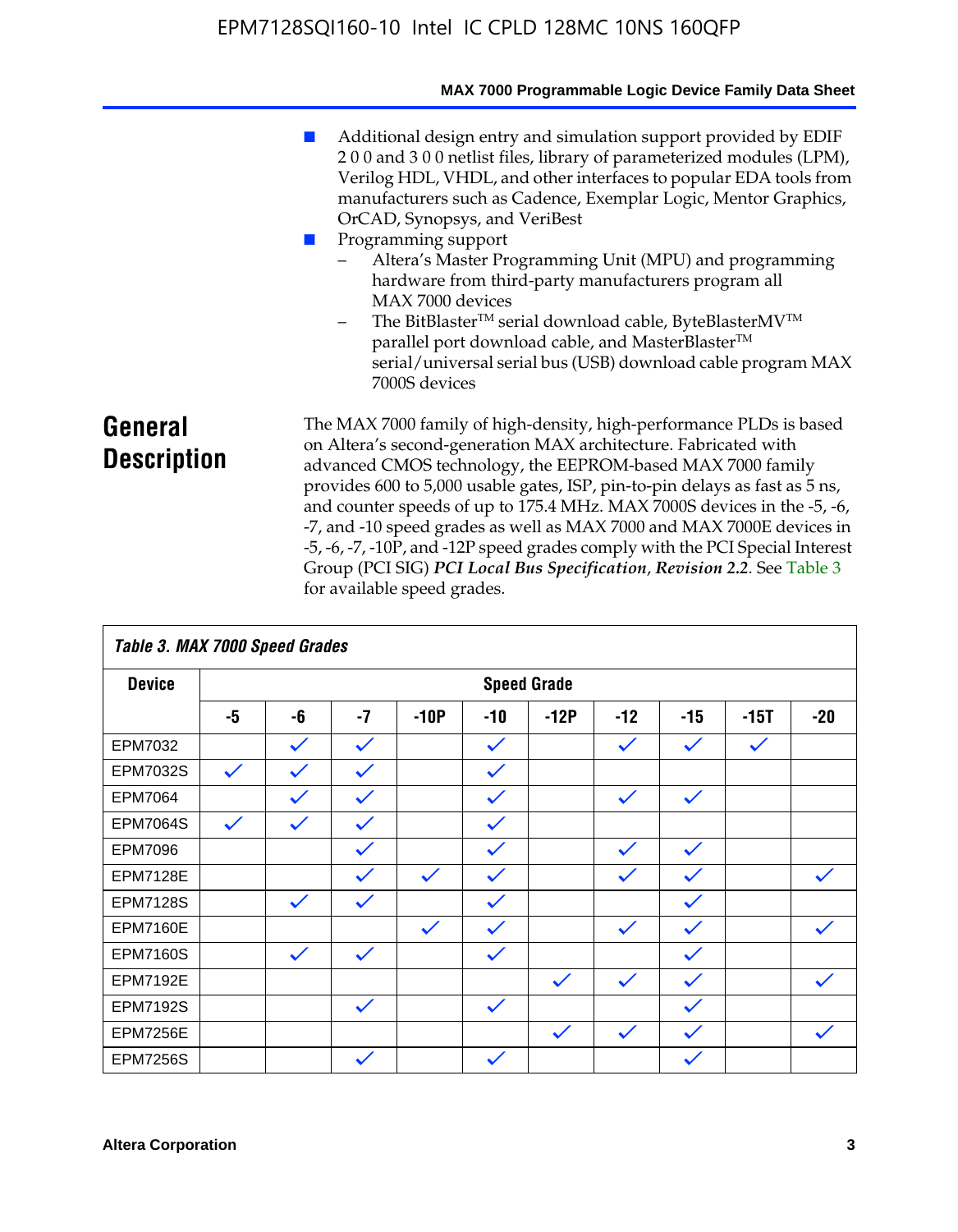- Additional design entry and simulation support provided by EDIF 2 0 0 and 3 0 0 netlist files, library of parameterized modules (LPM), Verilog HDL, VHDL, and other interfaces to popular EDA tools from manufacturers such as Cadence, Exemplar Logic, Mentor Graphics, OrCAD, Synopsys, and VeriBest
- Programming support
  - Altera's Master Programming Unit (MPU) and programming hardware from third-party manufacturers program all MAX 7000 devices
  - The BitBlaster™ serial download cable, ByteBlasterMV™ parallel port download cable, and MasterBlaster™ serial/universal serial bus (USB) download cable program MAX 7000S devices

## General Description

The MAX 7000 family of high-density, high-performance PLDs is based on Altera's second-generation MAX architecture. Fabricated with advanced CMOS technology, the EEPROM-based MAX 7000 family provides 600 to 5,000 usable gates, ISP, pin-to-pin delays as fast as 5 ns, and counter speeds of up to 175.4 MHz. MAX 7000S devices in the -5, -6, -7, and -10 speed grades as well as MAX 7000 and MAX 7000E devices in -5, -6, -7, -10P, and -12P speed grades comply with the PCI Special Interest Group (PCI SIG) ***PCI Local Bus Specification*, *Revision 2.2***. See Table 3 for available speed grades.

*Table 3. MAX 7000 Speed Grades*

| Device | Speed Grade | | | | | | | | | |
|---|---|---|---|---|---|---|---|---|---|---|
| | -5 | -6 | -7 | -10P | -10 | -12P | -12 | -15 | -15T | -20 |
| EPM7032 | | ✓ | ✓ | | ✓ | | ✓ | ✓ | ✓ | |
| EPM7032S | ✓ | ✓ | ✓ | | ✓ | | | | | |
| EPM7064 | | ✓ | ✓ | | ✓ | | ✓ | ✓ | | |
| EPM7064S | ✓ | ✓ | ✓ | | ✓ | | | | | |
| EPM7096 | | | ✓ | | ✓ | | ✓ | ✓ | | |
| EPM7128E | | | ✓ | ✓ | ✓ | | ✓ | ✓ | | ✓ |
| EPM7128S | | ✓ | ✓ | | ✓ | | | ✓ | | |
| EPM7160E | | | | ✓ | ✓ | | ✓ | ✓ | | ✓ |
| EPM7160S | | ✓ | ✓ | | ✓ | | | ✓ | | |
| EPM7192E | | | | | | ✓ | ✓ | ✓ | | ✓ |
| EPM7192S | | | ✓ | | ✓ | | | ✓ | | |
| EPM7256E | | | | | | ✓ | ✓ | ✓ | | ✓ |
| EPM7256S | | | ✓ | | ✓ | | | ✓ | | |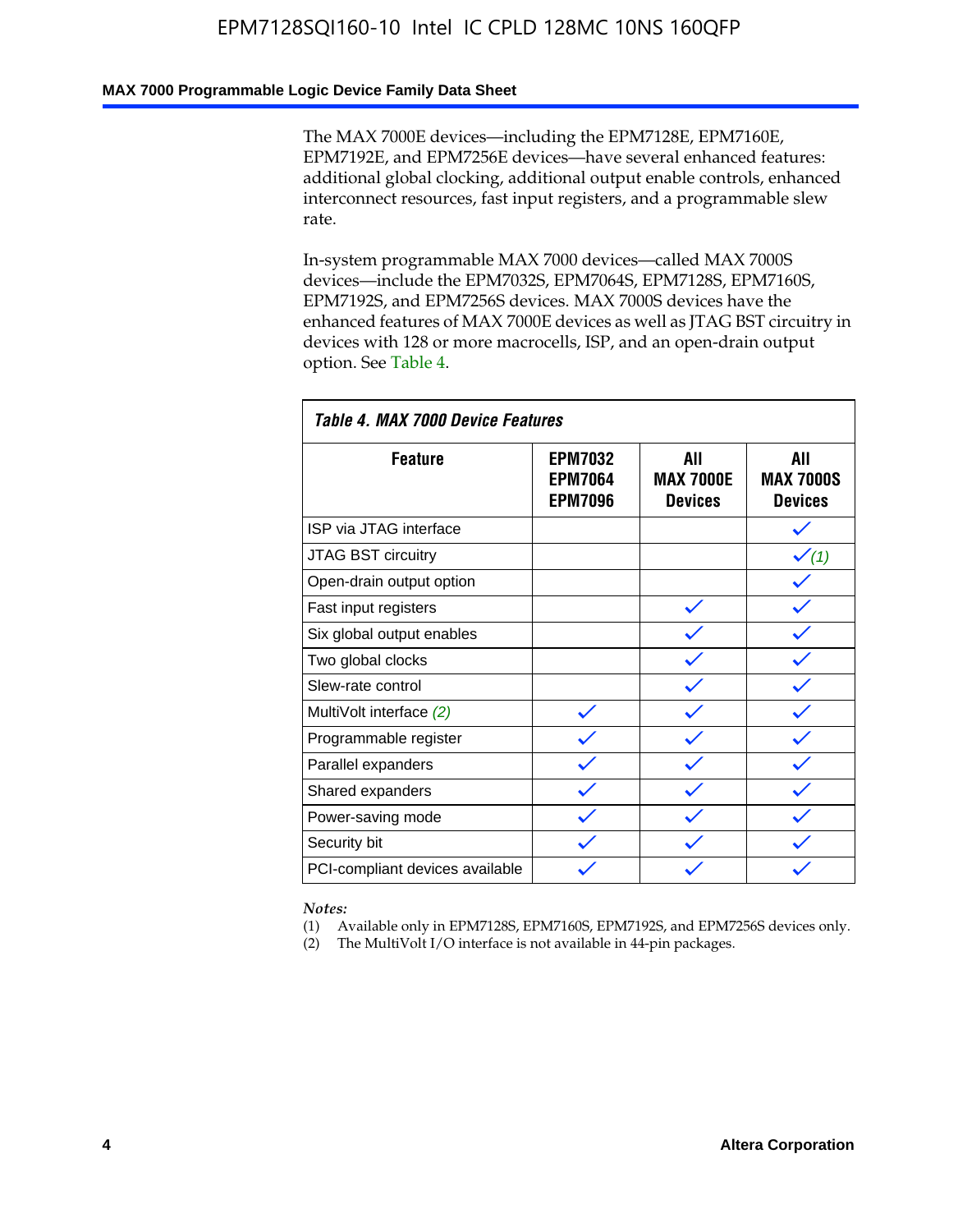The MAX 7000E devices—including the EPM7128E, EPM7160E, EPM7192E, and EPM7256E devices—have several enhanced features: additional global clocking, additional output enable controls, enhanced interconnect resources, fast input registers, and a programmable slew rate.

In-system programmable MAX 7000 devices—called MAX 7000S devices—include the EPM7032S, EPM7064S, EPM7128S, EPM7160S, EPM7192S, and EPM7256S devices. MAX 7000S devices have the enhanced features of MAX 7000E devices as well as JTAG BST circuitry in devices with 128 or more macrocells, ISP, and an open-drain output option. See Table 4.

*Table 4. MAX 7000 Device Features*

| Feature | EPM7032 EPM7064 EPM7096 | All MAX 7000E Devices | All MAX 7000S Devices |
|---|---|---|---|
| ISP via JTAG interface | | | ✓ |
| JTAG BST circuitry | | | ✓ *(1)* |
| Open-drain output option | | | ✓ |
| Fast input registers | | ✓ | ✓ |
| Six global output enables | | ✓ | ✓ |
| Two global clocks | | ✓ | ✓ |
| Slew-rate control | | ✓ | ✓ |
| MultiVolt interface *(2)* | ✓ | ✓ | ✓ |
| Programmable register | ✓ | ✓ | ✓ |
| Parallel expanders | ✓ | ✓ | ✓ |
| Shared expanders | ✓ | ✓ | ✓ |
| Power-saving mode | ✓ | ✓ | ✓ |
| Security bit | ✓ | ✓ | ✓ |
| PCI-compliant devices available | ✓ | ✓ | ✓ |

*Notes:*
(1) Available only in EPM7128S, EPM7160S, EPM7192S, and EPM7256S devices only.
(2) The MultiVolt I/O interface is not available in 44-pin packages.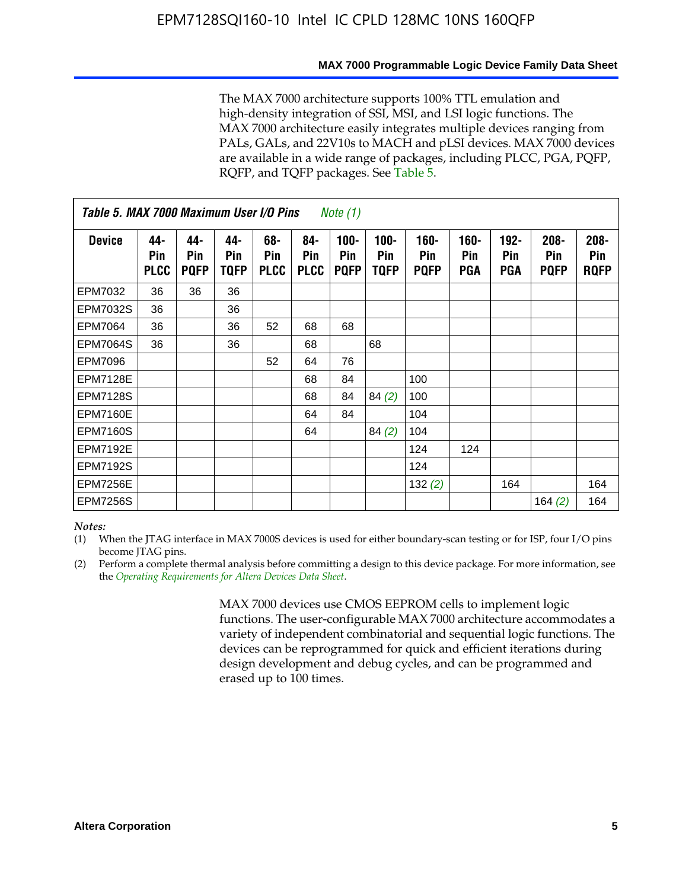The MAX 7000 architecture supports 100% TTL emulation and high-density integration of SSI, MSI, and LSI logic functions. The MAX 7000 architecture easily integrates multiple devices ranging from PALs, GALs, and 22V10s to MACH and pLSI devices. MAX 7000 devices are available in a wide range of packages, including PLCC, PGA, PQFP, RQFP, and TQFP packages. See Table 5.

**Table 5. MAX 7000 Maximum User I/O Pins** *Note (1)*

| Device | 44-Pin PLCC | 44-Pin PQFP | 44-Pin TQFP | 68-Pin PLCC | 84-Pin PLCC | 100-Pin PQFP | 100-Pin TQFP | 160-Pin PQFP | 160-Pin PGA | 192-Pin PGA | 208-Pin PQFP | 208-Pin RQFP |
|---|---|---|---|---|---|---|---|---|---|---|---|---|
| EPM7032 | 36 | 36 | 36 | | | | | | | | | |
| EPM7032S | 36 | | 36 | | | | | | | | | |
| EPM7064 | 36 | | 36 | 52 | 68 | 68 | | | | | | |
| EPM7064S | 36 | | 36 | | 68 | | 68 | | | | | |
| EPM7096 | | | | 52 | 64 | 76 | | | | | | |
| EPM7128E | | | | | 68 | 84 | | 100 | | | | |
| EPM7128S | | | | | 68 | 84 | 84 *(2)* | 100 | | | | |
| EPM7160E | | | | | 64 | 84 | | 104 | | | | |
| EPM7160S | | | | | 64 | | 84 *(2)* | 104 | | | | |
| EPM7192E | | | | | | | | 124 | 124 | | | |
| EPM7192S | | | | | | | | 124 | | | | |
| EPM7256E | | | | | | | | 132 *(2)* | | 164 | | 164 |
| EPM7256S | | | | | | | | | | | 164 *(2)* | 164 |

*Notes:*
(1) When the JTAG interface in MAX 7000S devices is used for either boundary-scan testing or for ISP, four I/O pins become JTAG pins.
(2) Perform a complete thermal analysis before committing a design to this device package. For more information, see the *Operating Requirements for Altera Devices Data Sheet*.

MAX 7000 devices use CMOS EEPROM cells to implement logic functions. The user-configurable MAX 7000 architecture accommodates a variety of independent combinatorial and sequential logic functions. The devices can be reprogrammed for quick and efficient iterations during design development and debug cycles, and can be programmed and erased up to 100 times.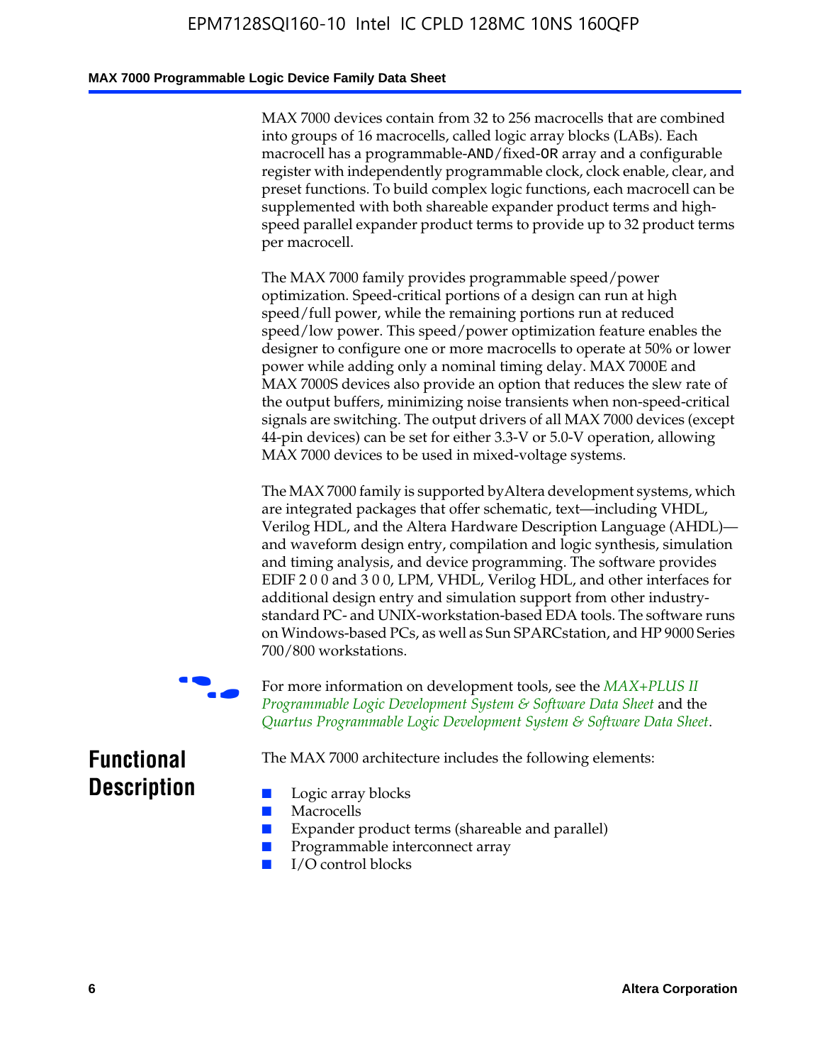MAX 7000 devices contain from 32 to 256 macrocells that are combined into groups of 16 macrocells, called logic array blocks (LABs). Each macrocell has a programmable-AND/fixed-OR array and a configurable register with independently programmable clock, clock enable, clear, and preset functions. To build complex logic functions, each macrocell can be supplemented with both shareable expander product terms and high-speed parallel expander product terms to provide up to 32 product terms per macrocell.

The MAX 7000 family provides programmable speed/power optimization. Speed-critical portions of a design can run at high speed/full power, while the remaining portions run at reduced speed/low power. This speed/power optimization feature enables the designer to configure one or more macrocells to operate at 50% or lower power while adding only a nominal timing delay. MAX 7000E and MAX 7000S devices also provide an option that reduces the slew rate of the output buffers, minimizing noise transients when non-speed-critical signals are switching. The output drivers of all MAX 7000 devices (except 44-pin devices) can be set for either 3.3-V or 5.0-V operation, allowing MAX 7000 devices to be used in mixed-voltage systems.

The MAX 7000 family is supported by Altera development systems, which are integrated packages that offer schematic, text—including VHDL, Verilog HDL, and the Altera Hardware Description Language (AHDL)—and waveform design entry, compilation and logic synthesis, simulation and timing analysis, and device programming. The software provides EDIF 2 0 0 and 3 0 0, LPM, VHDL, Verilog HDL, and other interfaces for additional design entry and simulation support from other industry-standard PC- and UNIX-workstation-based EDA tools. The software runs on Windows-based PCs, as well as Sun SPARCstation, and HP 9000 Series 700/800 workstations.

For more information on development tools, see the *MAX+PLUS II Programmable Logic Development System & Software Data Sheet* and the *Quartus Programmable Logic Development System & Software Data Sheet*.

## Functional Description

The MAX 7000 architecture includes the following elements:

- Logic array blocks
- Macrocells
- Expander product terms (shareable and parallel)
- Programmable interconnect array
- I/O control blocks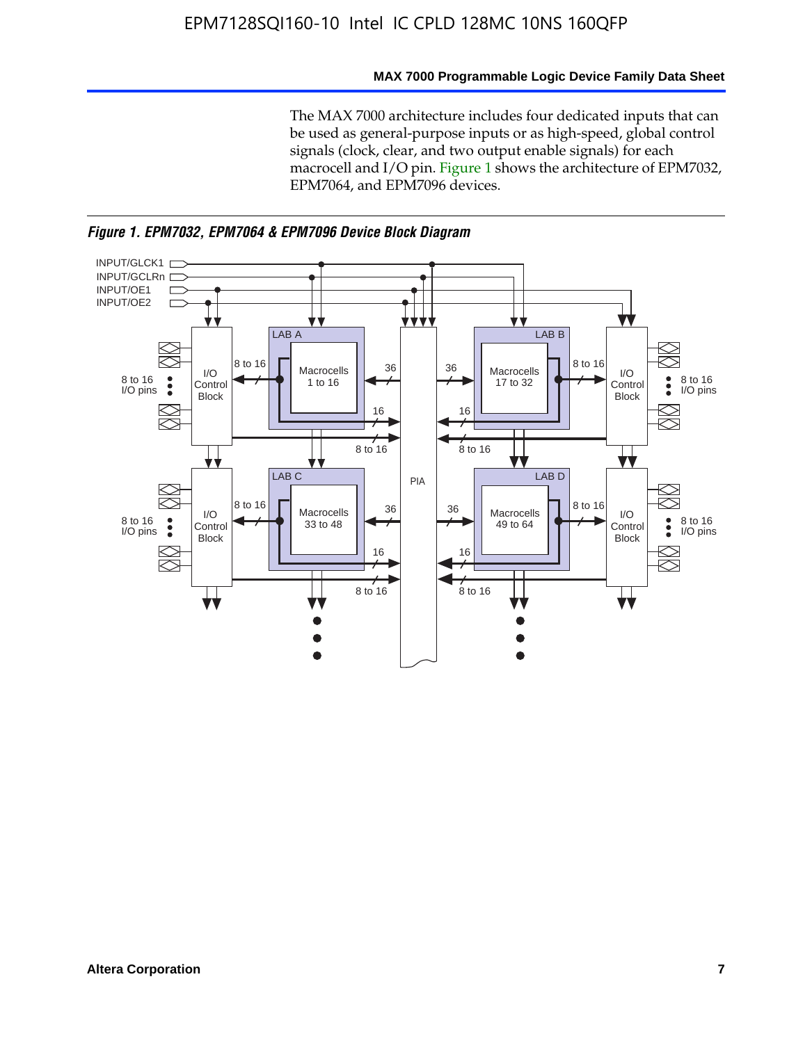The MAX 7000 architecture includes four dedicated inputs that can be used as general-purpose inputs or as high-speed, global control signals (clock, clear, and two output enable signals) for each macrocell and I/O pin. Figure 1 shows the architecture of EPM7032, EPM7064, and EPM7096 devices.

*Figure 1. EPM7032, EPM7064 & EPM7096 Device Block Diagram*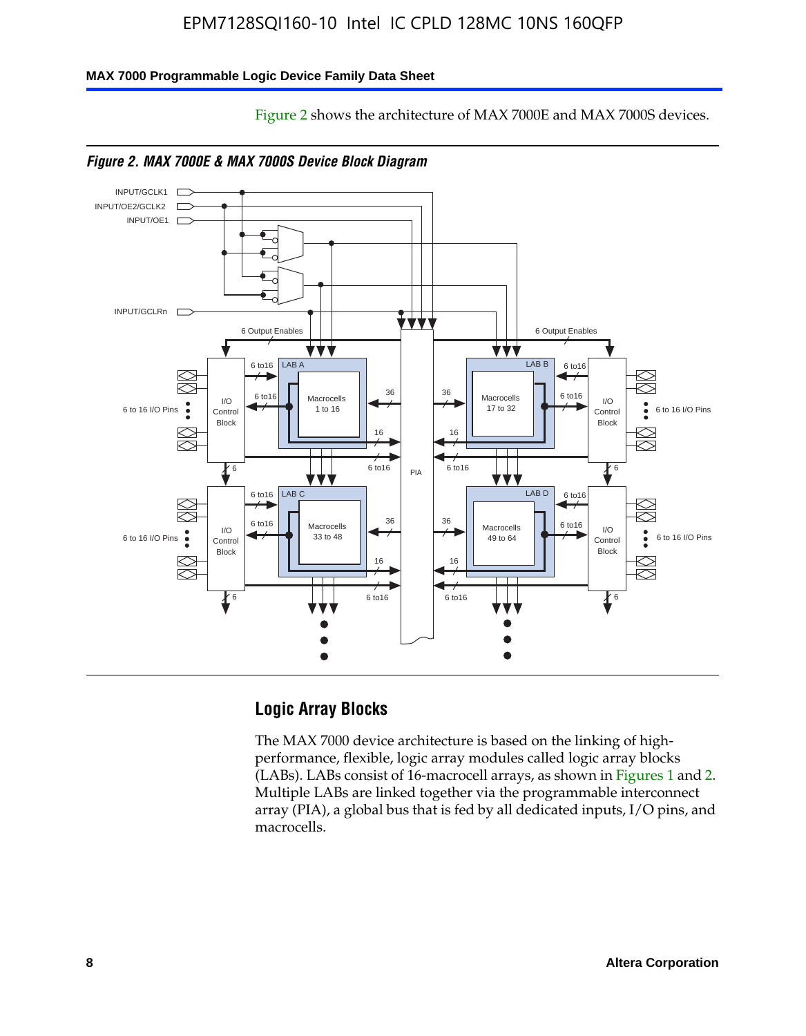Figure 2 shows the architecture of MAX 7000E and MAX 7000S devices.

*Figure 2. MAX 7000E & MAX 7000S Device Block Diagram*

## Logic Array Blocks

The MAX 7000 device architecture is based on the linking of high-performance, flexible, logic array modules called logic array blocks (LABs). LABs consist of 16-macrocell arrays, as shown in Figures 1 and 2. Multiple LABs are linked together via the programmable interconnect array (PIA), a global bus that is fed by all dedicated inputs, I/O pins, and macrocells.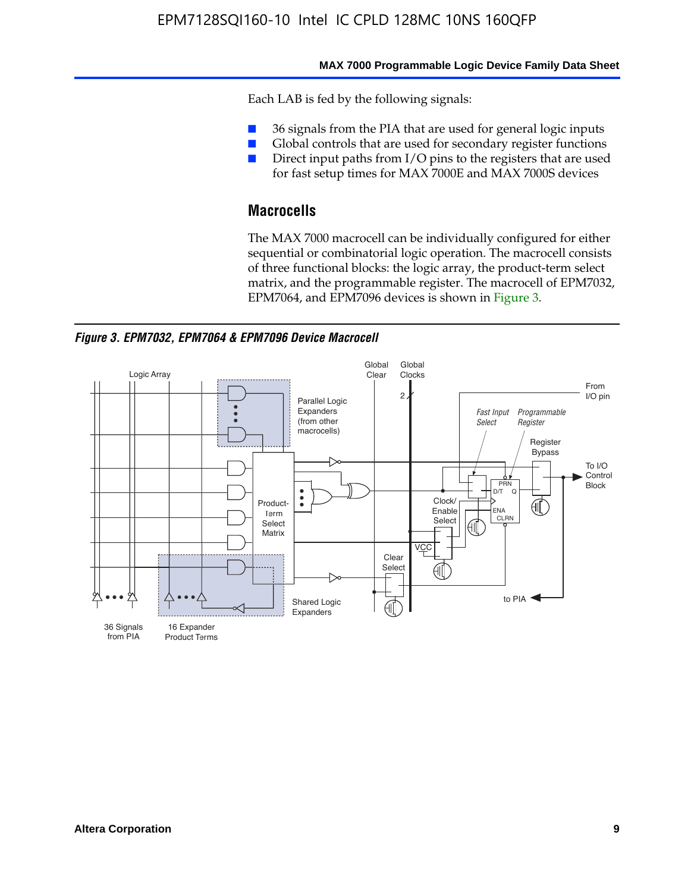Each LAB is fed by the following signals:

- 36 signals from the PIA that are used for general logic inputs
- Global controls that are used for secondary register functions
- Direct input paths from I/O pins to the registers that are used for fast setup times for MAX 7000E and MAX 7000S devices

## Macrocells

The MAX 7000 macrocell can be individually configured for either sequential or combinatorial logic operation. The macrocell consists of three functional blocks: the logic array, the product-term select matrix, and the programmable register. The macrocell of EPM7032, EPM7064, and EPM7096 devices is shown in Figure 3.

***Figure 3. EPM7032, EPM7064 & EPM7096 Device Macrocell***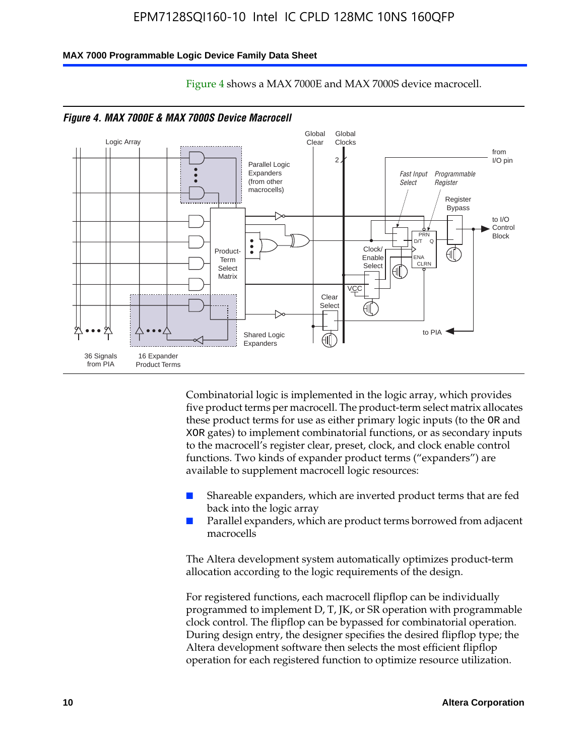Figure 4 shows a MAX 7000E and MAX 7000S device macrocell.

*Figure 4. MAX 7000E & MAX 7000S Device Macrocell*

Combinatorial logic is implemented in the logic array, which provides five product terms per macrocell. The product-term select matrix allocates these product terms for use as either primary logic inputs (to the OR and XOR gates) to implement combinatorial functions, or as secondary inputs to the macrocell's register clear, preset, clock, and clock enable control functions. Two kinds of expander product terms ("expanders") are available to supplement macrocell logic resources:

- Shareable expanders, which are inverted product terms that are fed back into the logic array
- Parallel expanders, which are product terms borrowed from adjacent macrocells

The Altera development system automatically optimizes product-term allocation according to the logic requirements of the design.

For registered functions, each macrocell flipflop can be individually programmed to implement D, T, JK, or SR operation with programmable clock control. The flipflop can be bypassed for combinatorial operation. During design entry, the designer specifies the desired flipflop type; the Altera development software then selects the most efficient flipflop operation for each registered function to optimize resource utilization.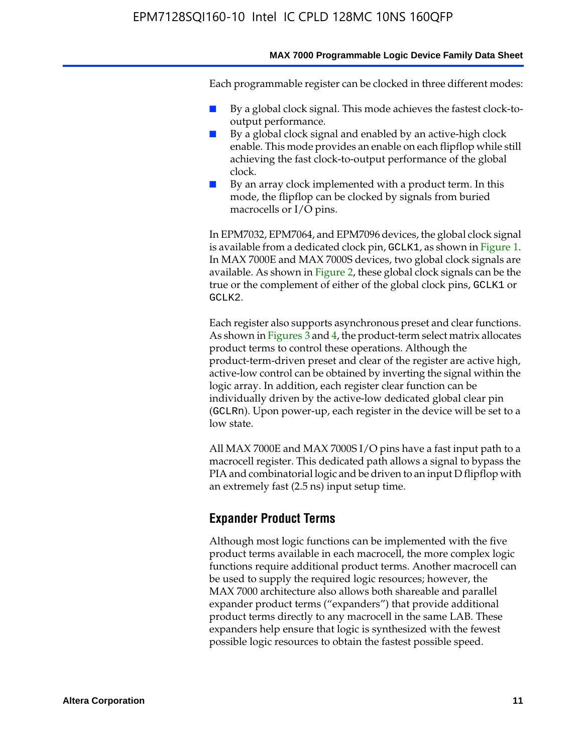Each programmable register can be clocked in three different modes:

- By a global clock signal. This mode achieves the fastest clock-to-output performance.
- By a global clock signal and enabled by an active-high clock enable. This mode provides an enable on each flipflop while still achieving the fast clock-to-output performance of the global clock.
- By an array clock implemented with a product term. In this mode, the flipflop can be clocked by signals from buried macrocells or I/O pins.

In EPM7032, EPM7064, and EPM7096 devices, the global clock signal is available from a dedicated clock pin, GCLK1, as shown in Figure 1. In MAX 7000E and MAX 7000S devices, two global clock signals are available. As shown in Figure 2, these global clock signals can be the true or the complement of either of the global clock pins, GCLK1 or GCLK2.

Each register also supports asynchronous preset and clear functions. As shown in Figures 3 and 4, the product-term select matrix allocates product terms to control these operations. Although the product-term-driven preset and clear of the register are active high, active-low control can be obtained by inverting the signal within the logic array. In addition, each register clear function can be individually driven by the active-low dedicated global clear pin (GCLRn). Upon power-up, each register in the device will be set to a low state.

All MAX 7000E and MAX 7000S I/O pins have a fast input path to a macrocell register. This dedicated path allows a signal to bypass the PIA and combinatorial logic and be driven to an input D flipflop with an extremely fast (2.5 ns) input setup time.

## Expander Product Terms

Although most logic functions can be implemented with the five product terms available in each macrocell, the more complex logic functions require additional product terms. Another macrocell can be used to supply the required logic resources; however, the MAX 7000 architecture also allows both shareable and parallel expander product terms ("expanders") that provide additional product terms directly to any macrocell in the same LAB. These expanders help ensure that logic is synthesized with the fewest possible logic resources to obtain the fastest possible speed.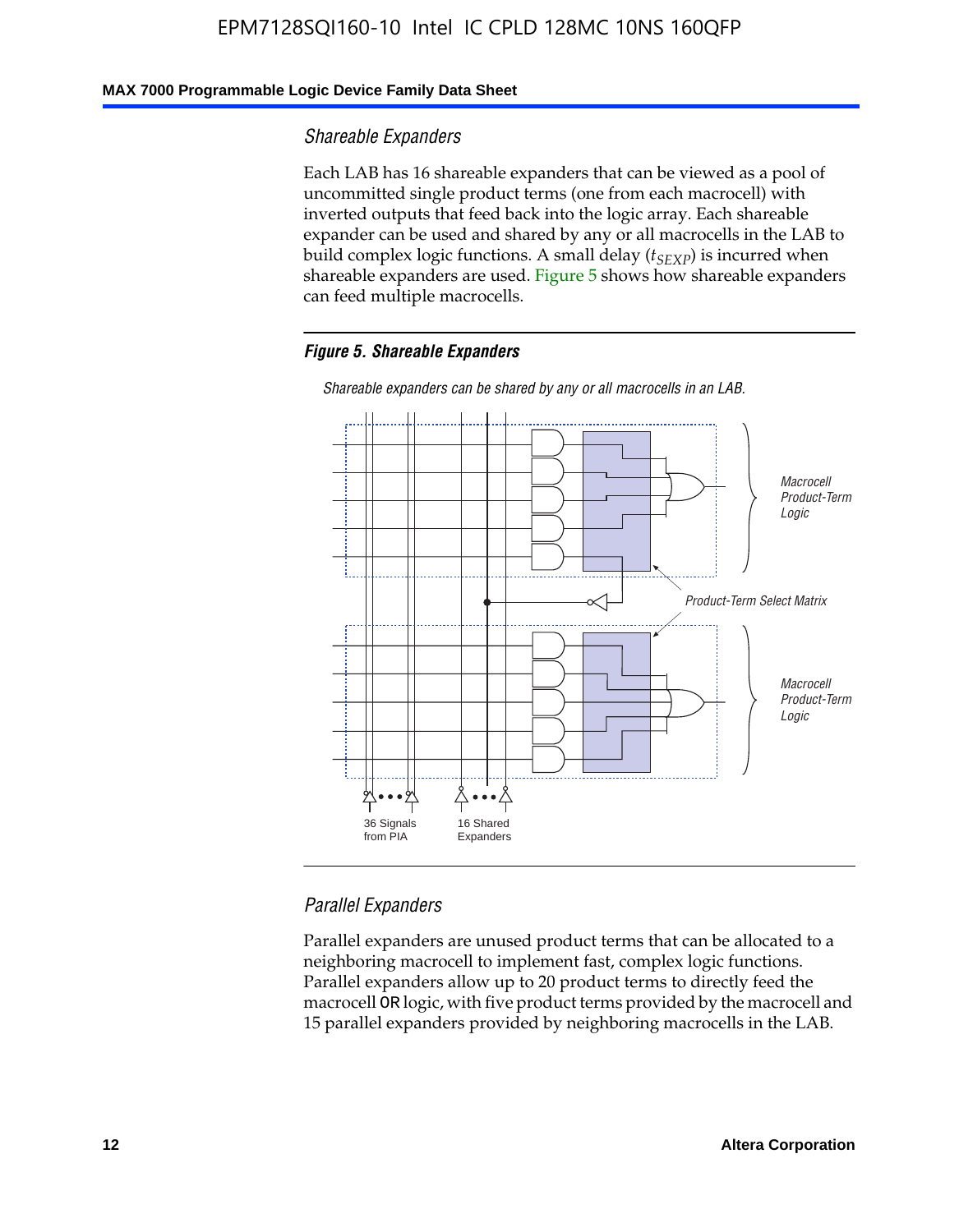### Shareable Expanders

Each LAB has 16 shareable expanders that can be viewed as a pool of uncommitted single product terms (one from each macrocell) with inverted outputs that feed back into the logic array. Each shareable expander can be used and shared by any or all macrocells in the LAB to build complex logic functions. A small delay ($t_{SEXP}$) is incurred when shareable expanders are used. Figure 5 shows how shareable expanders can feed multiple macrocells.

***Figure 5. Shareable Expanders***

*Shareable expanders can be shared by any or all macrocells in an LAB.*

*Macrocell Product-Term Logic*

*Product-Term Select Matrix*

*Macrocell Product-Term Logic*

36 Signals from PIA

16 Shared Expanders

### Parallel Expanders

Parallel expanders are unused product terms that can be allocated to a neighboring macrocell to implement fast, complex logic functions. Parallel expanders allow up to 20 product terms to directly feed the macrocell OR logic, with five product terms provided by the macrocell and 15 parallel expanders provided by neighboring macrocells in the LAB.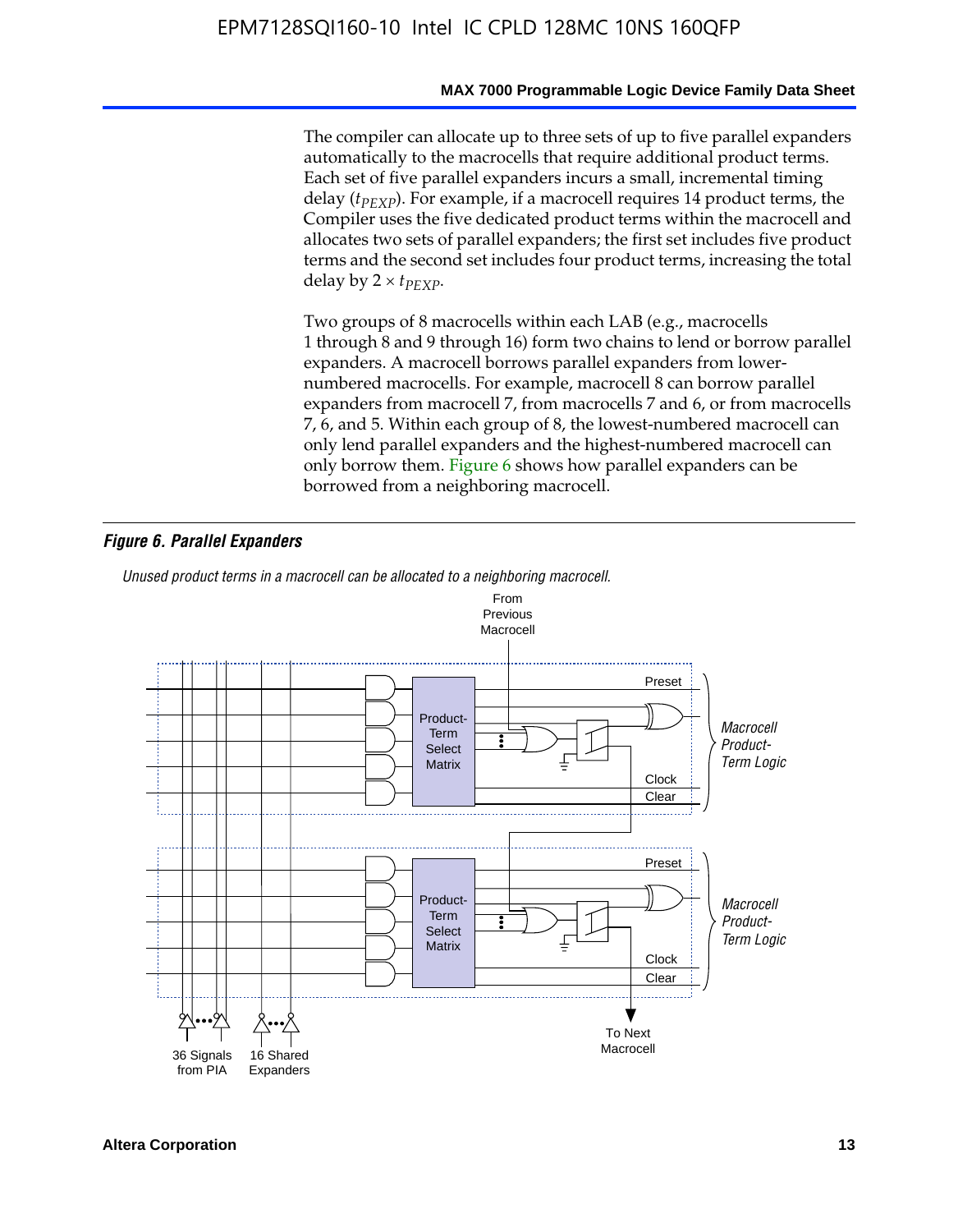The compiler can allocate up to three sets of up to five parallel expanders automatically to the macrocells that require additional product terms. Each set of five parallel expanders incurs a small, incremental timing delay ($t_{PEXP}$). For example, if a macrocell requires 14 product terms, the Compiler uses the five dedicated product terms within the macrocell and allocates two sets of parallel expanders; the first set includes five product terms and the second set includes four product terms, increasing the total delay by $2 \times t_{PEXP}$.

Two groups of 8 macrocells within each LAB (e.g., macrocells 1 through 8 and 9 through 16) form two chains to lend or borrow parallel expanders. A macrocell borrows parallel expanders from lower-numbered macrocells. For example, macrocell 8 can borrow parallel expanders from macrocell 7, from macrocells 7 and 6, or from macrocells 7, 6, and 5. Within each group of 8, the lowest-numbered macrocell can only lend parallel expanders and the highest-numbered macrocell can only borrow them. Figure 6 shows how parallel expanders can be borrowed from a neighboring macrocell.

*Figure 6. Parallel Expanders*

*Unused product terms in a macrocell can be allocated to a neighboring macrocell.*

From Previous Macrocell

Preset

Product-Term Select Matrix

Clock

Clear

*Macrocell Product-Term Logic*

Preset

Product-Term Select Matrix

Clock

Clear

*Macrocell Product-Term Logic*

36 Signals from PIA

16 Shared Expanders

To Next Macrocell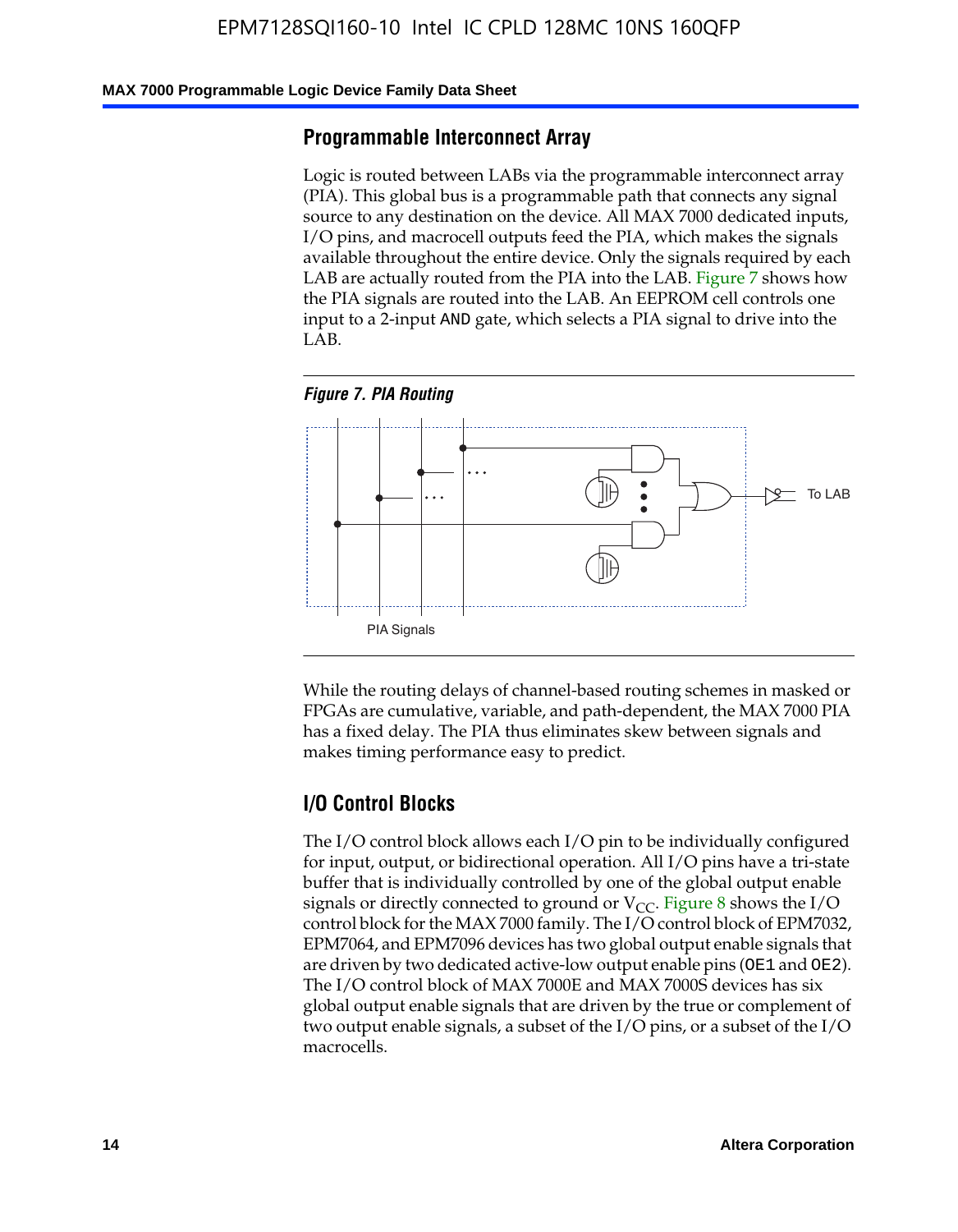## Programmable Interconnect Array

Logic is routed between LABs via the programmable interconnect array (PIA). This global bus is a programmable path that connects any signal source to any destination on the device. All MAX 7000 dedicated inputs, I/O pins, and macrocell outputs feed the PIA, which makes the signals available throughout the entire device. Only the signals required by each LAB are actually routed from the PIA into the LAB. Figure 7 shows how the PIA signals are routed into the LAB. An EEPROM cell controls one input to a 2-input AND gate, which selects a PIA signal to drive into the LAB.

*Figure 7. PIA Routing*

To LAB

PIA Signals

While the routing delays of channel-based routing schemes in masked or FPGAs are cumulative, variable, and path-dependent, the MAX 7000 PIA has a fixed delay. The PIA thus eliminates skew between signals and makes timing performance easy to predict.

## I/O Control Blocks

The I/O control block allows each I/O pin to be individually configured for input, output, or bidirectional operation. All I/O pins have a tri-state buffer that is individually controlled by one of the global output enable signals or directly connected to ground or $V_{CC}$. Figure 8 shows the I/O control block for the MAX 7000 family. The I/O control block of EPM7032, EPM7064, and EPM7096 devices has two global output enable signals that are driven by two dedicated active-low output enable pins (OE1 and OE2). The I/O control block of MAX 7000E and MAX 7000S devices has six global output enable signals that are driven by the true or complement of two output enable signals, a subset of the I/O pins, or a subset of the I/O macrocells.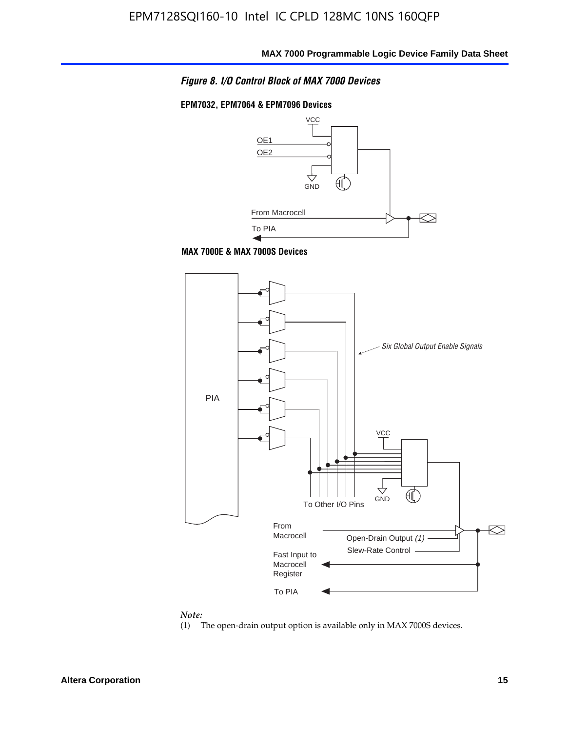*Figure 8. I/O Control Block of MAX 7000 Devices*

**EPM7032, EPM7064 & EPM7096 Devices**

VCC

OE1

OE2

GND

From Macrocell

To PIA

**MAX 7000E & MAX 7000S Devices**

PIA

*Six Global Output Enable Signals*

VCC

GND

To Other I/O Pins

From Macrocell

Open-Drain Output *(1)*

Slew-Rate Control

Fast Input to Macrocell Register

To PIA

*Note:*

(1) The open-drain output option is available only in MAX 7000S devices.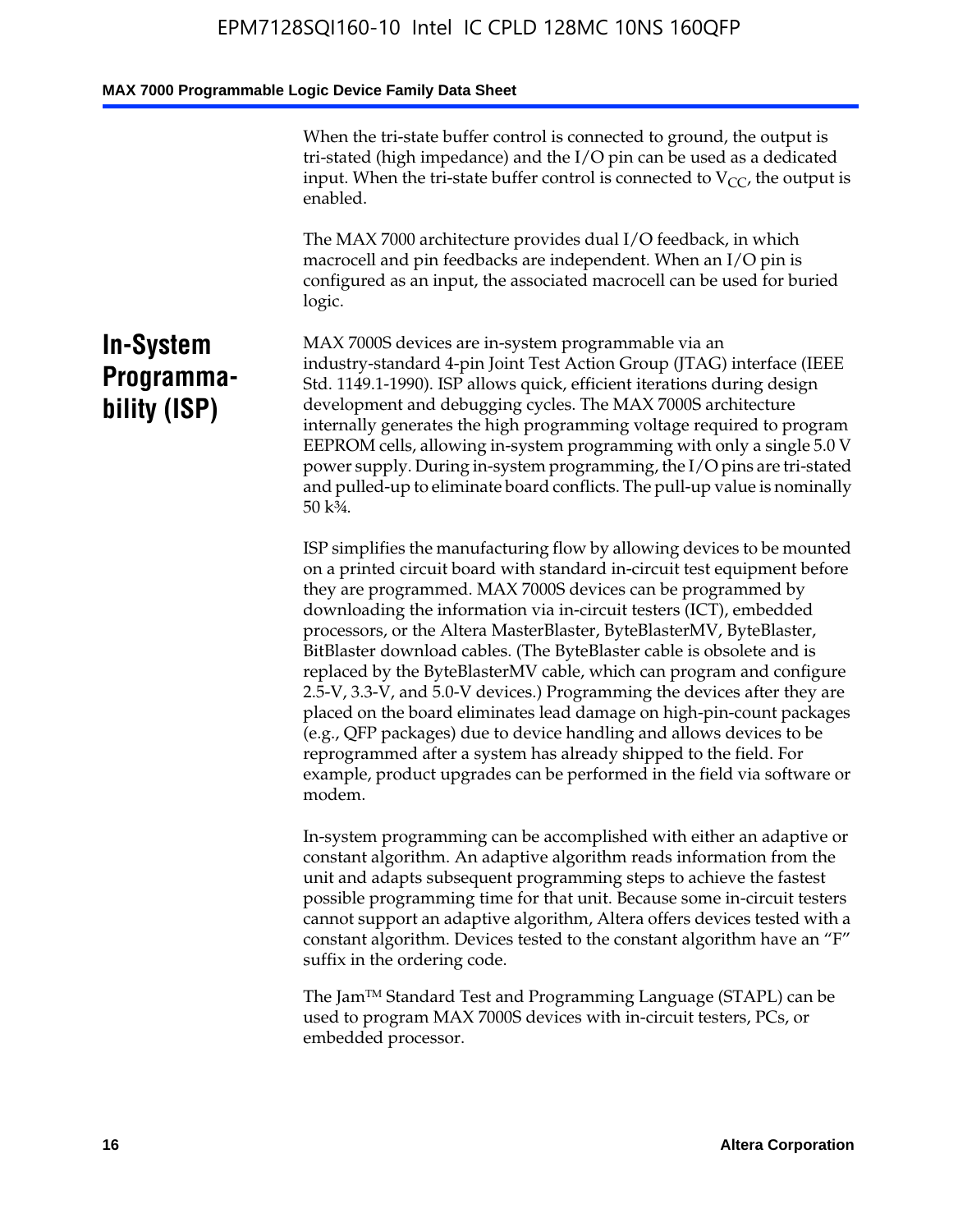When the tri-state buffer control is connected to ground, the output is tri-stated (high impedance) and the I/O pin can be used as a dedicated input. When the tri-state buffer control is connected to $V_{CC}$, the output is enabled.

The MAX 7000 architecture provides dual I/O feedback, in which macrocell and pin feedbacks are independent. When an I/O pin is configured as an input, the associated macrocell can be used for buried logic.

## In-System Programmability (ISP)

MAX 7000S devices are in-system programmable via an industry-standard 4-pin Joint Test Action Group (JTAG) interface (IEEE Std. 1149.1-1990). ISP allows quick, efficient iterations during design development and debugging cycles. The MAX 7000S architecture internally generates the high programming voltage required to program EEPROM cells, allowing in-system programming with only a single 5.0 V power supply. During in-system programming, the I/O pins are tri-stated and pulled-up to eliminate board conflicts. The pull-up value is nominally 50 k¾.

ISP simplifies the manufacturing flow by allowing devices to be mounted on a printed circuit board with standard in-circuit test equipment before they are programmed. MAX 7000S devices can be programmed by downloading the information via in-circuit testers (ICT), embedded processors, or the Altera MasterBlaster, ByteBlasterMV, ByteBlaster, BitBlaster download cables. (The ByteBlaster cable is obsolete and is replaced by the ByteBlasterMV cable, which can program and configure 2.5-V, 3.3-V, and 5.0-V devices.) Programming the devices after they are placed on the board eliminates lead damage on high-pin-count packages (e.g., QFP packages) due to device handling and allows devices to be reprogrammed after a system has already shipped to the field. For example, product upgrades can be performed in the field via software or modem.

In-system programming can be accomplished with either an adaptive or constant algorithm. An adaptive algorithm reads information from the unit and adapts subsequent programming steps to achieve the fastest possible programming time for that unit. Because some in-circuit testers cannot support an adaptive algorithm, Altera offers devices tested with a constant algorithm. Devices tested to the constant algorithm have an "F" suffix in the ordering code.

The Jam™ Standard Test and Programming Language (STAPL) can be used to program MAX 7000S devices with in-circuit testers, PCs, or embedded processor.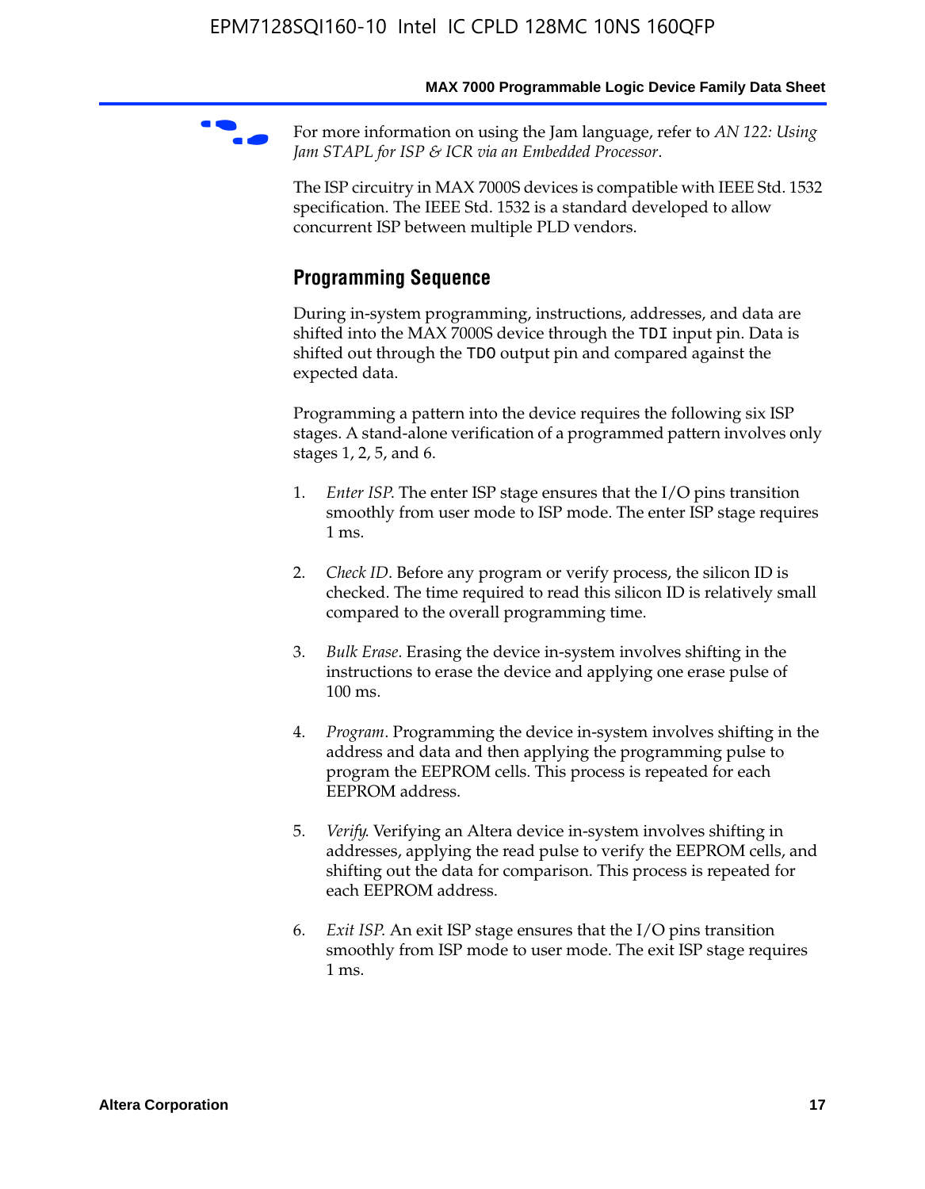For more information on using the Jam language, refer to *AN 122: Using Jam STAPL for ISP & ICR via an Embedded Processor*.

The ISP circuitry in MAX 7000S devices is compatible with IEEE Std. 1532 specification. The IEEE Std. 1532 is a standard developed to allow concurrent ISP between multiple PLD vendors.

## Programming Sequence

During in-system programming, instructions, addresses, and data are shifted into the MAX 7000S device through the `TDI` input pin. Data is shifted out through the `TDO` output pin and compared against the expected data.

Programming a pattern into the device requires the following six ISP stages. A stand-alone verification of a programmed pattern involves only stages 1, 2, 5, and 6.

1. *Enter ISP*. The enter ISP stage ensures that the I/O pins transition smoothly from user mode to ISP mode. The enter ISP stage requires 1 ms.

2. *Check ID*. Before any program or verify process, the silicon ID is checked. The time required to read this silicon ID is relatively small compared to the overall programming time.

3. *Bulk Erase*. Erasing the device in-system involves shifting in the instructions to erase the device and applying one erase pulse of 100 ms.

4. *Program*. Programming the device in-system involves shifting in the address and data and then applying the programming pulse to program the EEPROM cells. This process is repeated for each EEPROM address.

5. *Verify*. Verifying an Altera device in-system involves shifting in addresses, applying the read pulse to verify the EEPROM cells, and shifting out the data for comparison. This process is repeated for each EEPROM address.

6. *Exit ISP*. An exit ISP stage ensures that the I/O pins transition smoothly from ISP mode to user mode. The exit ISP stage requires 1 ms.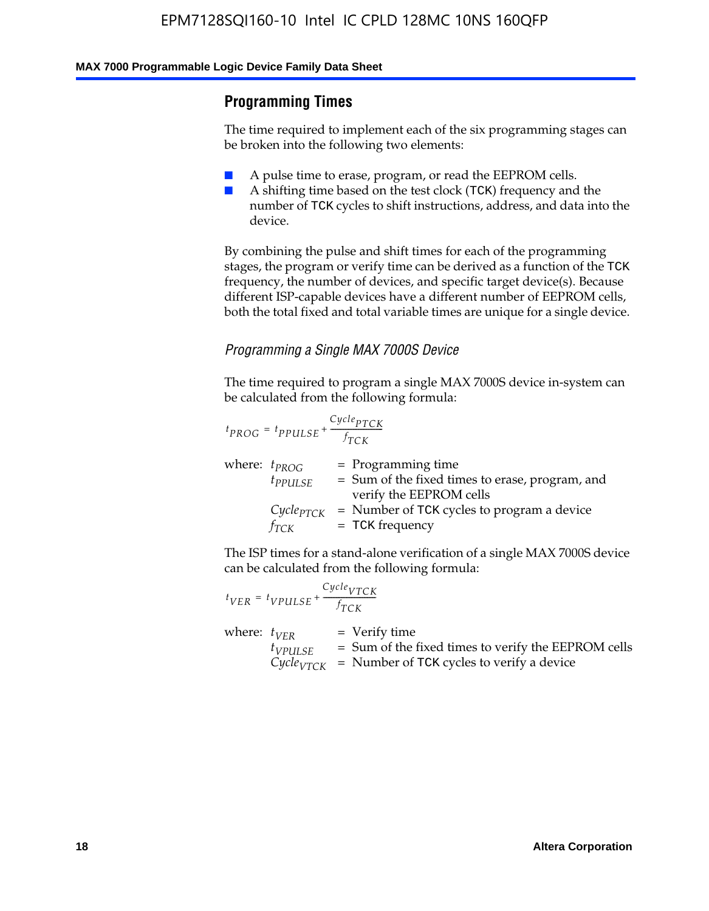## Programming Times

The time required to implement each of the six programming stages can be broken into the following two elements:

- A pulse time to erase, program, or read the EEPROM cells.
- A shifting time based on the test clock (TCK) frequency and the number of TCK cycles to shift instructions, address, and data into the device.

By combining the pulse and shift times for each of the programming stages, the program or verify time can be derived as a function of the TCK frequency, the number of devices, and specific target device(s). Because different ISP-capable devices have a different number of EEPROM cells, both the total fixed and total variable times are unique for a single device.

### *Programming a Single MAX 7000S Device*

The time required to program a single MAX 7000S device in-system can be calculated from the following formula:

$$t_{PROG} = t_{PPULSE} + \frac{Cycle_{PTCK}}{f_{TCK}}$$

where:
- $t_{PROG}$ = Programming time
- $t_{PPULSE}$ = Sum of the fixed times to erase, program, and verify the EEPROM cells
- $Cycle_{PTCK}$ = Number of TCK cycles to program a device
- $f_{TCK}$ = TCK frequency

The ISP times for a stand-alone verification of a single MAX 7000S device can be calculated from the following formula:

$$t_{VER} = t_{VPULSE} + \frac{Cycle_{VTCK}}{f_{TCK}}$$

where:
- $t_{VER}$ = Verify time
- $t_{VPULSE}$ = Sum of the fixed times to verify the EEPROM cells
- $Cycle_{VTCK}$ = Number of TCK cycles to verify a device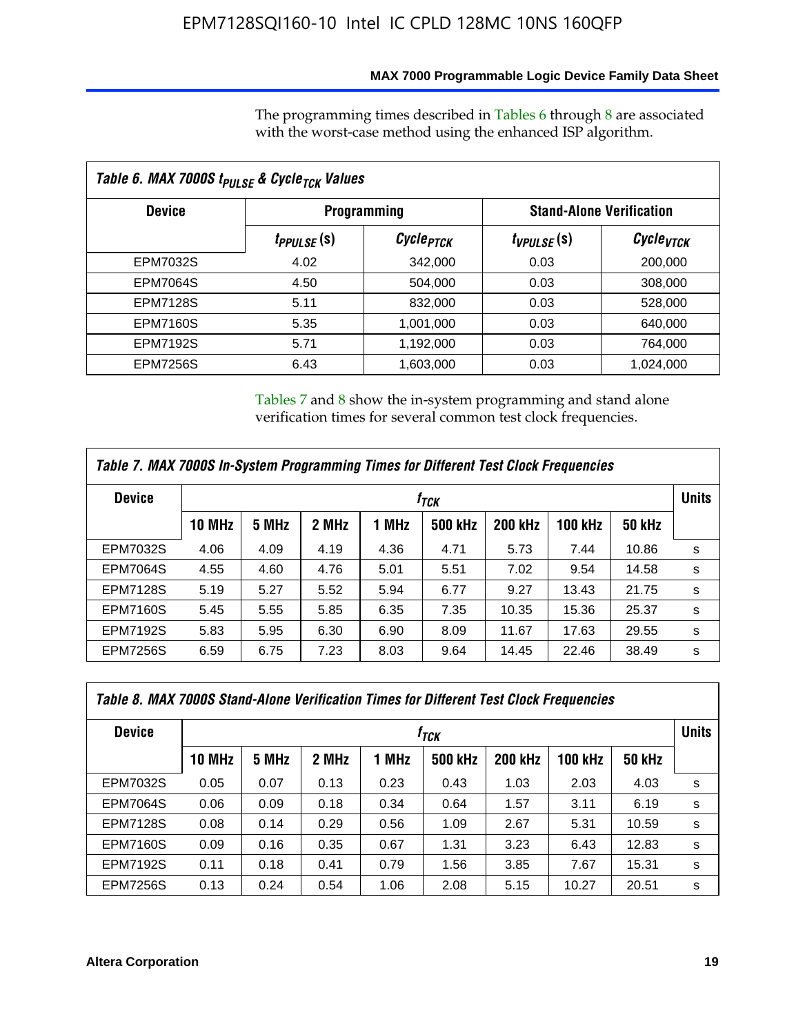The programming times described in Tables 6 through 8 are associated with the worst-case method using the enhanced ISP algorithm.

**Table 6. MAX 7000S $t_{PULSE}$ & $Cycle_{TCK}$ Values**

| Device | Programming | | Stand-Alone Verification | |
|---|---|---|---|---|
| | $t_{PPULSE}$ (s) | $Cycle_{PTCK}$ | $t_{VPULSE}$ (s) | $Cycle_{VTCK}$ |
| EPM7032S | 4.02 | 342,000 | 0.03 | 200,000 |
| EPM7064S | 4.50 | 504,000 | 0.03 | 308,000 |
| EPM7128S | 5.11 | 832,000 | 0.03 | 528,000 |
| EPM7160S | 5.35 | 1,001,000 | 0.03 | 640,000 |
| EPM7192S | 5.71 | 1,192,000 | 0.03 | 764,000 |
| EPM7256S | 6.43 | 1,603,000 | 0.03 | 1,024,000 |

Tables 7 and 8 show the in-system programming and stand alone verification times for several common test clock frequencies.

**Table 7. MAX 7000S In-System Programming Times for Different Test Clock Frequencies**

| Device | $f_{TCK}$ | | | | | | | | Units |
|---|---|---|---|---|---|---|---|---|---|
| | 10 MHz | 5 MHz | 2 MHz | 1 MHz | 500 kHz | 200 kHz | 100 kHz | 50 kHz | |
| EPM7032S | 4.06 | 4.09 | 4.19 | 4.36 | 4.71 | 5.73 | 7.44 | 10.86 | s |
| EPM7064S | 4.55 | 4.60 | 4.76 | 5.01 | 5.51 | 7.02 | 9.54 | 14.58 | s |
| EPM7128S | 5.19 | 5.27 | 5.52 | 5.94 | 6.77 | 9.27 | 13.43 | 21.75 | s |
| EPM7160S | 5.45 | 5.55 | 5.85 | 6.35 | 7.35 | 10.35 | 15.36 | 25.37 | s |
| EPM7192S | 5.83 | 5.95 | 6.30 | 6.90 | 8.09 | 11.67 | 17.63 | 29.55 | s |
| EPM7256S | 6.59 | 6.75 | 7.23 | 8.03 | 9.64 | 14.45 | 22.46 | 38.49 | s |

**Table 8. MAX 7000S Stand-Alone Verification Times for Different Test Clock Frequencies**

| Device | $f_{TCK}$ | | | | | | | | Units |
|---|---|---|---|---|---|---|---|---|---|
| | 10 MHz | 5 MHz | 2 MHz | 1 MHz | 500 kHz | 200 kHz | 100 kHz | 50 kHz | |
| EPM7032S | 0.05 | 0.07 | 0.13 | 0.23 | 0.43 | 1.03 | 2.03 | 4.03 | s |
| EPM7064S | 0.06 | 0.09 | 0.18 | 0.34 | 0.64 | 1.57 | 3.11 | 6.19 | s |
| EPM7128S | 0.08 | 0.14 | 0.29 | 0.56 | 1.09 | 2.67 | 5.31 | 10.59 | s |
| EPM7160S | 0.09 | 0.16 | 0.35 | 0.67 | 1.31 | 3.23 | 6.43 | 12.83 | s |
| EPM7192S | 0.11 | 0.18 | 0.41 | 0.79 | 1.56 | 3.85 | 7.67 | 15.31 | s |
| EPM7256S | 0.13 | 0.24 | 0.54 | 1.06 | 2.08 | 5.15 | 10.27 | 20.51 | s |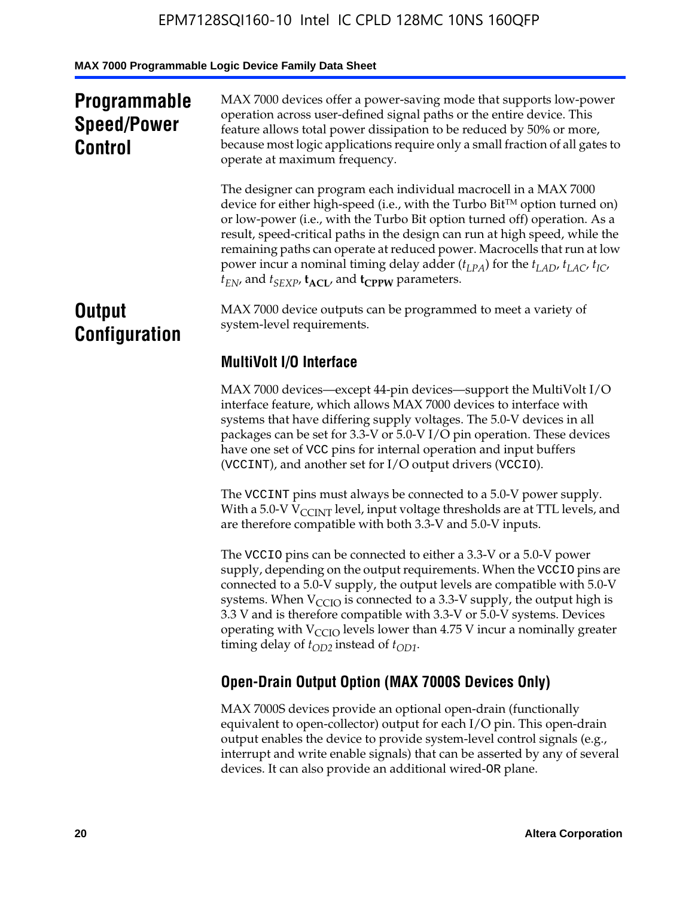## Programmable Speed/Power Control

MAX 7000 devices offer a power-saving mode that supports low-power operation across user-defined signal paths or the entire device. This feature allows total power dissipation to be reduced by 50% or more, because most logic applications require only a small fraction of all gates to operate at maximum frequency.

The designer can program each individual macrocell in a MAX 7000 device for either high-speed (i.e., with the Turbo Bit™ option turned on) or low-power (i.e., with the Turbo Bit option turned off) operation. As a result, speed-critical paths in the design can run at high speed, while the remaining paths can operate at reduced power. Macrocells that run at low power incur a nominal timing delay adder ($t_{LPA}$) for the $t_{LAD}$, $t_{LAC}$, $t_{IC}$, $t_{EN}$, and $t_{SEXP}$, $\mathbf{t_{ACL}}$, and $\mathbf{t_{CPPW}}$ parameters.

## Output Configuration

MAX 7000 device outputs can be programmed to meet a variety of system-level requirements.

### MultiVolt I/O Interface

MAX 7000 devices—except 44-pin devices—support the MultiVolt I/O interface feature, which allows MAX 7000 devices to interface with systems that have differing supply voltages. The 5.0-V devices in all packages can be set for 3.3-V or 5.0-V I/O pin operation. These devices have one set of VCC pins for internal operation and input buffers (VCCINT), and another set for I/O output drivers (VCCIO).

The VCCINT pins must always be connected to a 5.0-V power supply. With a 5.0-V $V_{CCINT}$ level, input voltage thresholds are at TTL levels, and are therefore compatible with both 3.3-V and 5.0-V inputs.

The VCCIO pins can be connected to either a 3.3-V or a 5.0-V power supply, depending on the output requirements. When the VCCIO pins are connected to a 5.0-V supply, the output levels are compatible with 5.0-V systems. When $V_{CCIO}$ is connected to a 3.3-V supply, the output high is 3.3 V and is therefore compatible with 3.3-V or 5.0-V systems. Devices operating with $V_{CCIO}$ levels lower than 4.75 V incur a nominally greater timing delay of $t_{OD2}$ instead of $t_{OD1}$.

### Open-Drain Output Option (MAX 7000S Devices Only)

MAX 7000S devices provide an optional open-drain (functionally equivalent to open-collector) output for each I/O pin. This open-drain output enables the device to provide system-level control signals (e.g., interrupt and write enable signals) that can be asserted by any of several devices. It can also provide an additional wired-OR plane.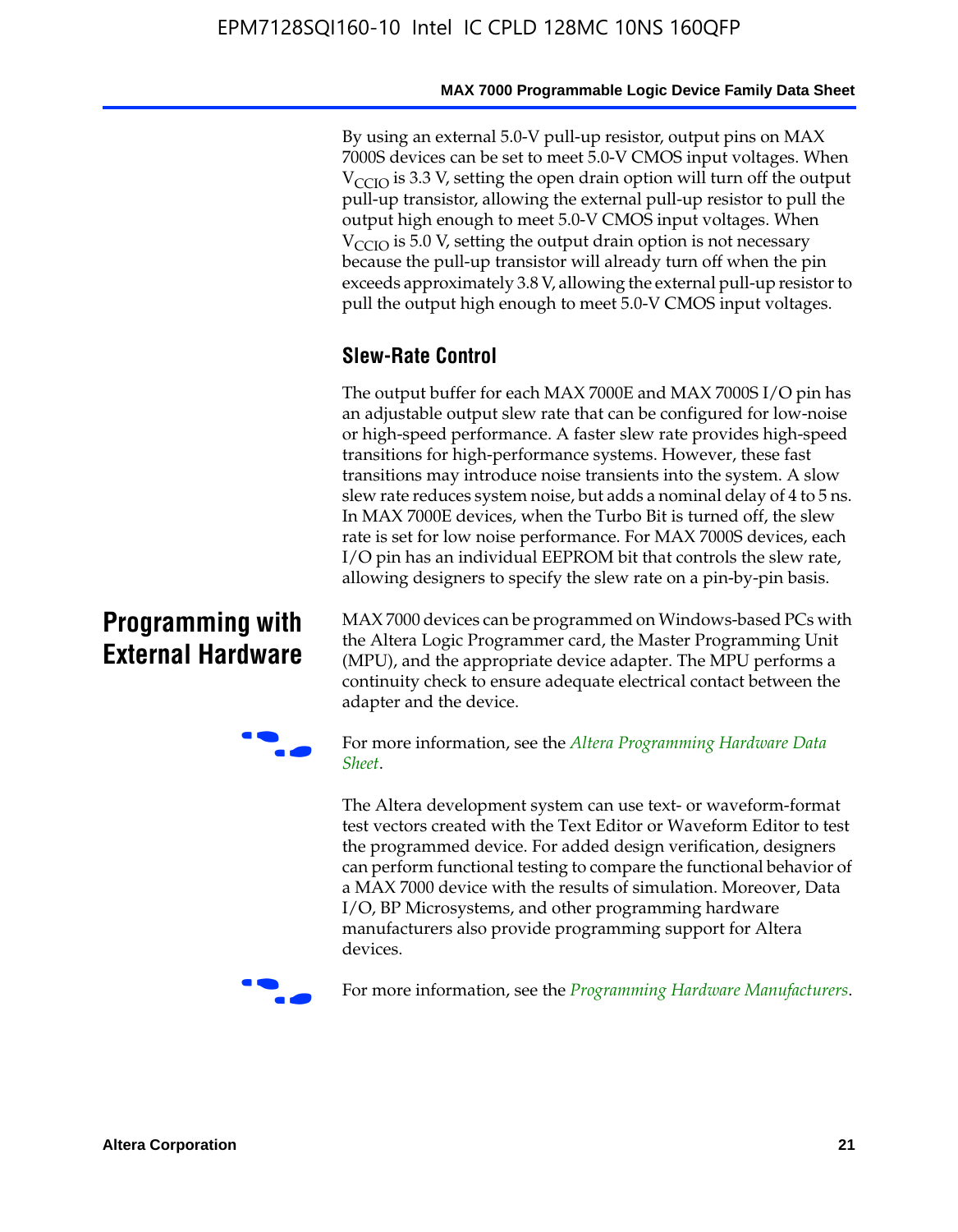By using an external 5.0-V pull-up resistor, output pins on MAX 7000S devices can be set to meet 5.0-V CMOS input voltages. When $V_{CCIO}$ is 3.3 V, setting the open drain option will turn off the output pull-up transistor, allowing the external pull-up resistor to pull the output high enough to meet 5.0-V CMOS input voltages. When $V_{CCIO}$ is 5.0 V, setting the output drain option is not necessary because the pull-up transistor will already turn off when the pin exceeds approximately 3.8 V, allowing the external pull-up resistor to pull the output high enough to meet 5.0-V CMOS input voltages.

### Slew-Rate Control

The output buffer for each MAX 7000E and MAX 7000S I/O pin has an adjustable output slew rate that can be configured for low-noise or high-speed performance. A faster slew rate provides high-speed transitions for high-performance systems. However, these fast transitions may introduce noise transients into the system. A slow slew rate reduces system noise, but adds a nominal delay of 4 to 5 ns. In MAX 7000E devices, when the Turbo Bit is turned off, the slew rate is set for low noise performance. For MAX 7000S devices, each I/O pin has an individual EEPROM bit that controls the slew rate, allowing designers to specify the slew rate on a pin-by-pin basis.

## Programming with External Hardware

MAX 7000 devices can be programmed on Windows-based PCs with the Altera Logic Programmer card, the Master Programming Unit (MPU), and the appropriate device adapter. The MPU performs a continuity check to ensure adequate electrical contact between the adapter and the device.

For more information, see the *Altera Programming Hardware Data Sheet*.

The Altera development system can use text- or waveform-format test vectors created with the Text Editor or Waveform Editor to test the programmed device. For added design verification, designers can perform functional testing to compare the functional behavior of a MAX 7000 device with the results of simulation. Moreover, Data I/O, BP Microsystems, and other programming hardware manufacturers also provide programming support for Altera devices.

For more information, see the *Programming Hardware Manufacturers*.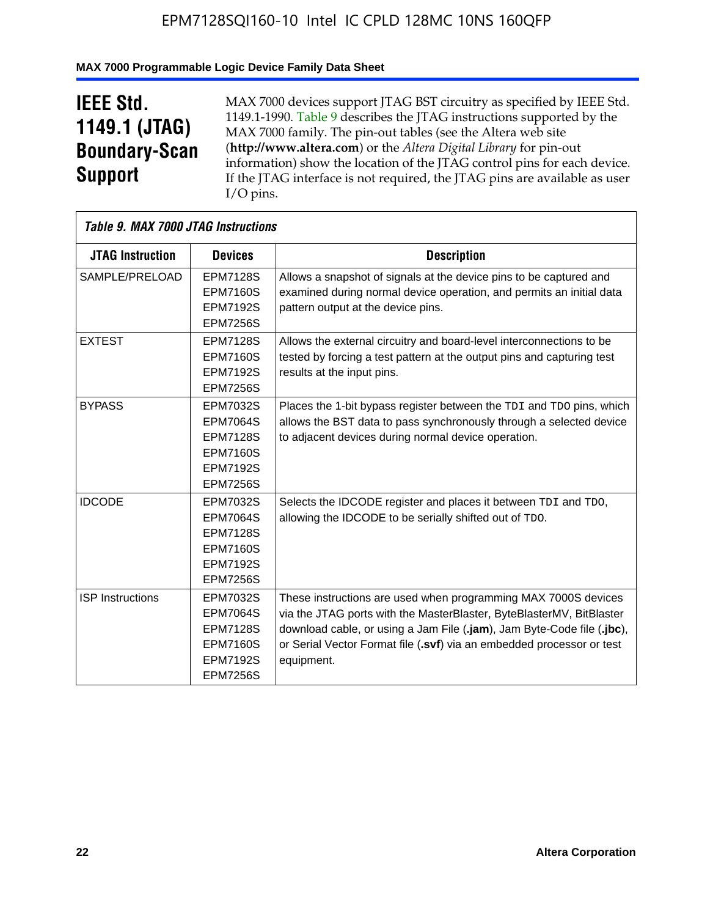# IEEE Std. 1149.1 (JTAG) Boundary-Scan Support

MAX 7000 devices support JTAG BST circuitry as specified by IEEE Std. 1149.1-1990. Table 9 describes the JTAG instructions supported by the MAX 7000 family. The pin-out tables (see the Altera web site (**http://www.altera.com**) or the *Altera Digital Library* for pin-out information) show the location of the JTAG control pins for each device. If the JTAG interface is not required, the JTAG pins are available as user I/O pins.

*Table 9. MAX 7000 JTAG Instructions*

| JTAG Instruction | Devices | Description |
|---|---|---|
| SAMPLE/PRELOAD | EPM7128S<br>EPM7160S<br>EPM7192S<br>EPM7256S | Allows a snapshot of signals at the device pins to be captured and examined during normal device operation, and permits an initial data pattern output at the device pins. |
| EXTEST | EPM7128S<br>EPM7160S<br>EPM7192S<br>EPM7256S | Allows the external circuitry and board-level interconnections to be tested by forcing a test pattern at the output pins and capturing test results at the input pins. |
| BYPASS | EPM7032S<br>EPM7064S<br>EPM7128S<br>EPM7160S<br>EPM7192S<br>EPM7256S | Places the 1-bit bypass register between the TDI and TDO pins, which allows the BST data to pass synchronously through a selected device to adjacent devices during normal device operation. |
| IDCODE | EPM7032S<br>EPM7064S<br>EPM7128S<br>EPM7160S<br>EPM7192S<br>EPM7256S | Selects the IDCODE register and places it between TDI and TDO, allowing the IDCODE to be serially shifted out of TDO. |
| ISP Instructions | EPM7032S<br>EPM7064S<br>EPM7128S<br>EPM7160S<br>EPM7192S<br>EPM7256S | These instructions are used when programming MAX 7000S devices via the JTAG ports with the MasterBlaster, ByteBlasterMV, BitBlaster download cable, or using a Jam File (**.jam**), Jam Byte-Code file (**.jbc**), or Serial Vector Format file (**.svf**) via an embedded processor or test equipment. |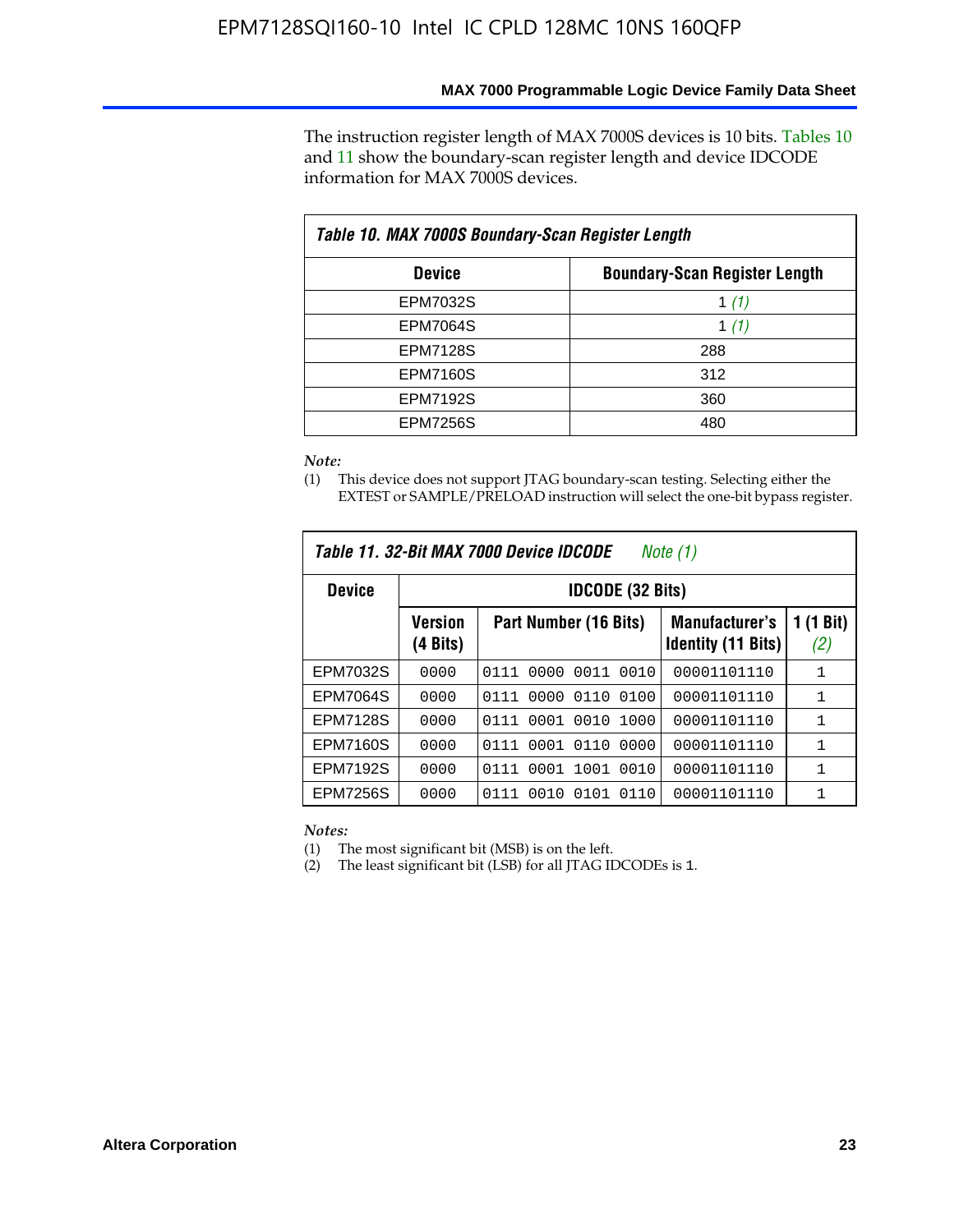The instruction register length of MAX 7000S devices is 10 bits. Tables 10 and 11 show the boundary-scan register length and device IDCODE information for MAX 7000S devices.

*Table 10. MAX 7000S Boundary-Scan Register Length*

| Device | Boundary-Scan Register Length |
| --- | --- |
| EPM7032S | 1 *(1)* |
| EPM7064S | 1 *(1)* |
| EPM7128S | 288 |
| EPM7160S | 312 |
| EPM7192S | 360 |
| EPM7256S | 480 |

*Note:*
(1) This device does not support JTAG boundary-scan testing. Selecting either the EXTEST or SAMPLE/PRELOAD instruction will select the one-bit bypass register.

*Table 11. 32-Bit MAX 7000 Device IDCODE* *Note (1)*

| Device | IDCODE (32 Bits) | | | |
| --- | --- | --- | --- | --- |
| | Version (4 Bits) | Part Number (16 Bits) | Manufacturer's Identity (11 Bits) | 1 (1 Bit) *(2)* |
| EPM7032S | 0000 | 0111 0000 0011 0010 | 00001101110 | 1 |
| EPM7064S | 0000 | 0111 0000 0110 0100 | 00001101110 | 1 |
| EPM7128S | 0000 | 0111 0001 0010 1000 | 00001101110 | 1 |
| EPM7160S | 0000 | 0111 0001 0110 0000 | 00001101110 | 1 |
| EPM7192S | 0000 | 0111 0001 1001 0010 | 00001101110 | 1 |
| EPM7256S | 0000 | 0111 0010 0101 0110 | 00001101110 | 1 |

*Notes:*
(1) The most significant bit (MSB) is on the left.
(2) The least significant bit (LSB) for all JTAG IDCODEs is 1.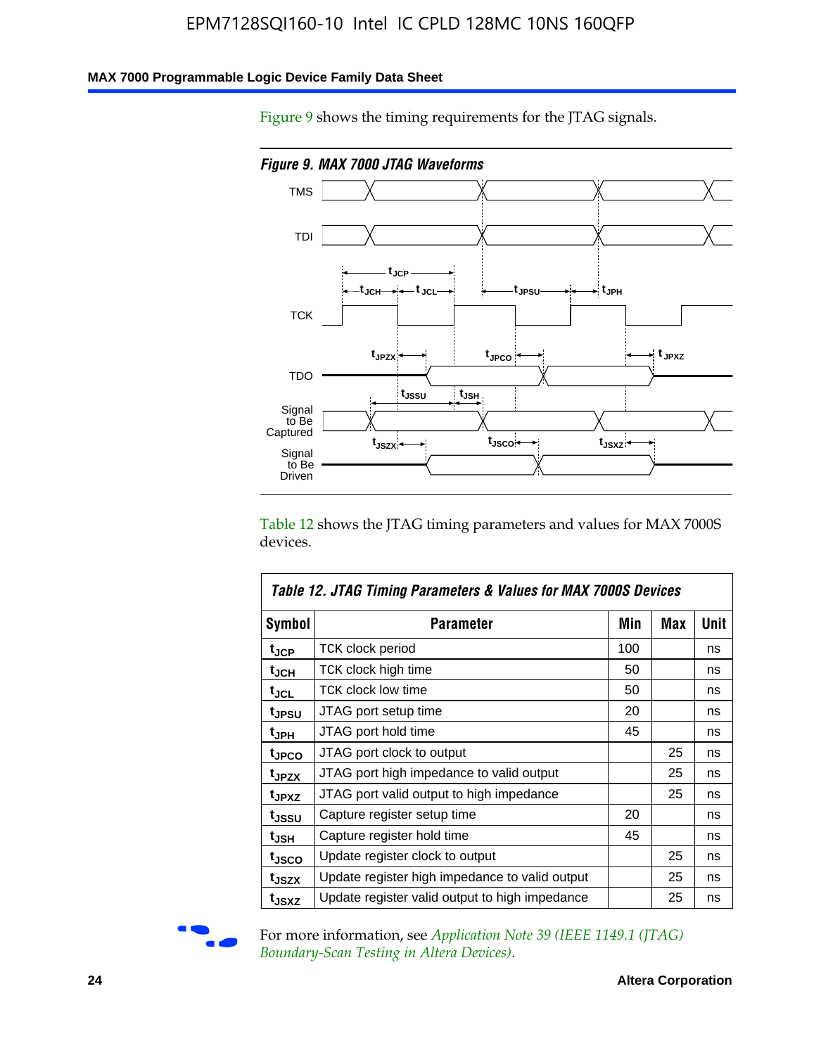Figure 9 shows the timing requirements for the JTAG signals.

*Figure 9. MAX 7000 JTAG Waveforms*

Table 12 shows the JTAG timing parameters and values for MAX 7000S devices.

*Table 12. JTAG Timing Parameters & Values for MAX 7000S Devices*

| Symbol | Parameter | Min | Max | Unit |
|---|---|---|---|---|
| $t_{JCP}$ | TCK clock period | 100 | | ns |
| $t_{JCH}$ | TCK clock high time | 50 | | ns |
| $t_{JCL}$ | TCK clock low time | 50 | | ns |
| $t_{JPSU}$ | JTAG port setup time | 20 | | ns |
| $t_{JPH}$ | JTAG port hold time | 45 | | ns |
| $t_{JPCO}$ | JTAG port clock to output | | 25 | ns |
| $t_{JPZX}$ | JTAG port high impedance to valid output | | 25 | ns |
| $t_{JPXZ}$ | JTAG port valid output to high impedance | | 25 | ns |
| $t_{JSSU}$ | Capture register setup time | 20 | | ns |
| $t_{JSH}$ | Capture register hold time | 45 | | ns |
| $t_{JSCO}$ | Update register clock to output | | 25 | ns |
| $t_{JSZX}$ | Update register high impedance to valid output | | 25 | ns |
| $t_{JSXZ}$ | Update register valid output to high impedance | | 25 | ns |

For more information, see *Application Note 39 (IEEE 1149.1 (JTAG) Boundary-Scan Testing in Altera Devices)*.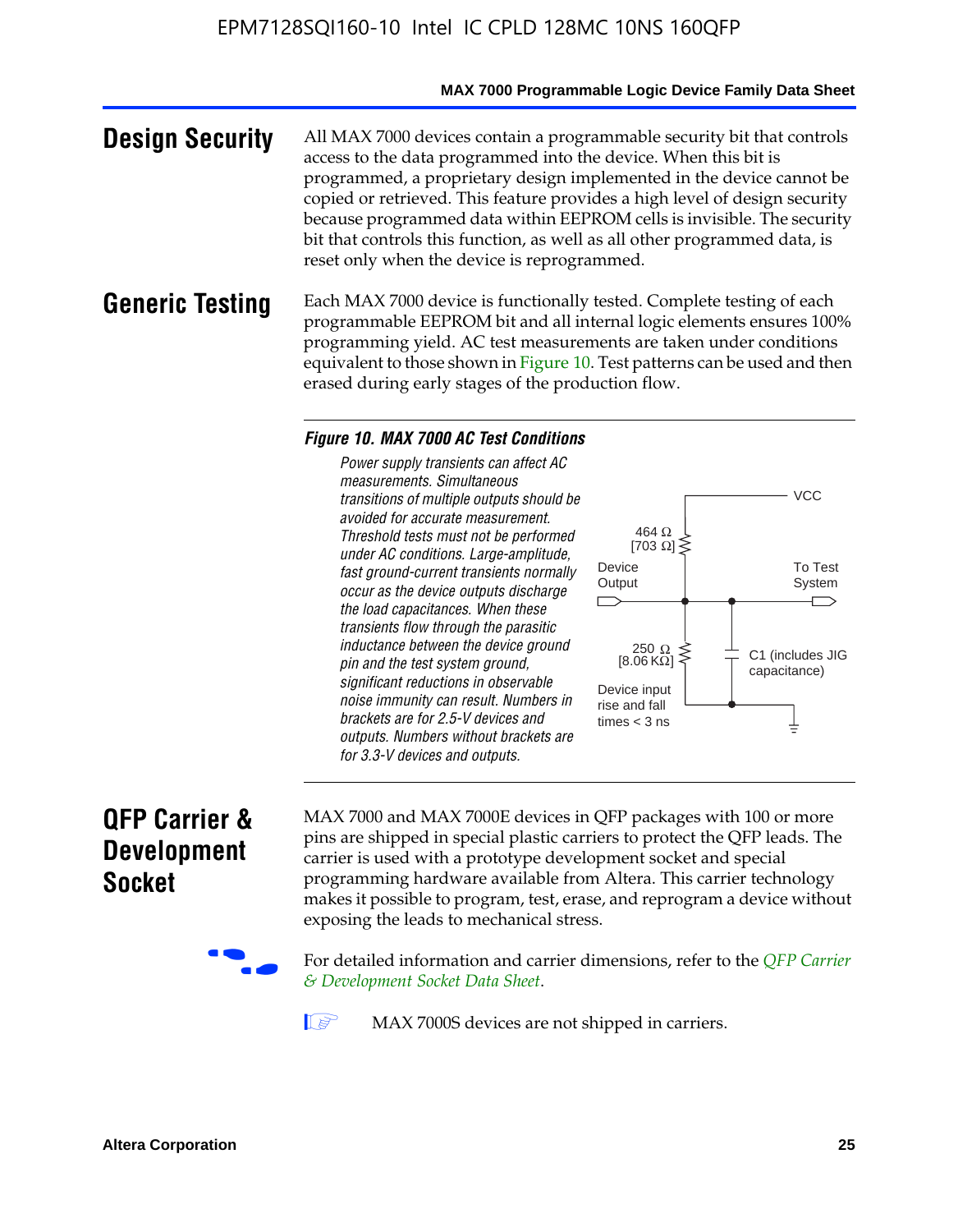## Design Security

All MAX 7000 devices contain a programmable security bit that controls access to the data programmed into the device. When this bit is programmed, a proprietary design implemented in the device cannot be copied or retrieved. This feature provides a high level of design security because programmed data within EEPROM cells is invisible. The security bit that controls this function, as well as all other programmed data, is reset only when the device is reprogrammed.

## Generic Testing

Each MAX 7000 device is functionally tested. Complete testing of each programmable EEPROM bit and all internal logic elements ensures 100% programming yield. AC test measurements are taken under conditions equivalent to those shown in Figure 10. Test patterns can be used and then erased during early stages of the production flow.

***Figure 10. MAX 7000 AC Test Conditions***

*Power supply transients can affect AC measurements. Simultaneous transitions of multiple outputs should be avoided for accurate measurement. Threshold tests must not be performed under AC conditions. Large-amplitude, fast ground-current transients normally occur as the device outputs discharge the load capacitances. When these transients flow through the parasitic inductance between the device ground pin and the test system ground, significant reductions in observable noise immunity can result. Numbers in brackets are for 2.5-V devices and outputs. Numbers without brackets are for 3.3-V devices and outputs.*

VCC

464 Ω [703 Ω]

Device Output

To Test System

250 Ω [8.06 KΩ]

C1 (includes JIG capacitance)

Device input rise and fall times < 3 ns

## QFP Carrier & Development Socket

MAX 7000 and MAX 7000E devices in QFP packages with 100 or more pins are shipped in special plastic carriers to protect the QFP leads. The carrier is used with a prototype development socket and special programming hardware available from Altera. This carrier technology makes it possible to program, test, erase, and reprogram a device without exposing the leads to mechanical stress.

For detailed information and carrier dimensions, refer to the *QFP Carrier & Development Socket Data Sheet*.

MAX 7000S devices are not shipped in carriers.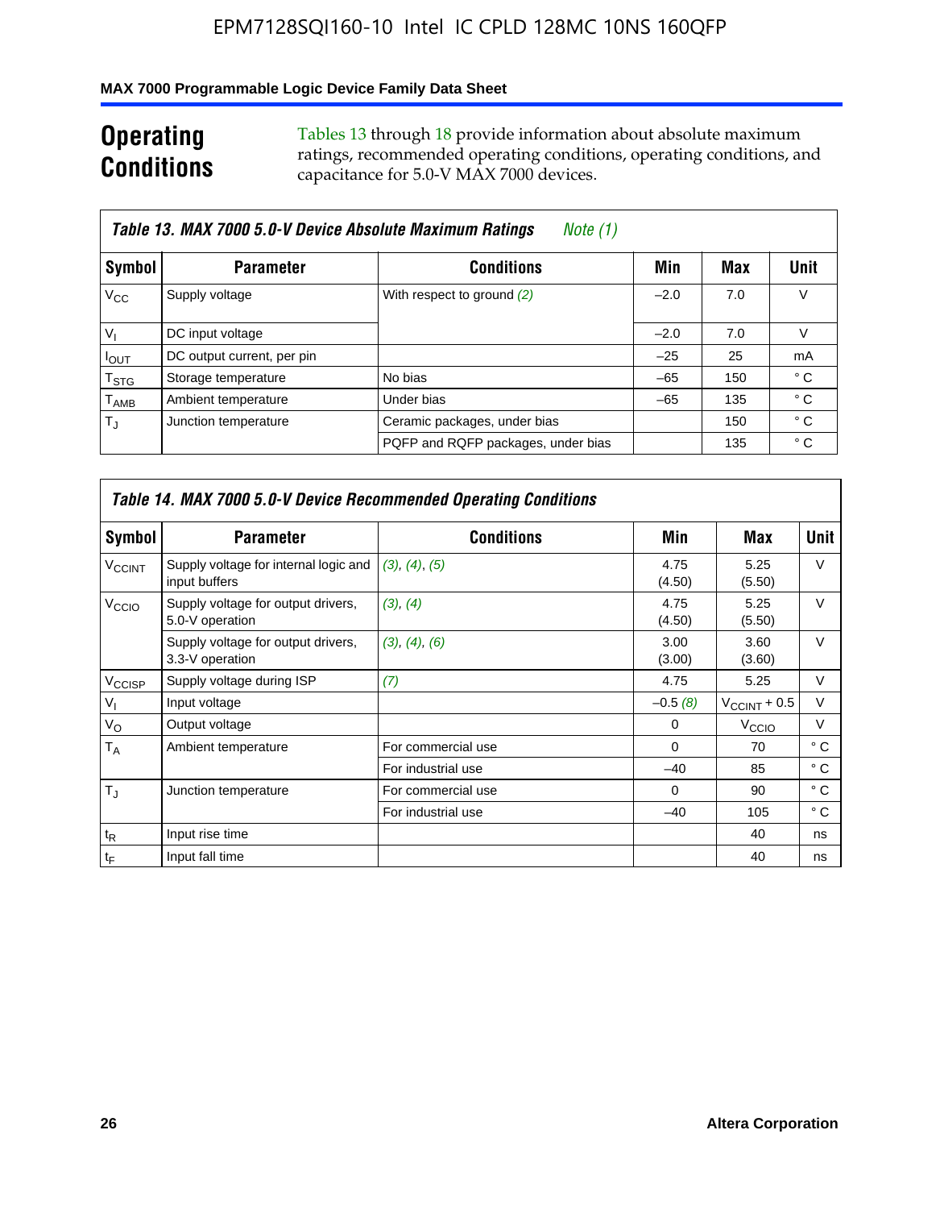## Operating Conditions

Tables 13 through 18 provide information about absolute maximum ratings, recommended operating conditions, operating conditions, and capacitance for 5.0-V MAX 7000 devices.

**Table 13. MAX 7000 5.0-V Device Absolute Maximum Ratings** *Note (1)*

| Symbol | Parameter | Conditions | Min | Max | Unit |
|---|---|---|---|---|---|
| $V_{CC}$ | Supply voltage | With respect to ground *(2)* | –2.0 | 7.0 | V |
| $V_I$ | DC input voltage | | –2.0 | 7.0 | V |
| $I_{OUT}$ | DC output current, per pin | | –25 | 25 | mA |
| $T_{STG}$ | Storage temperature | No bias | –65 | 150 | ° C |
| $T_{AMB}$ | Ambient temperature | Under bias | –65 | 135 | ° C |
| $T_J$ | Junction temperature | Ceramic packages, under bias | | 150 | ° C |
| | | PQFP and RQFP packages, under bias | | 135 | ° C |

**Table 14. MAX 7000 5.0-V Device Recommended Operating Conditions**

| Symbol | Parameter | Conditions | Min | Max | Unit |
|---|---|---|---|---|---|
| $V_{CCINT}$ | Supply voltage for internal logic and input buffers | *(3), (4), (5)* | 4.75 (4.50) | 5.25 (5.50) | V |
| $V_{CCIO}$ | Supply voltage for output drivers, 5.0-V operation | *(3), (4)* | 4.75 (4.50) | 5.25 (5.50) | V |
| | Supply voltage for output drivers, 3.3-V operation | *(3), (4), (6)* | 3.00 (3.00) | 3.60 (3.60) | V |
| $V_{CCISP}$ | Supply voltage during ISP | *(7)* | 4.75 | 5.25 | V |
| $V_I$ | Input voltage | | –0.5 *(8)* | $V_{CCINT}$ + 0.5 | V |
| $V_O$ | Output voltage | | 0 | $V_{CCIO}$ | V |
| $T_A$ | Ambient temperature | For commercial use | 0 | 70 | ° C |
| | | For industrial use | –40 | 85 | ° C |
| $T_J$ | Junction temperature | For commercial use | 0 | 90 | ° C |
| | | For industrial use | –40 | 105 | ° C |
| $t_R$ | Input rise time | | | 40 | ns |
| $t_F$ | Input fall time | | | 40 | ns |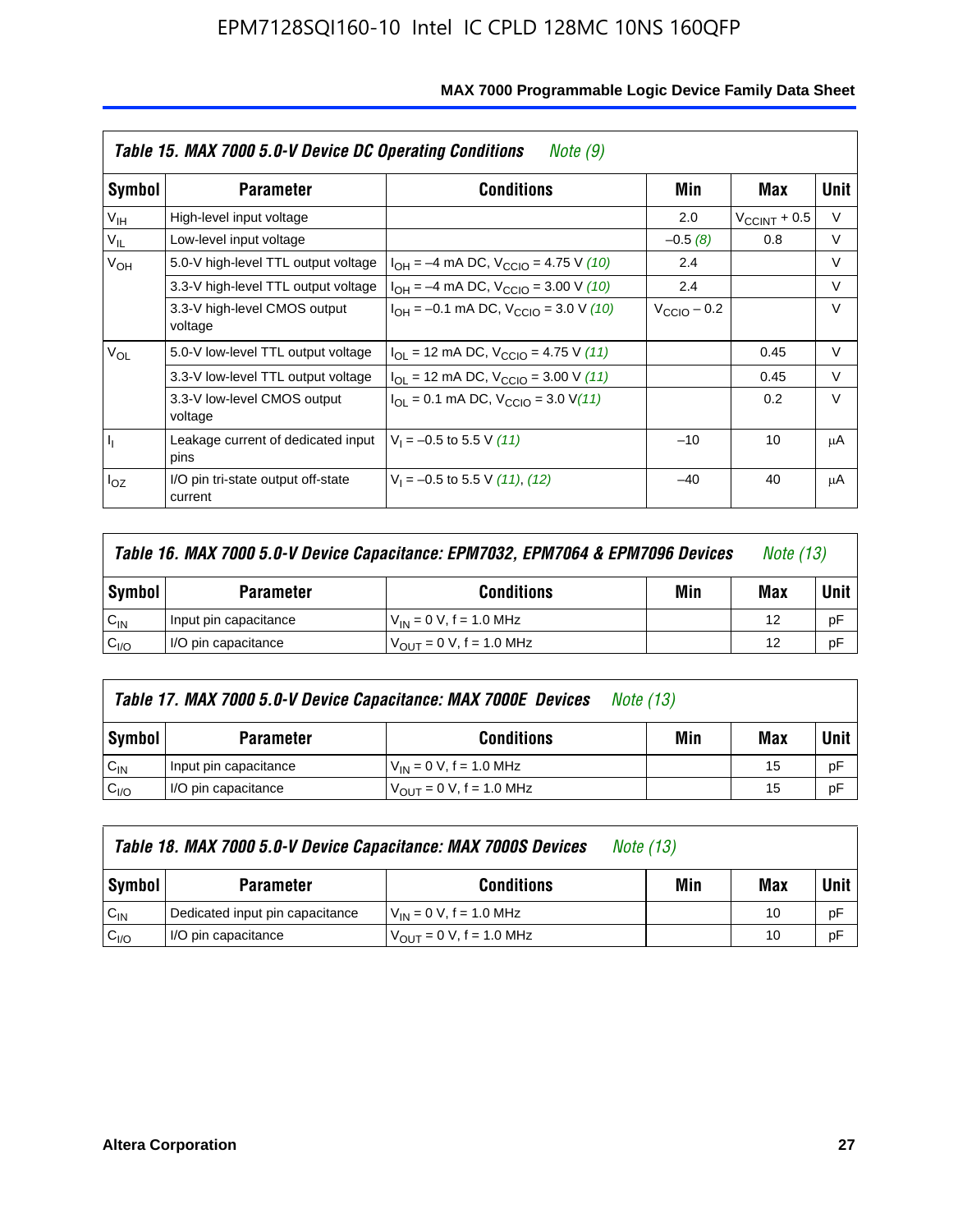**Table 15. MAX 7000 5.0-V Device DC Operating Conditions** *Note (9)*

| Symbol | Parameter | Conditions | Min | Max | Unit |
|---|---|---|---|---|---|
| $V_{IH}$ | High-level input voltage | | 2.0 | $V_{CCINT}$ + 0.5 | V |
| $V_{IL}$ | Low-level input voltage | | –0.5 *(8)* | 0.8 | V |
| $V_{OH}$ | 5.0-V high-level TTL output voltage | $I_{OH}$ = –4 mA DC, $V_{CCIO}$ = 4.75 V *(10)* | 2.4 | | V |
| | 3.3-V high-level TTL output voltage | $I_{OH}$ = –4 mA DC, $V_{CCIO}$ = 3.00 V *(10)* | 2.4 | | V |
| | 3.3-V high-level CMOS output voltage | $I_{OH}$ = –0.1 mA DC, $V_{CCIO}$ = 3.0 V *(10)* | $V_{CCIO}$ – 0.2 | | V |
| $V_{OL}$ | 5.0-V low-level TTL output voltage | $I_{OL}$ = 12 mA DC, $V_{CCIO}$ = 4.75 V *(11)* | | 0.45 | V |
| | 3.3-V low-level TTL output voltage | $I_{OL}$ = 12 mA DC, $V_{CCIO}$ = 3.00 V *(11)* | | 0.45 | V |
| | 3.3-V low-level CMOS output voltage | $I_{OL}$ = 0.1 mA DC, $V_{CCIO}$ = 3.0 V *(11)* | | 0.2 | V |
| $I_I$ | Leakage current of dedicated input pins | $V_I$ = –0.5 to 5.5 V *(11)* | –10 | 10 | μA |
| $I_{OZ}$ | I/O pin tri-state output off-state current | $V_I$ = –0.5 to 5.5 V *(11)*, *(12)* | –40 | 40 | μA |

**Table 16. MAX 7000 5.0-V Device Capacitance: EPM7032, EPM7064 & EPM7096 Devices** *Note (13)*

| Symbol | Parameter | Conditions | Min | Max | Unit |
|---|---|---|---|---|---|
| $C_{IN}$ | Input pin capacitance | $V_{IN}$ = 0 V, f = 1.0 MHz | | 12 | pF |
| $C_{I/O}$ | I/O pin capacitance | $V_{OUT}$ = 0 V, f = 1.0 MHz | | 12 | pF |

**Table 17. MAX 7000 5.0-V Device Capacitance: MAX 7000E Devices** *Note (13)*

| Symbol | Parameter | Conditions | Min | Max | Unit |
|---|---|---|---|---|---|
| $C_{IN}$ | Input pin capacitance | $V_{IN}$ = 0 V, f = 1.0 MHz | | 15 | pF |
| $C_{I/O}$ | I/O pin capacitance | $V_{OUT}$ = 0 V, f = 1.0 MHz | | 15 | pF |

**Table 18. MAX 7000 5.0-V Device Capacitance: MAX 7000S Devices** *Note (13)*

| Symbol | Parameter | Conditions | Min | Max | Unit |
|---|---|---|---|---|---|
| $C_{IN}$ | Dedicated input pin capacitance | $V_{IN}$ = 0 V, f = 1.0 MHz | | 10 | pF |
| $C_{I/O}$ | I/O pin capacitance | $V_{OUT}$ = 0 V, f = 1.0 MHz | | 10 | pF |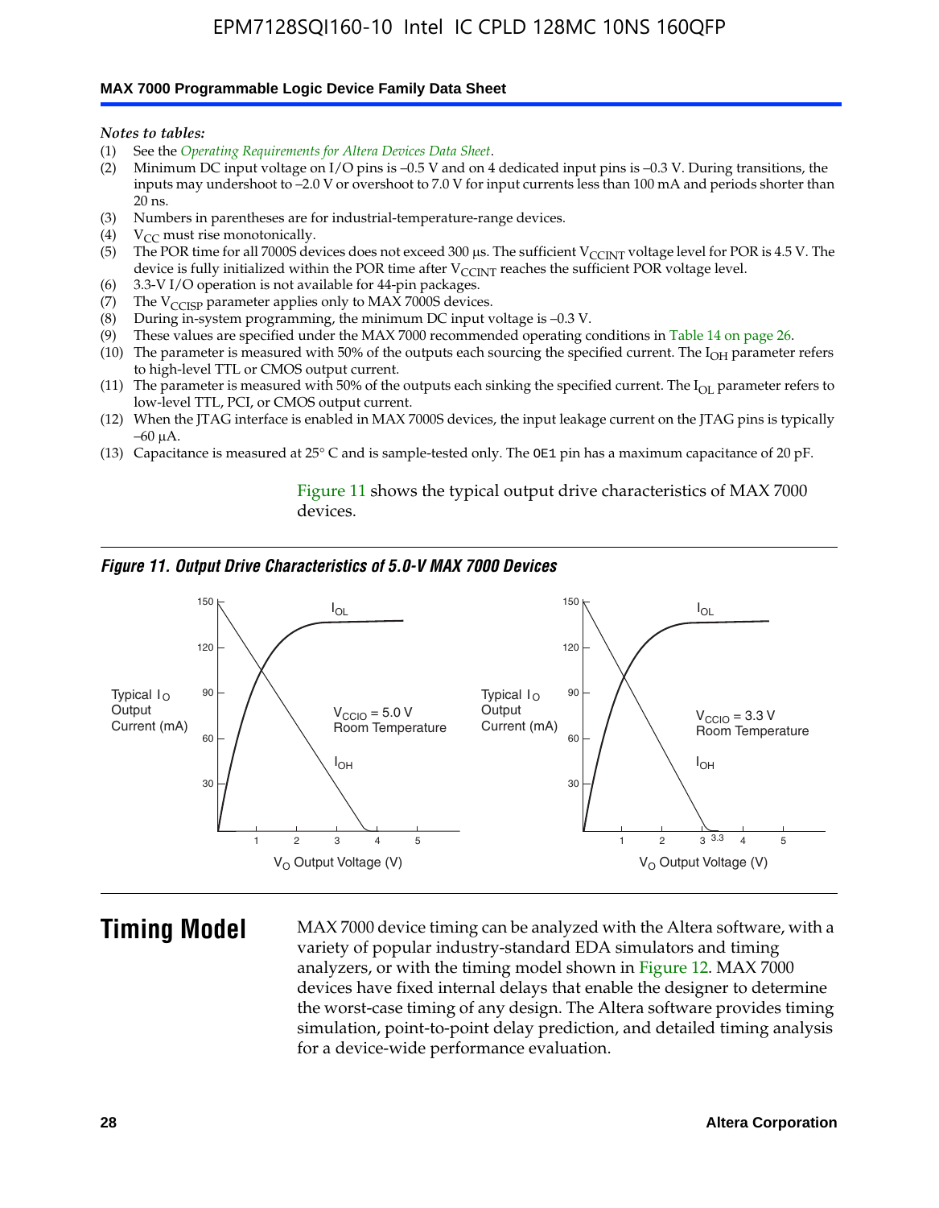*Notes to tables:*

(1) See the *Operating Requirements for Altera Devices Data Sheet*.
(2) Minimum DC input voltage on I/O pins is –0.5 V and on 4 dedicated input pins is –0.3 V. During transitions, the inputs may undershoot to –2.0 V or overshoot to 7.0 V for input currents less than 100 mA and periods shorter than 20 ns.
(3) Numbers in parentheses are for industrial-temperature-range devices.
(4) $V_{CC}$ must rise monotonically.
(5) The POR time for all 7000S devices does not exceed 300 µs. The sufficient $V_{CCINT}$ voltage level for POR is 4.5 V. The device is fully initialized within the POR time after $V_{CCINT}$ reaches the sufficient POR voltage level.
(6) 3.3-V I/O operation is not available for 44-pin packages.
(7) The $V_{CCISP}$ parameter applies only to MAX 7000S devices.
(8) During in-system programming, the minimum DC input voltage is –0.3 V.
(9) These values are specified under the MAX 7000 recommended operating conditions in Table 14 on page 26.
(10) The parameter is measured with 50% of the outputs each sourcing the specified current. The $I_{OH}$ parameter refers to high-level TTL or CMOS output current.
(11) The parameter is measured with 50% of the outputs each sinking the specified current. The $I_{OL}$ parameter refers to low-level TTL, PCI, or CMOS output current.
(12) When the JTAG interface is enabled in MAX 7000S devices, the input leakage current on the JTAG pins is typically –60 µA.
(13) Capacitance is measured at 25° C and is sample-tested only. The OE1 pin has a maximum capacitance of 20 pF.

Figure 11 shows the typical output drive characteristics of MAX 7000 devices.

*Figure 11. Output Drive Characteristics of 5.0-V MAX 7000 Devices*

## Timing Model

MAX 7000 device timing can be analyzed with the Altera software, with a variety of popular industry-standard EDA simulators and timing analyzers, or with the timing model shown in Figure 12. MAX 7000 devices have fixed internal delays that enable the designer to determine the worst-case timing of any design. The Altera software provides timing simulation, point-to-point delay prediction, and detailed timing analysis for a device-wide performance evaluation.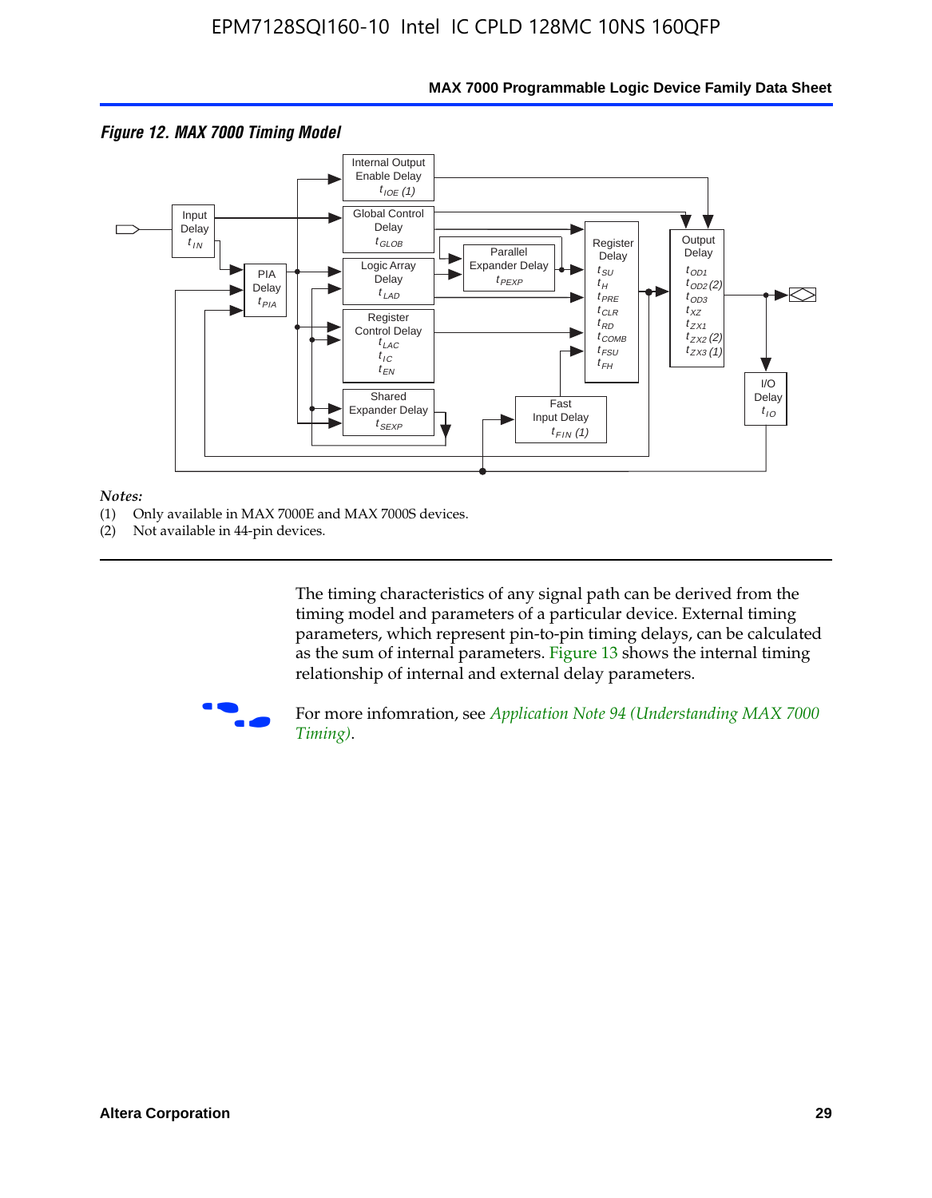*Figure 12. MAX 7000 Timing Model*

*Notes:*
(1) Only available in MAX 7000E and MAX 7000S devices.
(2) Not available in 44-pin devices.

The timing characteristics of any signal path can be derived from the timing model and parameters of a particular device. External timing parameters, which represent pin-to-pin timing delays, can be calculated as the sum of internal parameters. Figure 13 shows the internal timing relationship of internal and external delay parameters.

For more infomration, see *Application Note 94 (Understanding MAX 7000 Timing)*.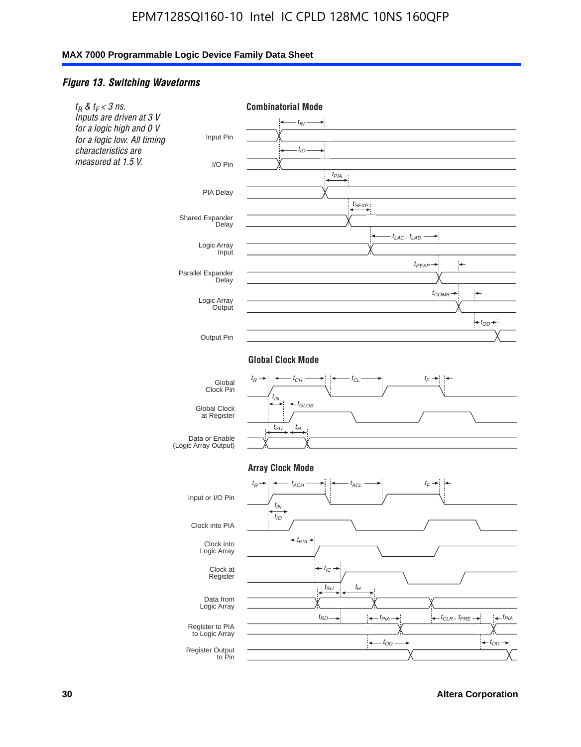### *Figure 13. Switching Waveforms*

*$t_R$ & $t_F$ < 3 ns. Inputs are driven at 3 V for a logic high and 0 V for a logic low. All timing characteristics are measured at 1.5 V.*

**Combinatorial Mode**

Input Pin — $t_{IN}$

I/O Pin — $t_{IO}$

PIA Delay — $t_{PIA}$

Shared Expander Delay — $t_{SEXP}$

Logic Array Input — $t_{LAC}$ , $t_{LAD}$

Parallel Expander Delay — $t_{PEXP}$

Logic Array Output — $t_{COMB}$

Output Pin — $t_{OD}$

**Global Clock Mode**

Global Clock Pin — $t_R$, $t_{CH}$, $t_{CL}$, $t_F$

Global Clock at Register — $t_{IN}$, $t_{GLOB}$

Data or Enable (Logic Array Output) — $t_{SU}$, $t_H$

**Array Clock Mode**

Input or I/O Pin — $t_R$, $t_{ACH}$, $t_{ACL}$, $t_F$

Clock into PIA — $t_{IN}$, $t_{IO}$

Clock into Logic Array — $t_{PIA}$

Clock at Register — $t_{IC}$

Data from Logic Array — $t_{SU}$, $t_H$

Register to PIA to Logic Array — $t_{RD}$, $t_{PIA}$, $t_{CLR}$ , $t_{PRE}$, $t_{PIA}$

Register Output to Pin — $t_{OD}$, $t_{OD}$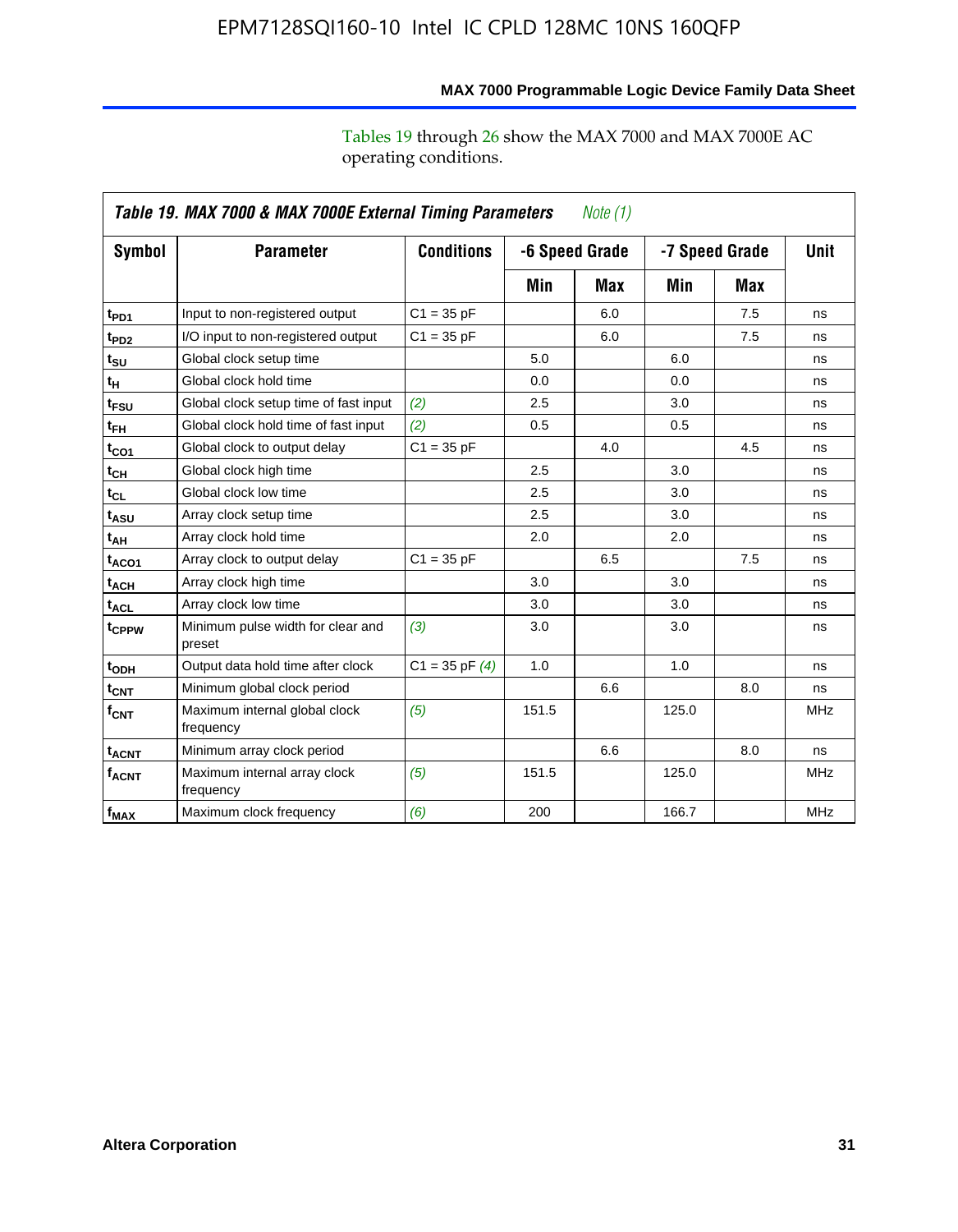Tables 19 through 26 show the MAX 7000 and MAX 7000E AC operating conditions.

| *Table 19. MAX 7000 & MAX 7000E External Timing Parameters* *Note (1)* | | | | | | | |
|---|---|---|---|---|---|---|---|
| **Symbol** | **Parameter** | **Conditions** | **-6 Speed Grade** | | **-7 Speed Grade** | | **Unit** |
| | | | **Min** | **Max** | **Min** | **Max** | |
| $t_{PD1}$ | Input to non-registered output | C1 = 35 pF | | 6.0 | | 7.5 | ns |
| $t_{PD2}$ | I/O input to non-registered output | C1 = 35 pF | | 6.0 | | 7.5 | ns |
| $t_{SU}$ | Global clock setup time | | 5.0 | | 6.0 | | ns |
| $t_H$ | Global clock hold time | | 0.0 | | 0.0 | | ns |
| $t_{FSU}$ | Global clock setup time of fast input | *(2)* | 2.5 | | 3.0 | | ns |
| $t_{FH}$ | Global clock hold time of fast input | *(2)* | 0.5 | | 0.5 | | ns |
| $t_{CO1}$ | Global clock to output delay | C1 = 35 pF | | 4.0 | | 4.5 | ns |
| $t_{CH}$ | Global clock high time | | 2.5 | | 3.0 | | ns |
| $t_{CL}$ | Global clock low time | | 2.5 | | 3.0 | | ns |
| $t_{ASU}$ | Array clock setup time | | 2.5 | | 3.0 | | ns |
| $t_{AH}$ | Array clock hold time | | 2.0 | | 2.0 | | ns |
| $t_{ACO1}$ | Array clock to output delay | C1 = 35 pF | | 6.5 | | 7.5 | ns |
| $t_{ACH}$ | Array clock high time | | 3.0 | | 3.0 | | ns |
| $t_{ACL}$ | Array clock low time | | 3.0 | | 3.0 | | ns |
| $t_{CPPW}$ | Minimum pulse width for clear and preset | *(3)* | 3.0 | | 3.0 | | ns |
| $t_{ODH}$ | Output data hold time after clock | C1 = 35 pF *(4)* | 1.0 | | 1.0 | | ns |
| $t_{CNT}$ | Minimum global clock period | | | 6.6 | | 8.0 | ns |
| $f_{CNT}$ | Maximum internal global clock frequency | *(5)* | 151.5 | | 125.0 | | MHz |
| $t_{ACNT}$ | Minimum array clock period | | | 6.6 | | 8.0 | ns |
| $f_{ACNT}$ | Maximum internal array clock frequency | *(5)* | 151.5 | | 125.0 | | MHz |
| $f_{MAX}$ | Maximum clock frequency | *(6)* | 200 | | 166.7 | | MHz |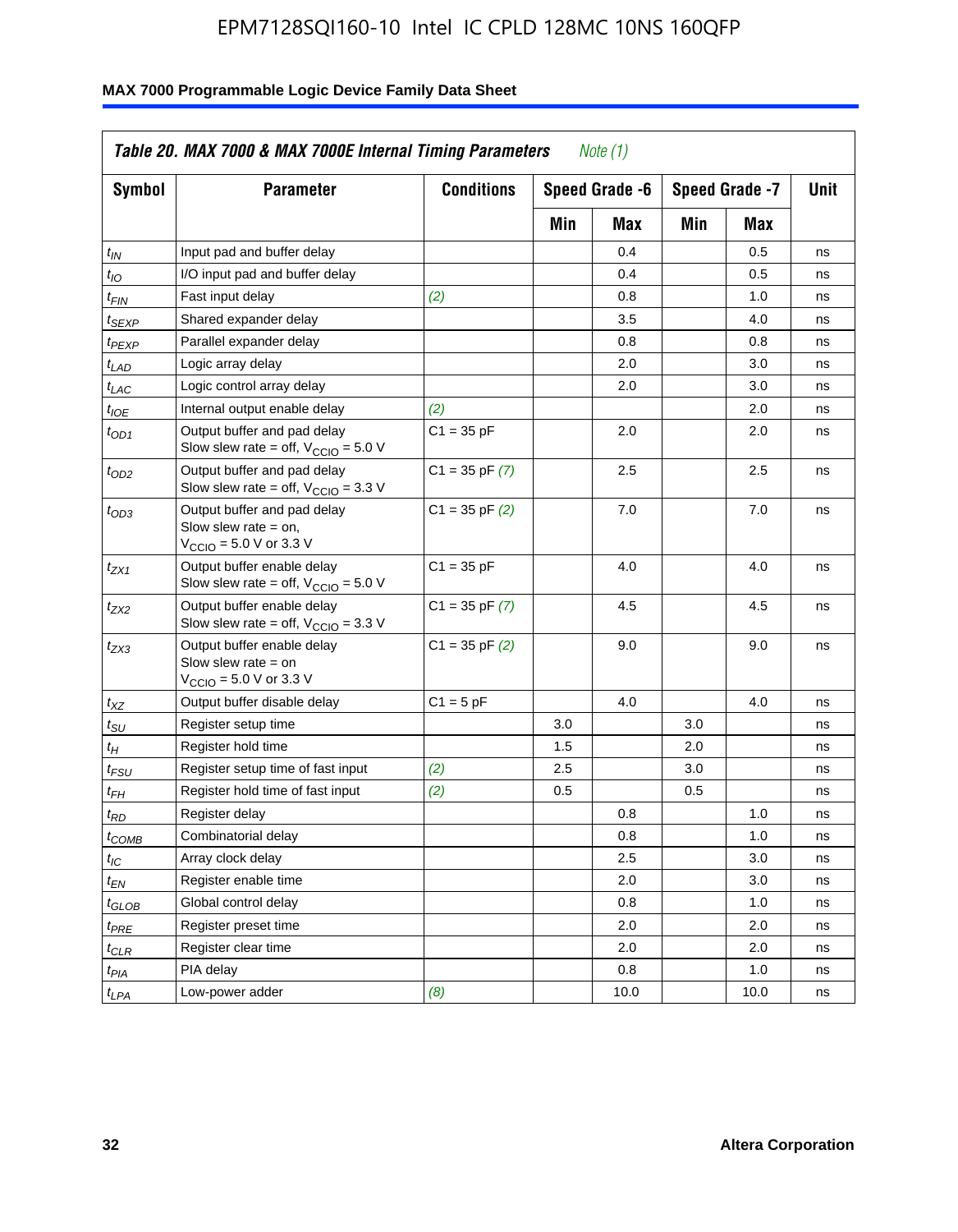**Table 20. MAX 7000 & MAX 7000E Internal Timing Parameters** *Note (1)*

| Symbol | Parameter | Conditions | Speed Grade -6 | | Speed Grade -7 | | Unit |
|---|---|---|---|---|---|---|---|
| | | | Min | Max | Min | Max | |
| $t_{IN}$ | Input pad and buffer delay | | | 0.4 | | 0.5 | ns |
| $t_{IO}$ | I/O input pad and buffer delay | | | 0.4 | | 0.5 | ns |
| $t_{FIN}$ | Fast input delay | *(2)* | | 0.8 | | 1.0 | ns |
| $t_{SEXP}$ | Shared expander delay | | | 3.5 | | 4.0 | ns |
| $t_{PEXP}$ | Parallel expander delay | | | 0.8 | | 0.8 | ns |
| $t_{LAD}$ | Logic array delay | | | 2.0 | | 3.0 | ns |
| $t_{LAC}$ | Logic control array delay | | | 2.0 | | 3.0 | ns |
| $t_{IOE}$ | Internal output enable delay | *(2)* | | | | 2.0 | ns |
| $t_{OD1}$ | Output buffer and pad delay Slow slew rate = off, $V_{CCIO}$ = 5.0 V | C1 = 35 pF | | 2.0 | | 2.0 | ns |
| $t_{OD2}$ | Output buffer and pad delay Slow slew rate = off, $V_{CCIO}$ = 3.3 V | C1 = 35 pF *(7)* | | 2.5 | | 2.5 | ns |
| $t_{OD3}$ | Output buffer and pad delay Slow slew rate = on, $V_{CCIO}$ = 5.0 V or 3.3 V | C1 = 35 pF *(2)* | | 7.0 | | 7.0 | ns |
| $t_{ZX1}$ | Output buffer enable delay Slow slew rate = off, $V_{CCIO}$ = 5.0 V | C1 = 35 pF | | 4.0 | | 4.0 | ns |
| $t_{ZX2}$ | Output buffer enable delay Slow slew rate = off, $V_{CCIO}$ = 3.3 V | C1 = 35 pF *(7)* | | 4.5 | | 4.5 | ns |
| $t_{ZX3}$ | Output buffer enable delay Slow slew rate = on $V_{CCIO}$ = 5.0 V or 3.3 V | C1 = 35 pF *(2)* | | 9.0 | | 9.0 | ns |
| $t_{XZ}$ | Output buffer disable delay | C1 = 5 pF | | 4.0 | | 4.0 | ns |
| $t_{SU}$ | Register setup time | | 3.0 | | 3.0 | | ns |
| $t_{H}$ | Register hold time | | 1.5 | | 2.0 | | ns |
| $t_{FSU}$ | Register setup time of fast input | *(2)* | 2.5 | | 3.0 | | ns |
| $t_{FH}$ | Register hold time of fast input | *(2)* | 0.5 | | 0.5 | | ns |
| $t_{RD}$ | Register delay | | | 0.8 | | 1.0 | ns |
| $t_{COMB}$ | Combinatorial delay | | | 0.8 | | 1.0 | ns |
| $t_{IC}$ | Array clock delay | | | 2.5 | | 3.0 | ns |
| $t_{EN}$ | Register enable time | | | 2.0 | | 3.0 | ns |
| $t_{GLOB}$ | Global control delay | | | 0.8 | | 1.0 | ns |
| $t_{PRE}$ | Register preset time | | | 2.0 | | 2.0 | ns |
| $t_{CLR}$ | Register clear time | | | 2.0 | | 2.0 | ns |
| $t_{PIA}$ | PIA delay | | | 0.8 | | 1.0 | ns |
| $t_{LPA}$ | Low-power adder | *(8)* | | 10.0 | | 10.0 | ns |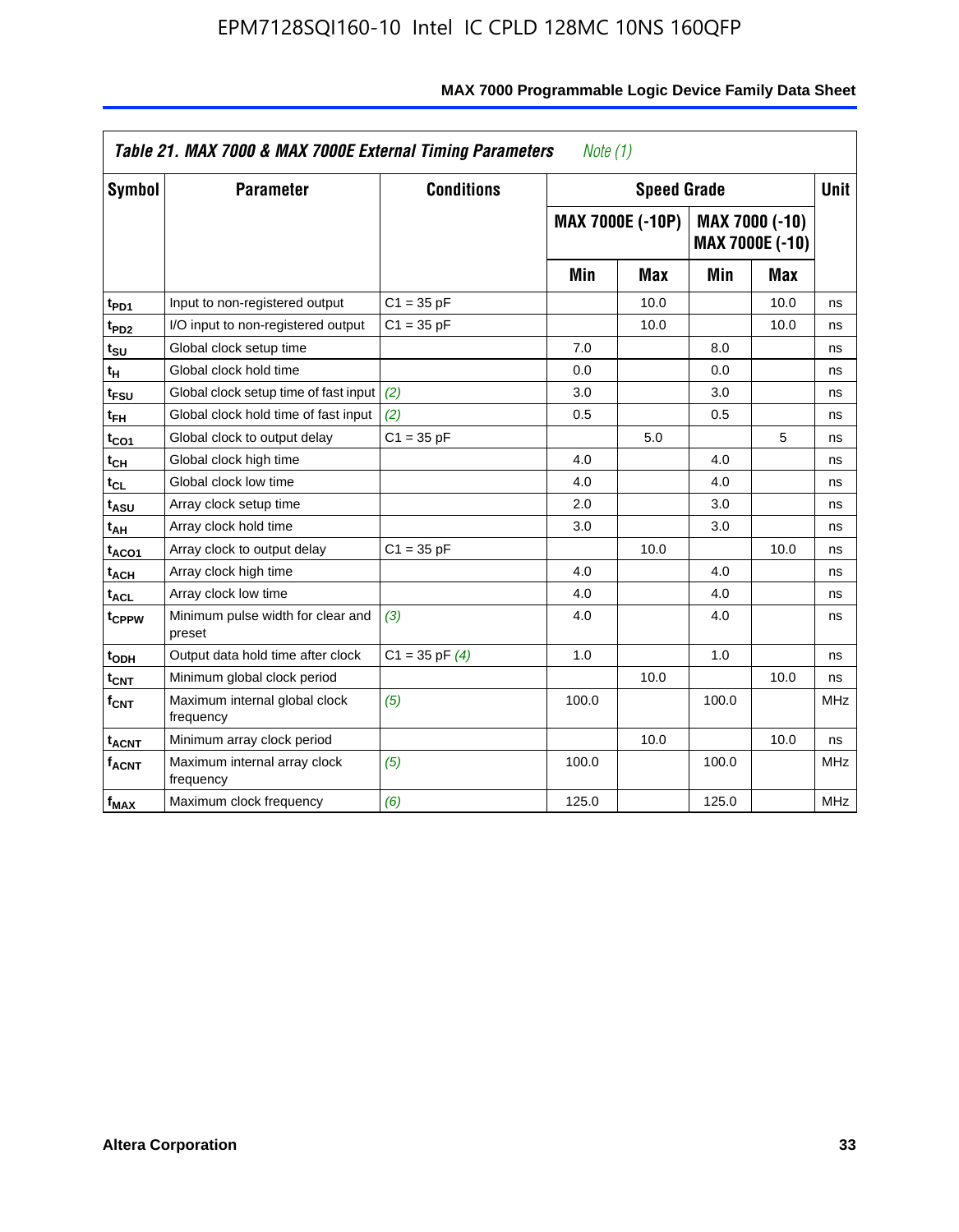| Table 21. MAX 7000 & MAX 7000E External Timing Parameters *Note (1)* | | | | | | | |
|---|---|---|---|---|---|---|---|
| **Symbol** | **Parameter** | **Conditions** | **Speed Grade** | | | | **Unit** |
| | | | **MAX 7000E (-10P)** | | **MAX 7000 (-10) MAX 7000E (-10)** | | |
| | | | **Min** | **Max** | **Min** | **Max** | |
| $t_{PD1}$ | Input to non-registered output | C1 = 35 pF | | 10.0 | | 10.0 | ns |
| $t_{PD2}$ | I/O input to non-registered output | C1 = 35 pF | | 10.0 | | 10.0 | ns |
| $t_{SU}$ | Global clock setup time | | 7.0 | | 8.0 | | ns |
| $t_H$ | Global clock hold time | | 0.0 | | 0.0 | | ns |
| $t_{FSU}$ | Global clock setup time of fast input | *(2)* | 3.0 | | 3.0 | | ns |
| $t_{FH}$ | Global clock hold time of fast input | *(2)* | 0.5 | | 0.5 | | ns |
| $t_{CO1}$ | Global clock to output delay | C1 = 35 pF | | 5.0 | | 5 | ns |
| $t_{CH}$ | Global clock high time | | 4.0 | | 4.0 | | ns |
| $t_{CL}$ | Global clock low time | | 4.0 | | 4.0 | | ns |
| $t_{ASU}$ | Array clock setup time | | 2.0 | | 3.0 | | ns |
| $t_{AH}$ | Array clock hold time | | 3.0 | | 3.0 | | ns |
| $t_{ACO1}$ | Array clock to output delay | C1 = 35 pF | | 10.0 | | 10.0 | ns |
| $t_{ACH}$ | Array clock high time | | 4.0 | | 4.0 | | ns |
| $t_{ACL}$ | Array clock low time | | 4.0 | | 4.0 | | ns |
| $t_{CPPW}$ | Minimum pulse width for clear and preset | *(3)* | 4.0 | | 4.0 | | ns |
| $t_{ODH}$ | Output data hold time after clock | C1 = 35 pF *(4)* | 1.0 | | 1.0 | | ns |
| $t_{CNT}$ | Minimum global clock period | | | 10.0 | | 10.0 | ns |
| $f_{CNT}$ | Maximum internal global clock frequency | *(5)* | 100.0 | | 100.0 | | MHz |
| $t_{ACNT}$ | Minimum array clock period | | | 10.0 | | 10.0 | ns |
| $f_{ACNT}$ | Maximum internal array clock frequency | *(5)* | 100.0 | | 100.0 | | MHz |
| $f_{MAX}$ | Maximum clock frequency | *(6)* | 125.0 | | 125.0 | | MHz |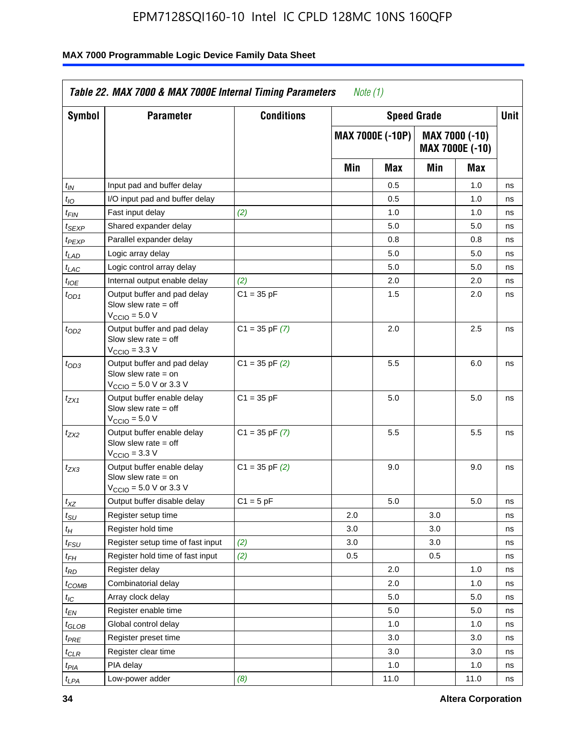**Table 22. MAX 7000 & MAX 7000E Internal Timing Parameters** *Note (1)*

| Symbol | Parameter | Conditions | Speed Grade | | | | Unit |
|---|---|---|---|---|---|---|---|
| | | | MAX 7000E (-10P) | | MAX 7000 (-10) MAX 7000E (-10) | | |
| | | | Min | Max | Min | Max | |
| $t_{IN}$ | Input pad and buffer delay | | | 0.5 | | 1.0 | ns |
| $t_{IO}$ | I/O input pad and buffer delay | | | 0.5 | | 1.0 | ns |
| $t_{FIN}$ | Fast input delay | *(2)* | | 1.0 | | 1.0 | ns |
| $t_{SEXP}$ | Shared expander delay | | | 5.0 | | 5.0 | ns |
| $t_{PEXP}$ | Parallel expander delay | | | 0.8 | | 0.8 | ns |
| $t_{LAD}$ | Logic array delay | | | 5.0 | | 5.0 | ns |
| $t_{LAC}$ | Logic control array delay | | | 5.0 | | 5.0 | ns |
| $t_{IOE}$ | Internal output enable delay | *(2)* | | 2.0 | | 2.0 | ns |
| $t_{OD1}$ | Output buffer and pad delay Slow slew rate = off $V_{CCIO}$ = 5.0 V | C1 = 35 pF | | 1.5 | | 2.0 | ns |
| $t_{OD2}$ | Output buffer and pad delay Slow slew rate = off $V_{CCIO}$ = 3.3 V | C1 = 35 pF *(7)* | | 2.0 | | 2.5 | ns |
| $t_{OD3}$ | Output buffer and pad delay Slow slew rate = on $V_{CCIO}$ = 5.0 V or 3.3 V | C1 = 35 pF *(2)* | | 5.5 | | 6.0 | ns |
| $t_{ZX1}$ | Output buffer enable delay Slow slew rate = off $V_{CCIO}$ = 5.0 V | C1 = 35 pF | | 5.0 | | 5.0 | ns |
| $t_{ZX2}$ | Output buffer enable delay Slow slew rate = off $V_{CCIO}$ = 3.3 V | C1 = 35 pF *(7)* | | 5.5 | | 5.5 | ns |
| $t_{ZX3}$ | Output buffer enable delay Slow slew rate = on $V_{CCIO}$ = 5.0 V or 3.3 V | C1 = 35 pF *(2)* | | 9.0 | | 9.0 | ns |
| $t_{XZ}$ | Output buffer disable delay | C1 = 5 pF | | 5.0 | | 5.0 | ns |
| $t_{SU}$ | Register setup time | | 2.0 | | 3.0 | | ns |
| $t_{H}$ | Register hold time | | 3.0 | | 3.0 | | ns |
| $t_{FSU}$ | Register setup time of fast input | *(2)* | 3.0 | | 3.0 | | ns |
| $t_{FH}$ | Register hold time of fast input | *(2)* | 0.5 | | 0.5 | | ns |
| $t_{RD}$ | Register delay | | | 2.0 | | 1.0 | ns |
| $t_{COMB}$ | Combinatorial delay | | | 2.0 | | 1.0 | ns |
| $t_{IC}$ | Array clock delay | | | 5.0 | | 5.0 | ns |
| $t_{EN}$ | Register enable time | | | 5.0 | | 5.0 | ns |
| $t_{GLOB}$ | Global control delay | | | 1.0 | | 1.0 | ns |
| $t_{PRE}$ | Register preset time | | | 3.0 | | 3.0 | ns |
| $t_{CLR}$ | Register clear time | | | 3.0 | | 3.0 | ns |
| $t_{PIA}$ | PIA delay | | | 1.0 | | 1.0 | ns |
| $t_{LPA}$ | Low-power adder | *(8)* | | 11.0 | | 11.0 | ns |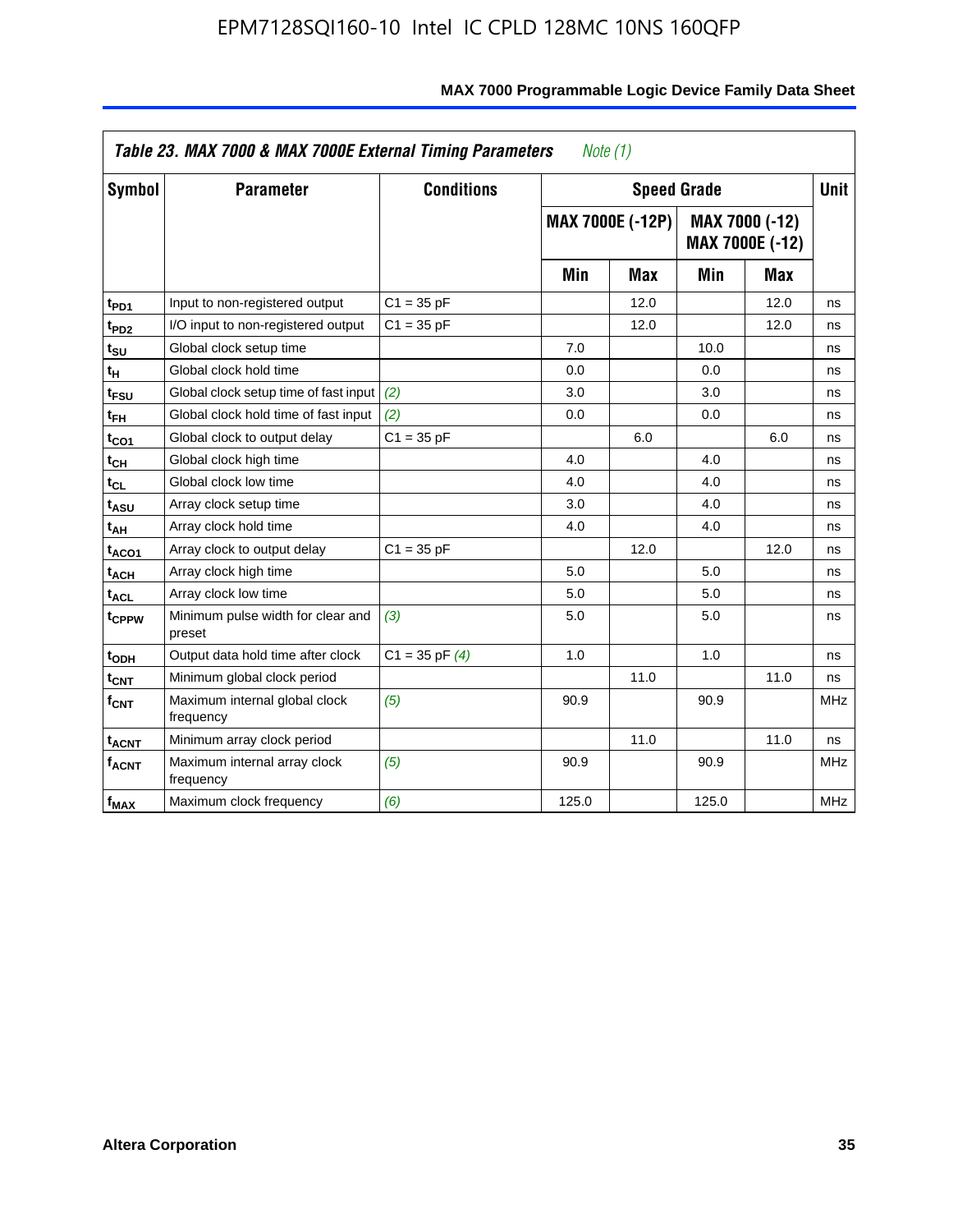**Table 23. MAX 7000 & MAX 7000E External Timing Parameters** *Note (1)*

| Symbol | Parameter | Conditions | Speed Grade | | | | Unit |
|---|---|---|---|---|---|---|---|
| | | | MAX 7000E (-12P) | | MAX 7000 (-12) MAX 7000E (-12) | | |
| | | | Min | Max | Min | Max | |
| $t_{PD1}$ | Input to non-registered output | C1 = 35 pF | | 12.0 | | 12.0 | ns |
| $t_{PD2}$ | I/O input to non-registered output | C1 = 35 pF | | 12.0 | | 12.0 | ns |
| $t_{SU}$ | Global clock setup time | | 7.0 | | 10.0 | | ns |
| $t_{H}$ | Global clock hold time | | 0.0 | | 0.0 | | ns |
| $t_{FSU}$ | Global clock setup time of fast input | *(2)* | 3.0 | | 3.0 | | ns |
| $t_{FH}$ | Global clock hold time of fast input | *(2)* | 0.0 | | 0.0 | | ns |
| $t_{CO1}$ | Global clock to output delay | C1 = 35 pF | | 6.0 | | 6.0 | ns |
| $t_{CH}$ | Global clock high time | | 4.0 | | 4.0 | | ns |
| $t_{CL}$ | Global clock low time | | 4.0 | | 4.0 | | ns |
| $t_{ASU}$ | Array clock setup time | | 3.0 | | 4.0 | | ns |
| $t_{AH}$ | Array clock hold time | | 4.0 | | 4.0 | | ns |
| $t_{ACO1}$ | Array clock to output delay | C1 = 35 pF | | 12.0 | | 12.0 | ns |
| $t_{ACH}$ | Array clock high time | | 5.0 | | 5.0 | | ns |
| $t_{ACL}$ | Array clock low time | | 5.0 | | 5.0 | | ns |
| $t_{CPPW}$ | Minimum pulse width for clear and preset | *(3)* | 5.0 | | 5.0 | | ns |
| $t_{ODH}$ | Output data hold time after clock | C1 = 35 pF *(4)* | 1.0 | | 1.0 | | ns |
| $t_{CNT}$ | Minimum global clock period | | | 11.0 | | 11.0 | ns |
| $f_{CNT}$ | Maximum internal global clock frequency | *(5)* | 90.9 | | 90.9 | | MHz |
| $t_{ACNT}$ | Minimum array clock period | | | 11.0 | | 11.0 | ns |
| $f_{ACNT}$ | Maximum internal array clock frequency | *(5)* | 90.9 | | 90.9 | | MHz |
| $f_{MAX}$ | Maximum clock frequency | *(6)* | 125.0 | | 125.0 | | MHz |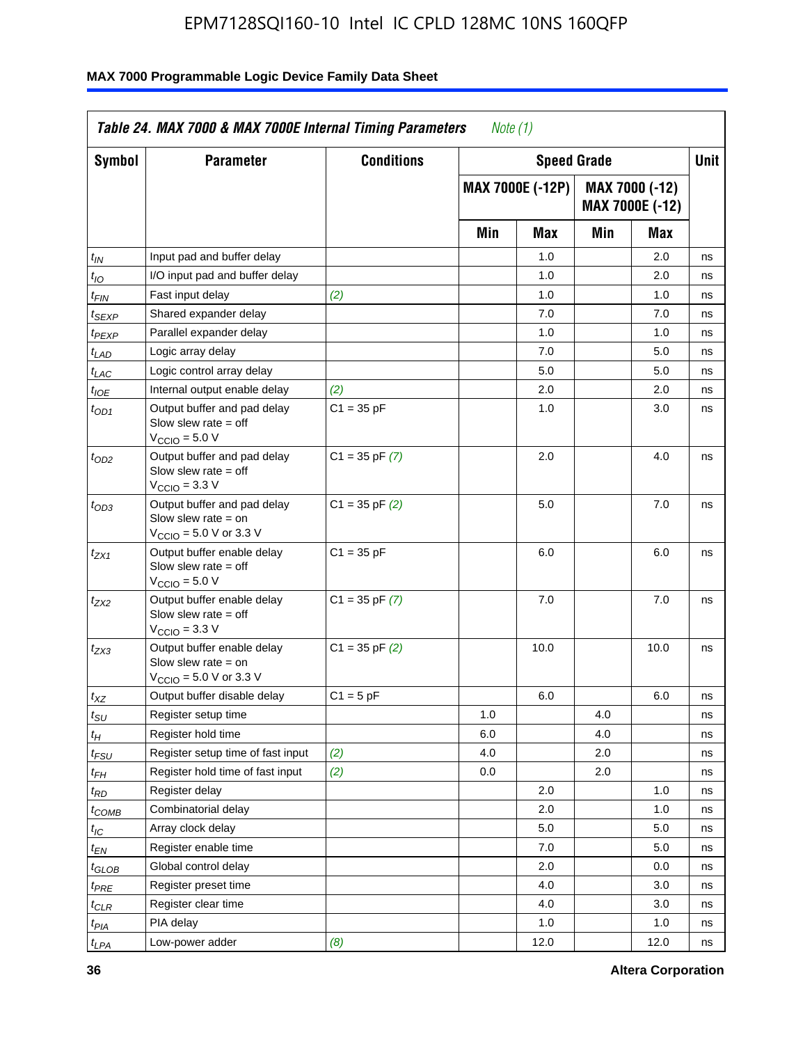**Table 24. MAX 7000 & MAX 7000E Internal Timing Parameters** *Note (1)*

| Symbol | Parameter | Conditions | Speed Grade | | | | Unit |
|---|---|---|---|---|---|---|---|
| | | | MAX 7000E (-12P) | | MAX 7000 (-12) MAX 7000E (-12) | | |
| | | | Min | Max | Min | Max | |
| $t_{IN}$ | Input pad and buffer delay | | | 1.0 | | 2.0 | ns |
| $t_{IO}$ | I/O input pad and buffer delay | | | 1.0 | | 2.0 | ns |
| $t_{FIN}$ | Fast input delay | *(2)* | | 1.0 | | 1.0 | ns |
| $t_{SEXP}$ | Shared expander delay | | | 7.0 | | 7.0 | ns |
| $t_{PEXP}$ | Parallel expander delay | | | 1.0 | | 1.0 | ns |
| $t_{LAD}$ | Logic array delay | | | 7.0 | | 5.0 | ns |
| $t_{LAC}$ | Logic control array delay | | | 5.0 | | 5.0 | ns |
| $t_{IOE}$ | Internal output enable delay | *(2)* | | 2.0 | | 2.0 | ns |
| $t_{OD1}$ | Output buffer and pad delay Slow slew rate = off $V_{CCIO}$ = 5.0 V | C1 = 35 pF | | 1.0 | | 3.0 | ns |
| $t_{OD2}$ | Output buffer and pad delay Slow slew rate = off $V_{CCIO}$ = 3.3 V | C1 = 35 pF *(7)* | | 2.0 | | 4.0 | ns |
| $t_{OD3}$ | Output buffer and pad delay Slow slew rate = on $V_{CCIO}$ = 5.0 V or 3.3 V | C1 = 35 pF *(2)* | | 5.0 | | 7.0 | ns |
| $t_{ZX1}$ | Output buffer enable delay Slow slew rate = off $V_{CCIO}$ = 5.0 V | C1 = 35 pF | | 6.0 | | 6.0 | ns |
| $t_{ZX2}$ | Output buffer enable delay Slow slew rate = off $V_{CCIO}$ = 3.3 V | C1 = 35 pF *(7)* | | 7.0 | | 7.0 | ns |
| $t_{ZX3}$ | Output buffer enable delay Slow slew rate = on $V_{CCIO}$ = 5.0 V or 3.3 V | C1 = 35 pF *(2)* | | 10.0 | | 10.0 | ns |
| $t_{XZ}$ | Output buffer disable delay | C1 = 5 pF | | 6.0 | | 6.0 | ns |
| $t_{SU}$ | Register setup time | | 1.0 | | 4.0 | | ns |
| $t_{H}$ | Register hold time | | 6.0 | | 4.0 | | ns |
| $t_{FSU}$ | Register setup time of fast input | *(2)* | 4.0 | | 2.0 | | ns |
| $t_{FH}$ | Register hold time of fast input | *(2)* | 0.0 | | 2.0 | | ns |
| $t_{RD}$ | Register delay | | | 2.0 | | 1.0 | ns |
| $t_{COMB}$ | Combinatorial delay | | | 2.0 | | 1.0 | ns |
| $t_{IC}$ | Array clock delay | | | 5.0 | | 5.0 | ns |
| $t_{EN}$ | Register enable time | | | 7.0 | | 5.0 | ns |
| $t_{GLOB}$ | Global control delay | | | 2.0 | | 0.0 | ns |
| $t_{PRE}$ | Register preset time | | | 4.0 | | 3.0 | ns |
| $t_{CLR}$ | Register clear time | | | 4.0 | | 3.0 | ns |
| $t_{PIA}$ | PIA delay | | | 1.0 | | 1.0 | ns |
| $t_{LPA}$ | Low-power adder | *(8)* | | 12.0 | | 12.0 | ns |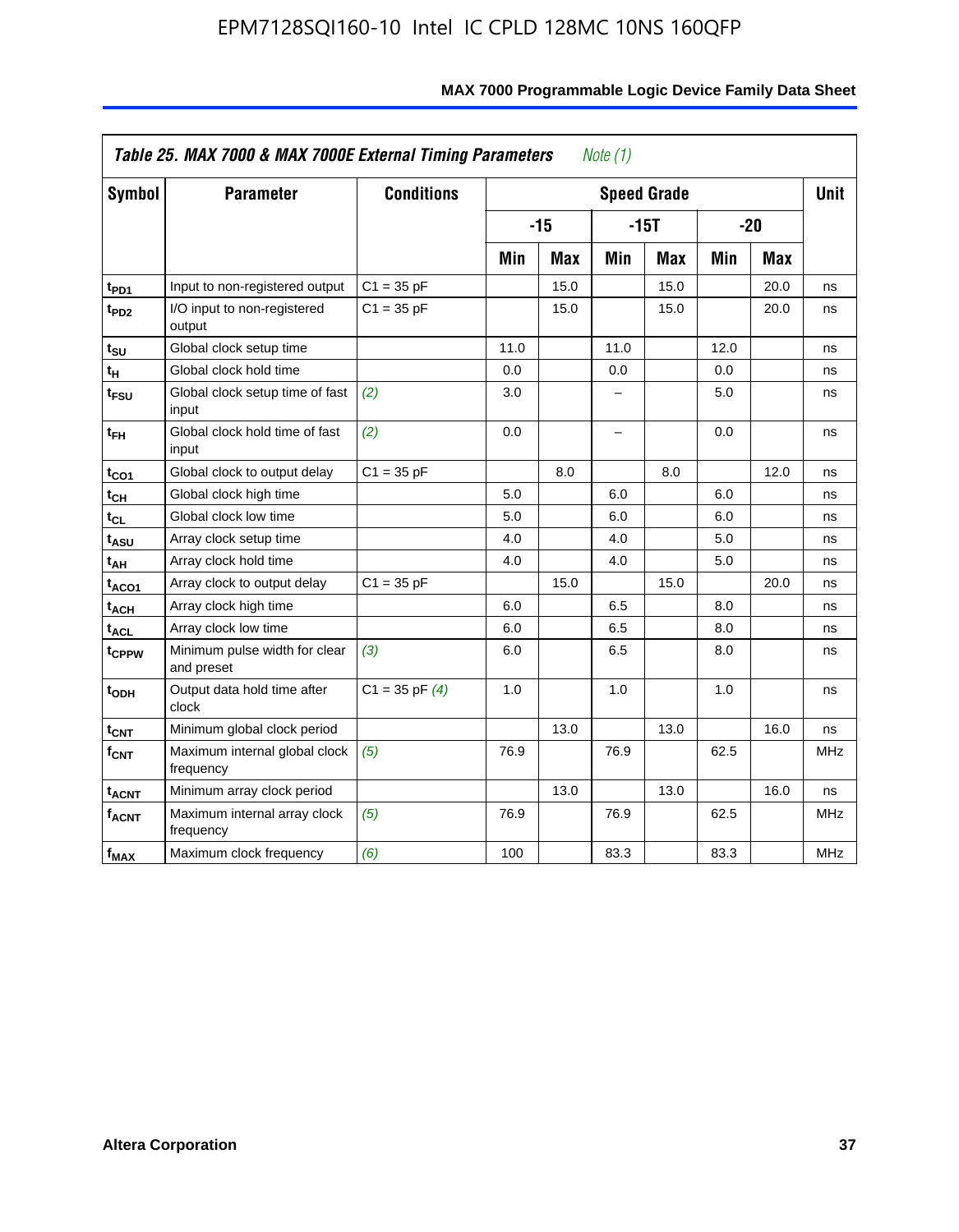**Table 25. MAX 7000 & MAX 7000E External Timing Parameters** *Note (1)*

| Symbol | Parameter | Conditions | Speed Grade | | | | | | Unit |
|---|---|---|---|---|---|---|---|---|---|
| | | | -15 | | -15T | | -20 | | |
| | | | Min | Max | Min | Max | Min | Max | |
| $t_{PD1}$ | Input to non-registered output | C1 = 35 pF | | 15.0 | | 15.0 | | 20.0 | ns |
| $t_{PD2}$ | I/O input to non-registered output | C1 = 35 pF | | 15.0 | | 15.0 | | 20.0 | ns |
| $t_{SU}$ | Global clock setup time | | 11.0 | | 11.0 | | 12.0 | | ns |
| $t_{H}$ | Global clock hold time | | 0.0 | | 0.0 | | 0.0 | | ns |
| $t_{FSU}$ | Global clock setup time of fast input | *(2)* | 3.0 | | – | | 5.0 | | ns |
| $t_{FH}$ | Global clock hold time of fast input | *(2)* | 0.0 | | – | | 0.0 | | ns |
| $t_{CO1}$ | Global clock to output delay | C1 = 35 pF | | 8.0 | | 8.0 | | 12.0 | ns |
| $t_{CH}$ | Global clock high time | | 5.0 | | 6.0 | | 6.0 | | ns |
| $t_{CL}$ | Global clock low time | | 5.0 | | 6.0 | | 6.0 | | ns |
| $t_{ASU}$ | Array clock setup time | | 4.0 | | 4.0 | | 5.0 | | ns |
| $t_{AH}$ | Array clock hold time | | 4.0 | | 4.0 | | 5.0 | | ns |
| $t_{ACO1}$ | Array clock to output delay | C1 = 35 pF | | 15.0 | | 15.0 | | 20.0 | ns |
| $t_{ACH}$ | Array clock high time | | 6.0 | | 6.5 | | 8.0 | | ns |
| $t_{ACL}$ | Array clock low time | | 6.0 | | 6.5 | | 8.0 | | ns |
| $t_{CPPW}$ | Minimum pulse width for clear and preset | *(3)* | 6.0 | | 6.5 | | 8.0 | | ns |
| $t_{ODH}$ | Output data hold time after clock | C1 = 35 pF *(4)* | 1.0 | | 1.0 | | 1.0 | | ns |
| $t_{CNT}$ | Minimum global clock period | | | 13.0 | | 13.0 | | 16.0 | ns |
| $f_{CNT}$ | Maximum internal global clock frequency | *(5)* | 76.9 | | 76.9 | | 62.5 | | MHz |
| $t_{ACNT}$ | Minimum array clock period | | | 13.0 | | 13.0 | | 16.0 | ns |
| $f_{ACNT}$ | Maximum internal array clock frequency | *(5)* | 76.9 | | 76.9 | | 62.5 | | MHz |
| $f_{MAX}$ | Maximum clock frequency | *(6)* | 100 | | 83.3 | | 83.3 | | MHz |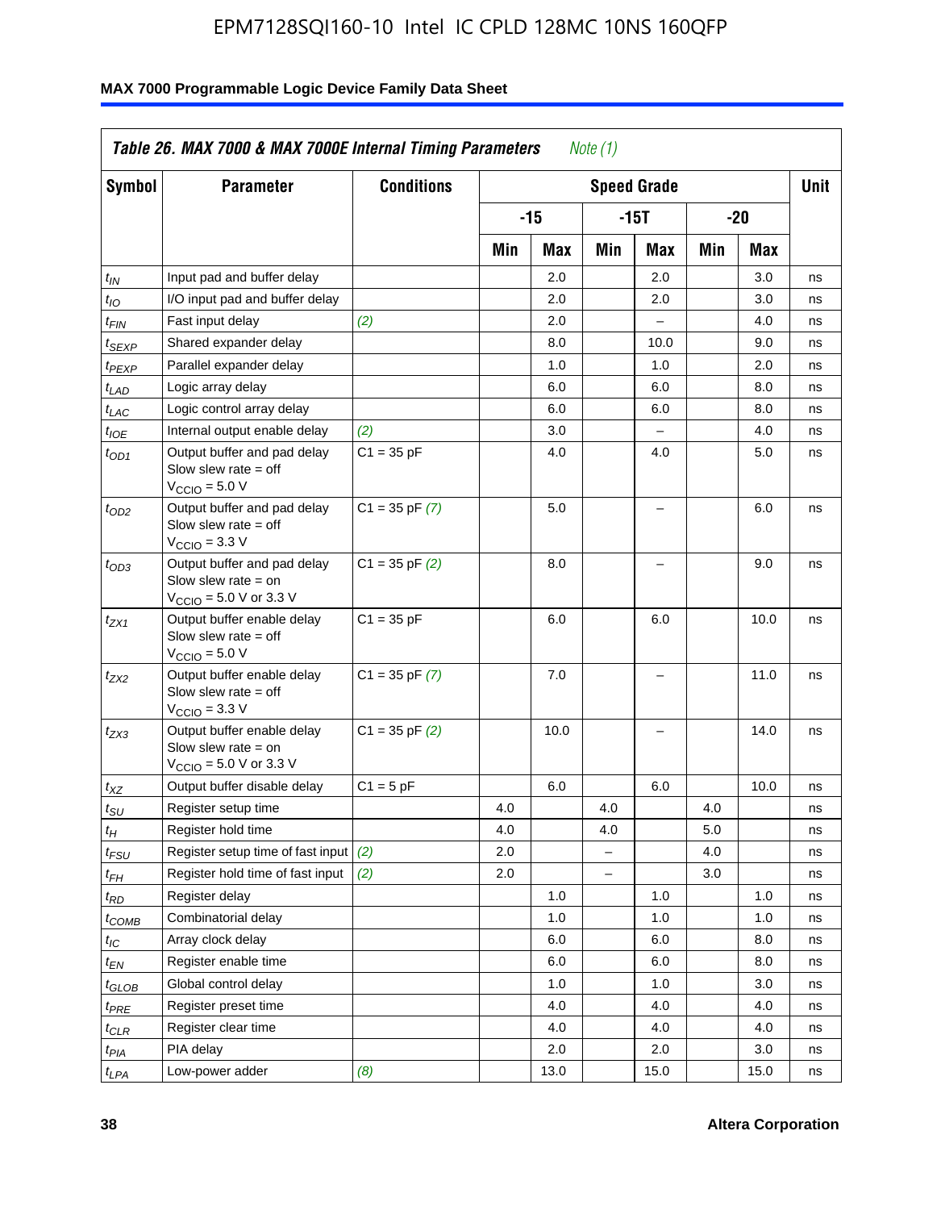**Table 26. MAX 7000 & MAX 7000E Internal Timing Parameters** *Note (1)*

| Symbol | Parameter | Conditions | Speed Grade | | | | | | Unit |
|---|---|---|---|---|---|---|---|---|---|
| | | | -15 | | -15T | | -20 | | |
| | | | Min | Max | Min | Max | Min | Max | |
| $t_{IN}$ | Input pad and buffer delay | | | 2.0 | | 2.0 | | 3.0 | ns |
| $t_{IO}$ | I/O input pad and buffer delay | | | 2.0 | | 2.0 | | 3.0 | ns |
| $t_{FIN}$ | Fast input delay | *(2)* | | 2.0 | | – | | 4.0 | ns |
| $t_{SEXP}$ | Shared expander delay | | | 8.0 | | 10.0 | | 9.0 | ns |
| $t_{PEXP}$ | Parallel expander delay | | | 1.0 | | 1.0 | | 2.0 | ns |
| $t_{LAD}$ | Logic array delay | | | 6.0 | | 6.0 | | 8.0 | ns |
| $t_{LAC}$ | Logic control array delay | | | 6.0 | | 6.0 | | 8.0 | ns |
| $t_{IOE}$ | Internal output enable delay | *(2)* | | 3.0 | | – | | 4.0 | ns |
| $t_{OD1}$ | Output buffer and pad delay Slow slew rate = off $V_{CCIO}$ = 5.0 V | C1 = 35 pF | | 4.0 | | 4.0 | | 5.0 | ns |
| $t_{OD2}$ | Output buffer and pad delay Slow slew rate = off $V_{CCIO}$ = 3.3 V | C1 = 35 pF *(7)* | | 5.0 | | – | | 6.0 | ns |
| $t_{OD3}$ | Output buffer and pad delay Slow slew rate = on $V_{CCIO}$ = 5.0 V or 3.3 V | C1 = 35 pF *(2)* | | 8.0 | | – | | 9.0 | ns |
| $t_{ZX1}$ | Output buffer enable delay Slow slew rate = off $V_{CCIO}$ = 5.0 V | C1 = 35 pF | | 6.0 | | 6.0 | | 10.0 | ns |
| $t_{ZX2}$ | Output buffer enable delay Slow slew rate = off $V_{CCIO}$ = 3.3 V | C1 = 35 pF *(7)* | | 7.0 | | – | | 11.0 | ns |
| $t_{ZX3}$ | Output buffer enable delay Slow slew rate = on $V_{CCIO}$ = 5.0 V or 3.3 V | C1 = 35 pF *(2)* | | 10.0 | | – | | 14.0 | ns |
| $t_{XZ}$ | Output buffer disable delay | C1 = 5 pF | | 6.0 | | 6.0 | | 10.0 | ns |
| $t_{SU}$ | Register setup time | | 4.0 | | 4.0 | | 4.0 | | ns |
| $t_{H}$ | Register hold time | | 4.0 | | 4.0 | | 5.0 | | ns |
| $t_{FSU}$ | Register setup time of fast input | *(2)* | 2.0 | | – | | 4.0 | | ns |
| $t_{FH}$ | Register hold time of fast input | *(2)* | 2.0 | | – | | 3.0 | | ns |
| $t_{RD}$ | Register delay | | | 1.0 | | 1.0 | | 1.0 | ns |
| $t_{COMB}$ | Combinatorial delay | | | 1.0 | | 1.0 | | 1.0 | ns |
| $t_{IC}$ | Array clock delay | | | 6.0 | | 6.0 | | 8.0 | ns |
| $t_{EN}$ | Register enable time | | | 6.0 | | 6.0 | | 8.0 | ns |
| $t_{GLOB}$ | Global control delay | | | 1.0 | | 1.0 | | 3.0 | ns |
| $t_{PRE}$ | Register preset time | | | 4.0 | | 4.0 | | 4.0 | ns |
| $t_{CLR}$ | Register clear time | | | 4.0 | | 4.0 | | 4.0 | ns |
| $t_{PIA}$ | PIA delay | | | 2.0 | | 2.0 | | 3.0 | ns |
| $t_{LPA}$ | Low-power adder | *(8)* | | 13.0 | | 15.0 | | 15.0 | ns |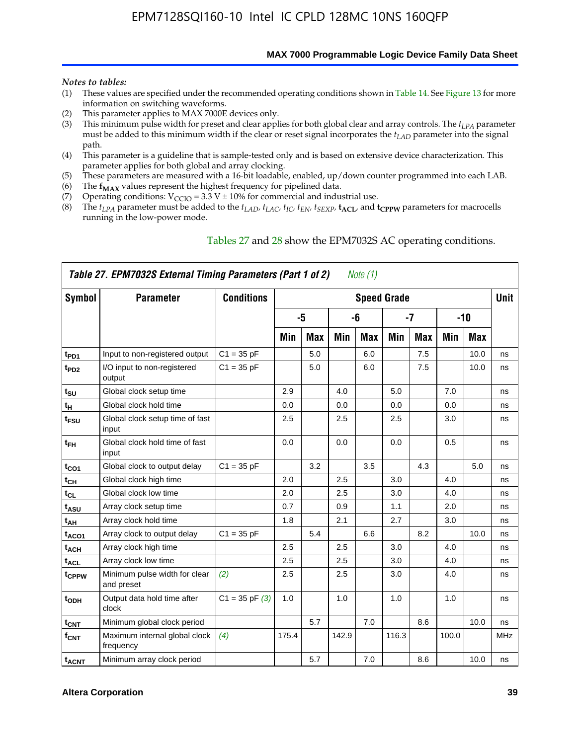*Notes to tables:*

(1) These values are specified under the recommended operating conditions shown in Table 14. See Figure 13 for more information on switching waveforms.
(2) This parameter applies to MAX 7000E devices only.
(3) This minimum pulse width for preset and clear applies for both global clear and array controls. The $t_{LPA}$ parameter must be added to this minimum width if the clear or reset signal incorporates the $t_{LAD}$ parameter into the signal path.
(4) This parameter is a guideline that is sample-tested only and is based on extensive device characterization. This parameter applies for both global and array clocking.
(5) These parameters are measured with a 16-bit loadable, enabled, up/down counter programmed into each LAB.
(6) The $\mathbf{f_{MAX}}$ values represent the highest frequency for pipelined data.
(7) Operating conditions: $V_{CCIO}$ = 3.3 V ± 10% for commercial and industrial use.
(8) The $t_{LPA}$ parameter must be added to the $t_{LAD}$, $t_{LAC}$, $t_{IC}$, $t_{EN}$, $t_{SEXP}$, $\mathbf{t_{ACL}}$, and $\mathbf{t_{CPPW}}$ parameters for macrocells running in the low-power mode.

Tables 27 and 28 show the EPM7032S AC operating conditions.

**Table 27. EPM7032S External Timing Parameters (Part 1 of 2)** *Note (1)*

| Symbol | Parameter | Conditions | Speed Grade | | | | | | | | Unit |
|---|---|---|---|---|---|---|---|---|---|---|---|
| | | | -5 | | -6 | | -7 | | -10 | | |
| | | | Min | Max | Min | Max | Min | Max | Min | Max | |
| $t_{PD1}$ | Input to non-registered output | C1 = 35 pF | | 5.0 | | 6.0 | | 7.5 | | 10.0 | ns |
| $t_{PD2}$ | I/O input to non-registered output | C1 = 35 pF | | 5.0 | | 6.0 | | 7.5 | | 10.0 | ns |
| $t_{SU}$ | Global clock setup time | | 2.9 | | 4.0 | | 5.0 | | 7.0 | | ns |
| $t_H$ | Global clock hold time | | 0.0 | | 0.0 | | 0.0 | | 0.0 | | ns |
| $t_{FSU}$ | Global clock setup time of fast input | | 2.5 | | 2.5 | | 2.5 | | 3.0 | | ns |
| $t_{FH}$ | Global clock hold time of fast input | | 0.0 | | 0.0 | | 0.0 | | 0.5 | | ns |
| $t_{CO1}$ | Global clock to output delay | C1 = 35 pF | | 3.2 | | 3.5 | | 4.3 | | 5.0 | ns |
| $t_{CH}$ | Global clock high time | | 2.0 | | 2.5 | | 3.0 | | 4.0 | | ns |
| $t_{CL}$ | Global clock low time | | 2.0 | | 2.5 | | 3.0 | | 4.0 | | ns |
| $t_{ASU}$ | Array clock setup time | | 0.7 | | 0.9 | | 1.1 | | 2.0 | | ns |
| $t_{AH}$ | Array clock hold time | | 1.8 | | 2.1 | | 2.7 | | 3.0 | | ns |
| $t_{ACO1}$ | Array clock to output delay | C1 = 35 pF | | 5.4 | | 6.6 | | 8.2 | | 10.0 | ns |
| $t_{ACH}$ | Array clock high time | | 2.5 | | 2.5 | | 3.0 | | 4.0 | | ns |
| $t_{ACL}$ | Array clock low time | | 2.5 | | 2.5 | | 3.0 | | 4.0 | | ns |
| $t_{CPPW}$ | Minimum pulse width for clear and preset | *(2)* | 2.5 | | 2.5 | | 3.0 | | 4.0 | | ns |
| $t_{ODH}$ | Output data hold time after clock | C1 = 35 pF *(3)* | 1.0 | | 1.0 | | 1.0 | | 1.0 | | ns |
| $t_{CNT}$ | Minimum global clock period | | | 5.7 | | 7.0 | | 8.6 | | 10.0 | ns |
| $f_{CNT}$ | Maximum internal global clock frequency | *(4)* | 175.4 | | 142.9 | | 116.3 | | 100.0 | | MHz |
| $t_{ACNT}$ | Minimum array clock period | | | 5.7 | | 7.0 | | 8.6 | | 10.0 | ns |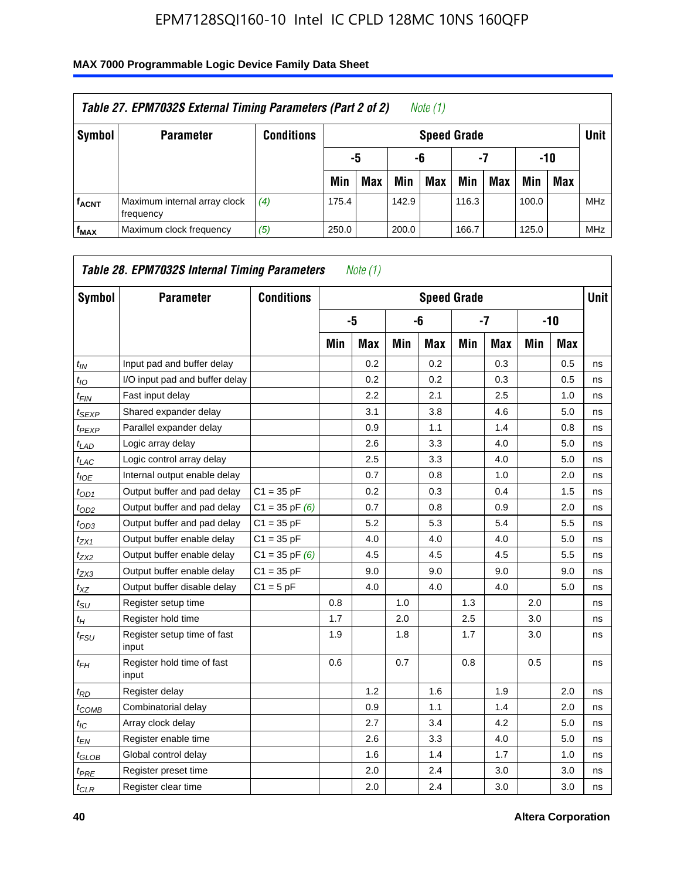## Table 27. EPM7032S External Timing Parameters (Part 2 of 2) *Note (1)*

| Symbol | Parameter | Conditions | Speed Grade | | | | | | | | Unit |
|---|---|---|---|---|---|---|---|---|---|---|---|
| | | | -5 | | -6 | | -7 | | -10 | | |
| | | | Min | Max | Min | Max | Min | Max | Min | Max | |
| $f_{ACNT}$ | Maximum internal array clock frequency | *(4)* | 175.4 | | 142.9 | | 116.3 | | 100.0 | | MHz |
| $f_{MAX}$ | Maximum clock frequency | *(5)* | 250.0 | | 200.0 | | 166.7 | | 125.0 | | MHz |

## Table 28. EPM7032S Internal Timing Parameters *Note (1)*

| Symbol | Parameter | Conditions | Speed Grade | | | | | | | | Unit |
|---|---|---|---|---|---|---|---|---|---|---|---|
| | | | -5 | | -6 | | -7 | | -10 | | |
| | | | Min | Max | Min | Max | Min | Max | Min | Max | |
| $t_{IN}$ | Input pad and buffer delay | | | 0.2 | | 0.2 | | 0.3 | | 0.5 | ns |
| $t_{IO}$ | I/O input pad and buffer delay | | | 0.2 | | 0.2 | | 0.3 | | 0.5 | ns |
| $t_{FIN}$ | Fast input delay | | | 2.2 | | 2.1 | | 2.5 | | 1.0 | ns |
| $t_{SEXP}$ | Shared expander delay | | | 3.1 | | 3.8 | | 4.6 | | 5.0 | ns |
| $t_{PEXP}$ | Parallel expander delay | | | 0.9 | | 1.1 | | 1.4 | | 0.8 | ns |
| $t_{LAD}$ | Logic array delay | | | 2.6 | | 3.3 | | 4.0 | | 5.0 | ns |
| $t_{LAC}$ | Logic control array delay | | | 2.5 | | 3.3 | | 4.0 | | 5.0 | ns |
| $t_{IOE}$ | Internal output enable delay | | | 0.7 | | 0.8 | | 1.0 | | 2.0 | ns |
| $t_{OD1}$ | Output buffer and pad delay | C1 = 35 pF | | 0.2 | | 0.3 | | 0.4 | | 1.5 | ns |
| $t_{OD2}$ | Output buffer and pad delay | C1 = 35 pF *(6)* | | 0.7 | | 0.8 | | 0.9 | | 2.0 | ns |
| $t_{OD3}$ | Output buffer and pad delay | C1 = 35 pF | | 5.2 | | 5.3 | | 5.4 | | 5.5 | ns |
| $t_{ZX1}$ | Output buffer enable delay | C1 = 35 pF | | 4.0 | | 4.0 | | 4.0 | | 5.0 | ns |
| $t_{ZX2}$ | Output buffer enable delay | C1 = 35 pF *(6)* | | 4.5 | | 4.5 | | 4.5 | | 5.5 | ns |
| $t_{ZX3}$ | Output buffer enable delay | C1 = 35 pF | | 9.0 | | 9.0 | | 9.0 | | 9.0 | ns |
| $t_{XZ}$ | Output buffer disable delay | C1 = 5 pF | | 4.0 | | 4.0 | | 4.0 | | 5.0 | ns |
| $t_{SU}$ | Register setup time | | 0.8 | | 1.0 | | 1.3 | | 2.0 | | ns |
| $t_H$ | Register hold time | | 1.7 | | 2.0 | | 2.5 | | 3.0 | | ns |
| $t_{FSU}$ | Register setup time of fast input | | 1.9 | | 1.8 | | 1.7 | | 3.0 | | ns |
| $t_{FH}$ | Register hold time of fast input | | 0.6 | | 0.7 | | 0.8 | | 0.5 | | ns |
| $t_{RD}$ | Register delay | | | 1.2 | | 1.6 | | 1.9 | | 2.0 | ns |
| $t_{COMB}$ | Combinatorial delay | | | 0.9 | | 1.1 | | 1.4 | | 2.0 | ns |
| $t_{IC}$ | Array clock delay | | | 2.7 | | 3.4 | | 4.2 | | 5.0 | ns |
| $t_{EN}$ | Register enable time | | | 2.6 | | 3.3 | | 4.0 | | 5.0 | ns |
| $t_{GLOB}$ | Global control delay | | | 1.6 | | 1.4 | | 1.7 | | 1.0 | ns |
| $t_{PRE}$ | Register preset time | | | 2.0 | | 2.4 | | 3.0 | | 3.0 | ns |
| $t_{CLR}$ | Register clear time | | | 2.0 | | 2.4 | | 3.0 | | 3.0 | ns |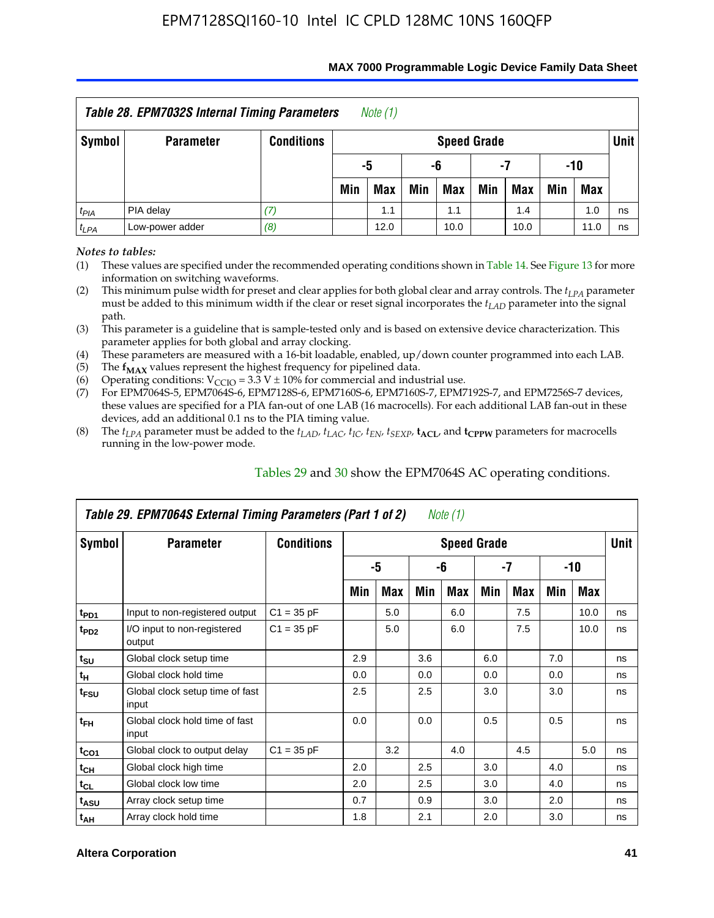| *Table 28. EPM7032S Internal Timing Parameters* *Note (1)* | | | | | | | | | | | |
|---|---|---|---|---|---|---|---|---|---|---|---|
| Symbol | Parameter | Conditions | Speed Grade | | | | | | | | Unit |
| | | | -5 | | -6 | | -7 | | -10 | | |
| | | | Min | Max | Min | Max | Min | Max | Min | Max | |
| $t_{PIA}$ | PIA delay | *(7)* | | 1.1 | | 1.1 | | 1.4 | | 1.0 | ns |
| $t_{LPA}$ | Low-power adder | *(8)* | | 12.0 | | 10.0 | | 10.0 | | 11.0 | ns |

*Notes to tables:*

(1) These values are specified under the recommended operating conditions shown in Table 14. See Figure 13 for more information on switching waveforms.

(2) This minimum pulse width for preset and clear applies for both global clear and array controls. The $t_{LPA}$ parameter must be added to this minimum width if the clear or reset signal incorporates the $t_{LAD}$ parameter into the signal path.

(3) This parameter is a guideline that is sample-tested only and is based on extensive device characterization. This parameter applies for both global and array clocking.

(4) These parameters are measured with a 16-bit loadable, enabled, up/down counter programmed into each LAB.

(5) The $\mathbf{f_{MAX}}$ values represent the highest frequency for pipelined data.

(6) Operating conditions: $V_{CCIO}$ = 3.3 V ± 10% for commercial and industrial use.

(7) For EPM7064S-5, EPM7064S-6, EPM7128S-6, EPM7160S-6, EPM7160S-7, EPM7192S-7, and EPM7256S-7 devices, these values are specified for a PIA fan-out of one LAB (16 macrocells). For each additional LAB fan-out in these devices, add an additional 0.1 ns to the PIA timing value.

(8) The $t_{LPA}$ parameter must be added to the $t_{LAD}$, $t_{LAC}$, $t_{IC}$, $t_{EN}$, $t_{SEXP}$, $\mathbf{t_{ACL}}$, and $\mathbf{t_{CPPW}}$ parameters for macrocells running in the low-power mode.

Tables 29 and 30 show the EPM7064S AC operating conditions.

| *Table 29. EPM7064S External Timing Parameters (Part 1 of 2)* *Note (1)* | | | | | | | | | | | |
|---|---|---|---|---|---|---|---|---|---|---|---|
| Symbol | Parameter | Conditions | Speed Grade | | | | | | | | Unit |
| | | | -5 | | -6 | | -7 | | -10 | | |
| | | | Min | Max | Min | Max | Min | Max | Min | Max | |
| $t_{PD1}$ | Input to non-registered output | C1 = 35 pF | | 5.0 | | 6.0 | | 7.5 | | 10.0 | ns |
| $t_{PD2}$ | I/O input to non-registered output | C1 = 35 pF | | 5.0 | | 6.0 | | 7.5 | | 10.0 | ns |
| $t_{SU}$ | Global clock setup time | | 2.9 | | 3.6 | | 6.0 | | 7.0 | | ns |
| $t_{H}$ | Global clock hold time | | 0.0 | | 0.0 | | 0.0 | | 0.0 | | ns |
| $t_{FSU}$ | Global clock setup time of fast input | | 2.5 | | 2.5 | | 3.0 | | 3.0 | | ns |
| $t_{FH}$ | Global clock hold time of fast input | | 0.0 | | 0.0 | | 0.5 | | 0.5 | | ns |
| $t_{CO1}$ | Global clock to output delay | C1 = 35 pF | | 3.2 | | 4.0 | | 4.5 | | 5.0 | ns |
| $t_{CH}$ | Global clock high time | | 2.0 | | 2.5 | | 3.0 | | 4.0 | | ns |
| $t_{CL}$ | Global clock low time | | 2.0 | | 2.5 | | 3.0 | | 4.0 | | ns |
| $t_{ASU}$ | Array clock setup time | | 0.7 | | 0.9 | | 3.0 | | 2.0 | | ns |
| $t_{AH}$ | Array clock hold time | | 1.8 | | 2.1 | | 2.0 | | 3.0 | | ns |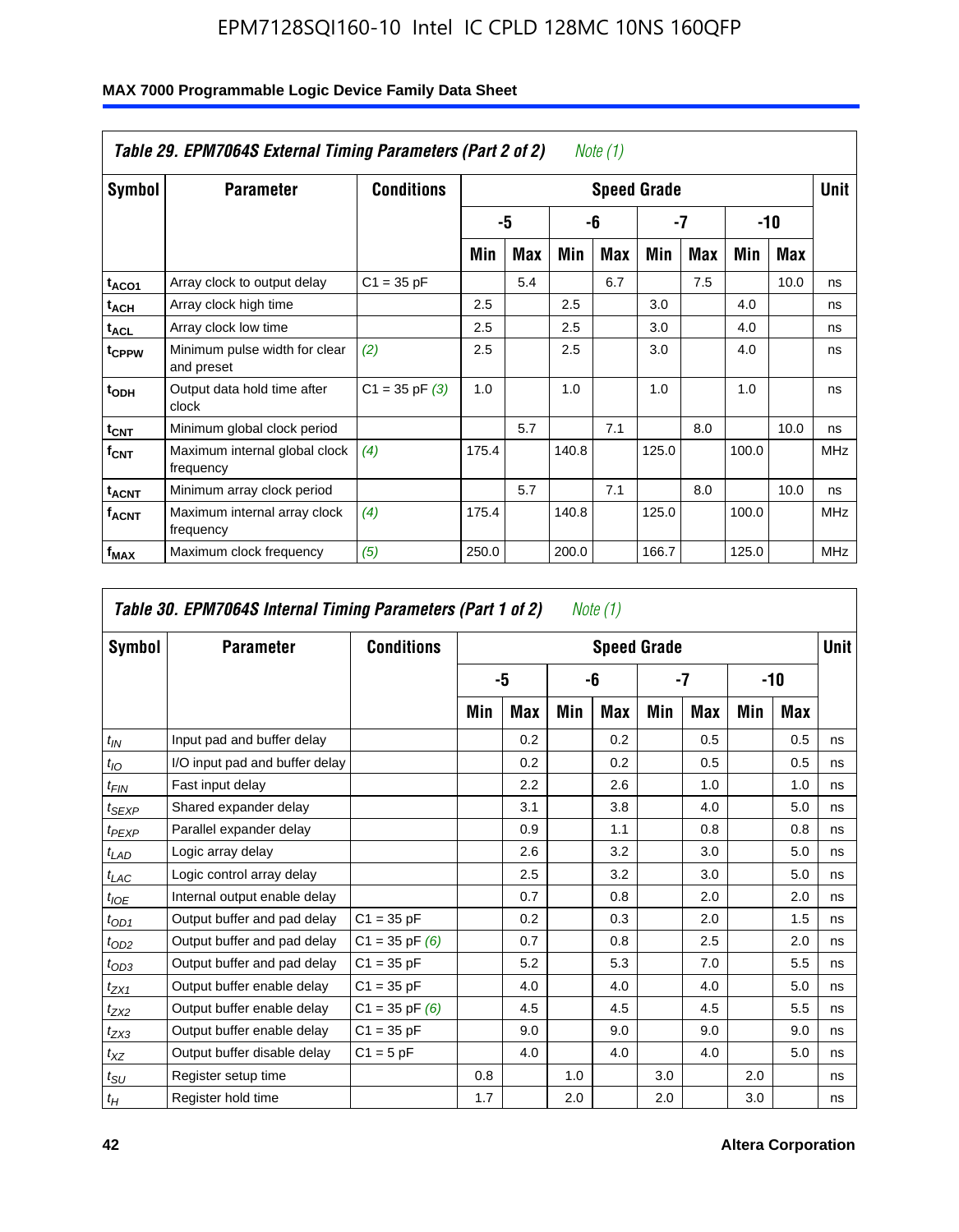**Table 29. EPM7064S External Timing Parameters (Part 2 of 2)** *Note (1)*

| Symbol | Parameter | Conditions | Speed Grade | | | | | | | | Unit |
|---|---|---|---|---|---|---|---|---|---|---|---|
| | | | -5 | | -6 | | -7 | | -10 | | |
| | | | Min | Max | Min | Max | Min | Max | Min | Max | |
| $t_{ACO1}$ | Array clock to output delay | C1 = 35 pF | | 5.4 | | 6.7 | | 7.5 | | 10.0 | ns |
| $t_{ACH}$ | Array clock high time | | 2.5 | | 2.5 | | 3.0 | | 4.0 | | ns |
| $t_{ACL}$ | Array clock low time | | 2.5 | | 2.5 | | 3.0 | | 4.0 | | ns |
| $t_{CPPW}$ | Minimum pulse width for clear and preset | *(2)* | 2.5 | | 2.5 | | 3.0 | | 4.0 | | ns |
| $t_{ODH}$ | Output data hold time after clock | C1 = 35 pF *(3)* | 1.0 | | 1.0 | | 1.0 | | 1.0 | | ns |
| $t_{CNT}$ | Minimum global clock period | | | 5.7 | | 7.1 | | 8.0 | | 10.0 | ns |
| $f_{CNT}$ | Maximum internal global clock frequency | *(4)* | 175.4 | | 140.8 | | 125.0 | | 100.0 | | MHz |
| $t_{ACNT}$ | Minimum array clock period | | | 5.7 | | 7.1 | | 8.0 | | 10.0 | ns |
| $f_{ACNT}$ | Maximum internal array clock frequency | *(4)* | 175.4 | | 140.8 | | 125.0 | | 100.0 | | MHz |
| $f_{MAX}$ | Maximum clock frequency | *(5)* | 250.0 | | 200.0 | | 166.7 | | 125.0 | | MHz |

**Table 30. EPM7064S Internal Timing Parameters (Part 1 of 2)** *Note (1)*

| Symbol | Parameter | Conditions | Speed Grade | | | | | | | | Unit |
|---|---|---|---|---|---|---|---|---|---|---|---|
| | | | -5 | | -6 | | -7 | | -10 | | |
| | | | Min | Max | Min | Max | Min | Max | Min | Max | |
| $t_{IN}$ | Input pad and buffer delay | | | 0.2 | | 0.2 | | 0.5 | | 0.5 | ns |
| $t_{IO}$ | I/O input pad and buffer delay | | | 0.2 | | 0.2 | | 0.5 | | 0.5 | ns |
| $t_{FIN}$ | Fast input delay | | | 2.2 | | 2.6 | | 1.0 | | 1.0 | ns |
| $t_{SEXP}$ | Shared expander delay | | | 3.1 | | 3.8 | | 4.0 | | 5.0 | ns |
| $t_{PEXP}$ | Parallel expander delay | | | 0.9 | | 1.1 | | 0.8 | | 0.8 | ns |
| $t_{LAD}$ | Logic array delay | | | 2.6 | | 3.2 | | 3.0 | | 5.0 | ns |
| $t_{LAC}$ | Logic control array delay | | | 2.5 | | 3.2 | | 3.0 | | 5.0 | ns |
| $t_{IOE}$ | Internal output enable delay | | | 0.7 | | 0.8 | | 2.0 | | 2.0 | ns |
| $t_{OD1}$ | Output buffer and pad delay | C1 = 35 pF | | 0.2 | | 0.3 | | 2.0 | | 1.5 | ns |
| $t_{OD2}$ | Output buffer and pad delay | C1 = 35 pF *(6)* | | 0.7 | | 0.8 | | 2.5 | | 2.0 | ns |
| $t_{OD3}$ | Output buffer and pad delay | C1 = 35 pF | | 5.2 | | 5.3 | | 7.0 | | 5.5 | ns |
| $t_{ZX1}$ | Output buffer enable delay | C1 = 35 pF | | 4.0 | | 4.0 | | 4.0 | | 5.0 | ns |
| $t_{ZX2}$ | Output buffer enable delay | C1 = 35 pF *(6)* | | 4.5 | | 4.5 | | 4.5 | | 5.5 | ns |
| $t_{ZX3}$ | Output buffer enable delay | C1 = 35 pF | | 9.0 | | 9.0 | | 9.0 | | 9.0 | ns |
| $t_{XZ}$ | Output buffer disable delay | C1 = 5 pF | | 4.0 | | 4.0 | | 4.0 | | 5.0 | ns |
| $t_{SU}$ | Register setup time | | 0.8 | | 1.0 | | 3.0 | | 2.0 | | ns |
| $t_{H}$ | Register hold time | | 1.7 | | 2.0 | | 2.0 | | 3.0 | | ns |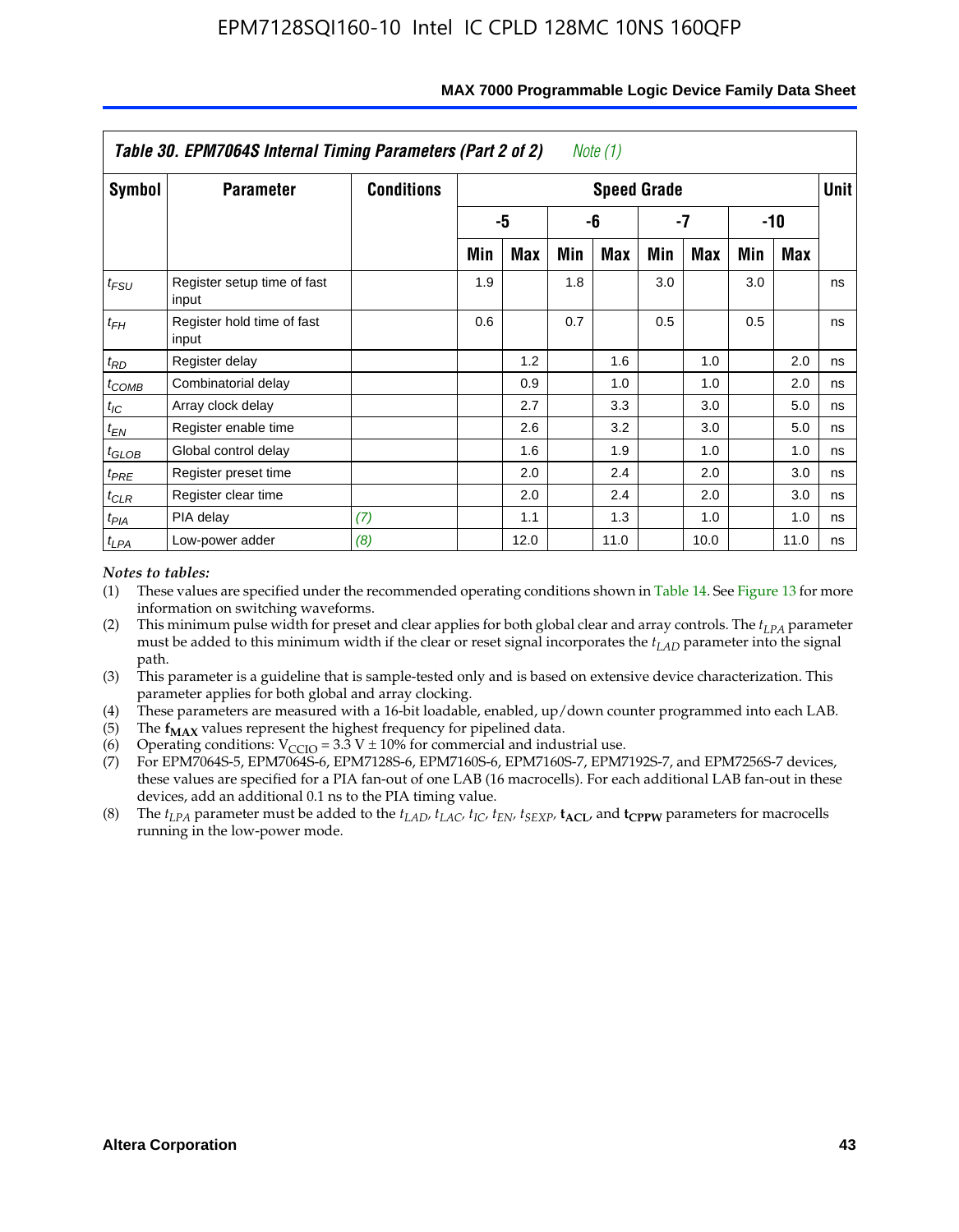**Table 30. EPM7064S Internal Timing Parameters (Part 2 of 2)** *Note (1)*

| Symbol | Parameter | Conditions | Speed Grade | | | | | | | | Unit |
|---|---|---|---|---|---|---|---|---|---|---|---|
| | | | -5 | | -6 | | -7 | | -10 | | |
| | | | Min | Max | Min | Max | Min | Max | Min | Max | |
| $t_{FSU}$ | Register setup time of fast input | | 1.9 | | 1.8 | | 3.0 | | 3.0 | | ns |
| $t_{FH}$ | Register hold time of fast input | | 0.6 | | 0.7 | | 0.5 | | 0.5 | | ns |
| $t_{RD}$ | Register delay | | | 1.2 | | 1.6 | | 1.0 | | 2.0 | ns |
| $t_{COMB}$ | Combinatorial delay | | | 0.9 | | 1.0 | | 1.0 | | 2.0 | ns |
| $t_{IC}$ | Array clock delay | | | 2.7 | | 3.3 | | 3.0 | | 5.0 | ns |
| $t_{EN}$ | Register enable time | | | 2.6 | | 3.2 | | 3.0 | | 5.0 | ns |
| $t_{GLOB}$ | Global control delay | | | 1.6 | | 1.9 | | 1.0 | | 1.0 | ns |
| $t_{PRE}$ | Register preset time | | | 2.0 | | 2.4 | | 2.0 | | 3.0 | ns |
| $t_{CLR}$ | Register clear time | | | 2.0 | | 2.4 | | 2.0 | | 3.0 | ns |
| $t_{PIA}$ | PIA delay | *(7)* | | 1.1 | | 1.3 | | 1.0 | | 1.0 | ns |
| $t_{LPA}$ | Low-power adder | *(8)* | | 12.0 | | 11.0 | | 10.0 | | 11.0 | ns |

*Notes to tables:*

(1) These values are specified under the recommended operating conditions shown in Table 14. See Figure 13 for more information on switching waveforms.

(2) This minimum pulse width for preset and clear applies for both global clear and array controls. The $t_{LPA}$ parameter must be added to this minimum width if the clear or reset signal incorporates the $t_{LAD}$ parameter into the signal path.

(3) This parameter is a guideline that is sample-tested only and is based on extensive device characterization. This parameter applies for both global and array clocking.

(4) These parameters are measured with a 16-bit loadable, enabled, up/down counter programmed into each LAB.

(5) The $\mathbf{f_{MAX}}$ values represent the highest frequency for pipelined data.

(6) Operating conditions: $V_{CCIO}$ = 3.3 V ± 10% for commercial and industrial use.

(7) For EPM7064S-5, EPM7064S-6, EPM7128S-6, EPM7160S-6, EPM7160S-7, EPM7192S-7, and EPM7256S-7 devices, these values are specified for a PIA fan-out of one LAB (16 macrocells). For each additional LAB fan-out in these devices, add an additional 0.1 ns to the PIA timing value.

(8) The $t_{LPA}$ parameter must be added to the $t_{LAD}$, $t_{LAC}$, $t_{IC}$, $t_{EN}$, $t_{SEXP}$, $\mathbf{t_{ACL}}$, and $\mathbf{t_{CPPW}}$ parameters for macrocells running in the low-power mode.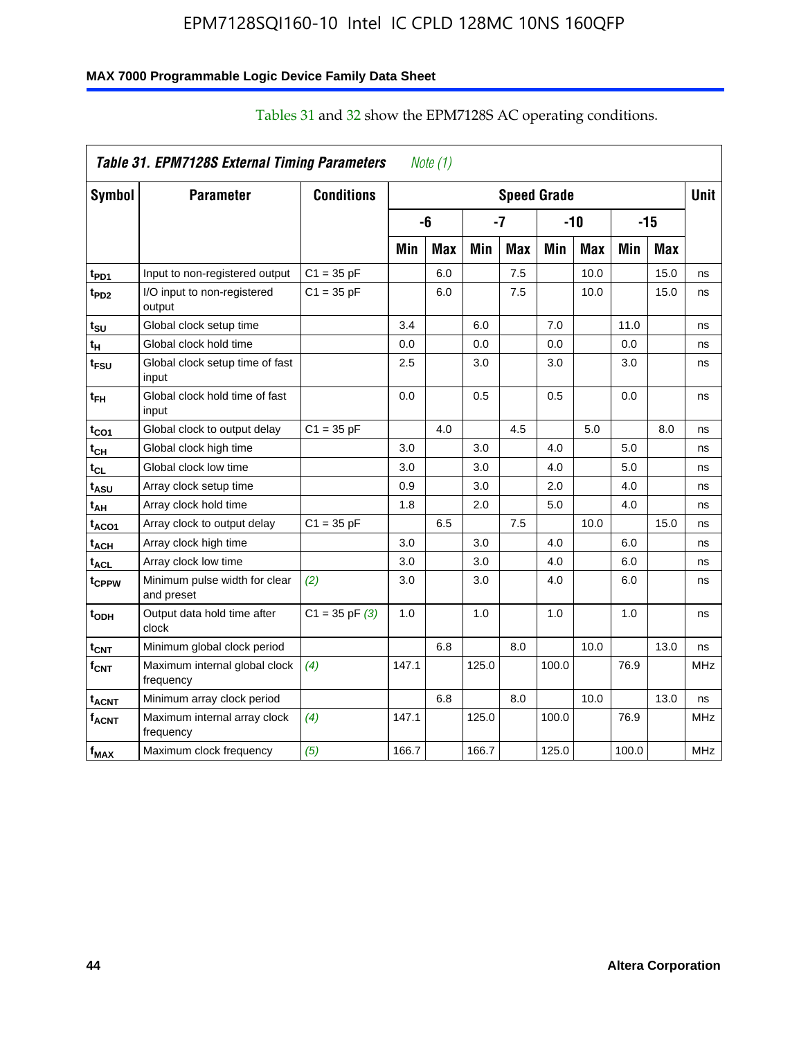Tables 31 and 32 show the EPM7128S AC operating conditions.

| Table 31. EPM7128S External Timing Parameters *Note (1)* | | | | | | | | | | | |
|---|---|---|---|---|---|---|---|---|---|---|---|
| Symbol | Parameter | Conditions | Speed Grade | | | | | | | | Unit |
| | | | -6 | | -7 | | -10 | | -15 | | |
| | | | Min | Max | Min | Max | Min | Max | Min | Max | |
| $t_{PD1}$ | Input to non-registered output | C1 = 35 pF | | 6.0 | | 7.5 | | 10.0 | | 15.0 | ns |
| $t_{PD2}$ | I/O input to non-registered output | C1 = 35 pF | | 6.0 | | 7.5 | | 10.0 | | 15.0 | ns |
| $t_{SU}$ | Global clock setup time | | 3.4 | | 6.0 | | 7.0 | | 11.0 | | ns |
| $t_{H}$ | Global clock hold time | | 0.0 | | 0.0 | | 0.0 | | 0.0 | | ns |
| $t_{FSU}$ | Global clock setup time of fast input | | 2.5 | | 3.0 | | 3.0 | | 3.0 | | ns |
| $t_{FH}$ | Global clock hold time of fast input | | 0.0 | | 0.5 | | 0.5 | | 0.0 | | ns |
| $t_{CO1}$ | Global clock to output delay | C1 = 35 pF | | 4.0 | | 4.5 | | 5.0 | | 8.0 | ns |
| $t_{CH}$ | Global clock high time | | 3.0 | | 3.0 | | 4.0 | | 5.0 | | ns |
| $t_{CL}$ | Global clock low time | | 3.0 | | 3.0 | | 4.0 | | 5.0 | | ns |
| $t_{ASU}$ | Array clock setup time | | 0.9 | | 3.0 | | 2.0 | | 4.0 | | ns |
| $t_{AH}$ | Array clock hold time | | 1.8 | | 2.0 | | 5.0 | | 4.0 | | ns |
| $t_{ACO1}$ | Array clock to output delay | C1 = 35 pF | | 6.5 | | 7.5 | | 10.0 | | 15.0 | ns |
| $t_{ACH}$ | Array clock high time | | 3.0 | | 3.0 | | 4.0 | | 6.0 | | ns |
| $t_{ACL}$ | Array clock low time | | 3.0 | | 3.0 | | 4.0 | | 6.0 | | ns |
| $t_{CPPW}$ | Minimum pulse width for clear and preset | *(2)* | 3.0 | | 3.0 | | 4.0 | | 6.0 | | ns |
| $t_{ODH}$ | Output data hold time after clock | C1 = 35 pF *(3)* | 1.0 | | 1.0 | | 1.0 | | 1.0 | | ns |
| $t_{CNT}$ | Minimum global clock period | | | 6.8 | | 8.0 | | 10.0 | | 13.0 | ns |
| $f_{CNT}$ | Maximum internal global clock frequency | *(4)* | 147.1 | | 125.0 | | 100.0 | | 76.9 | | MHz |
| $t_{ACNT}$ | Minimum array clock period | | | 6.8 | | 8.0 | | 10.0 | | 13.0 | ns |
| $f_{ACNT}$ | Maximum internal array clock frequency | *(4)* | 147.1 | | 125.0 | | 100.0 | | 76.9 | | MHz |
| $f_{MAX}$ | Maximum clock frequency | *(5)* | 166.7 | | 166.7 | | 125.0 | | 100.0 | | MHz |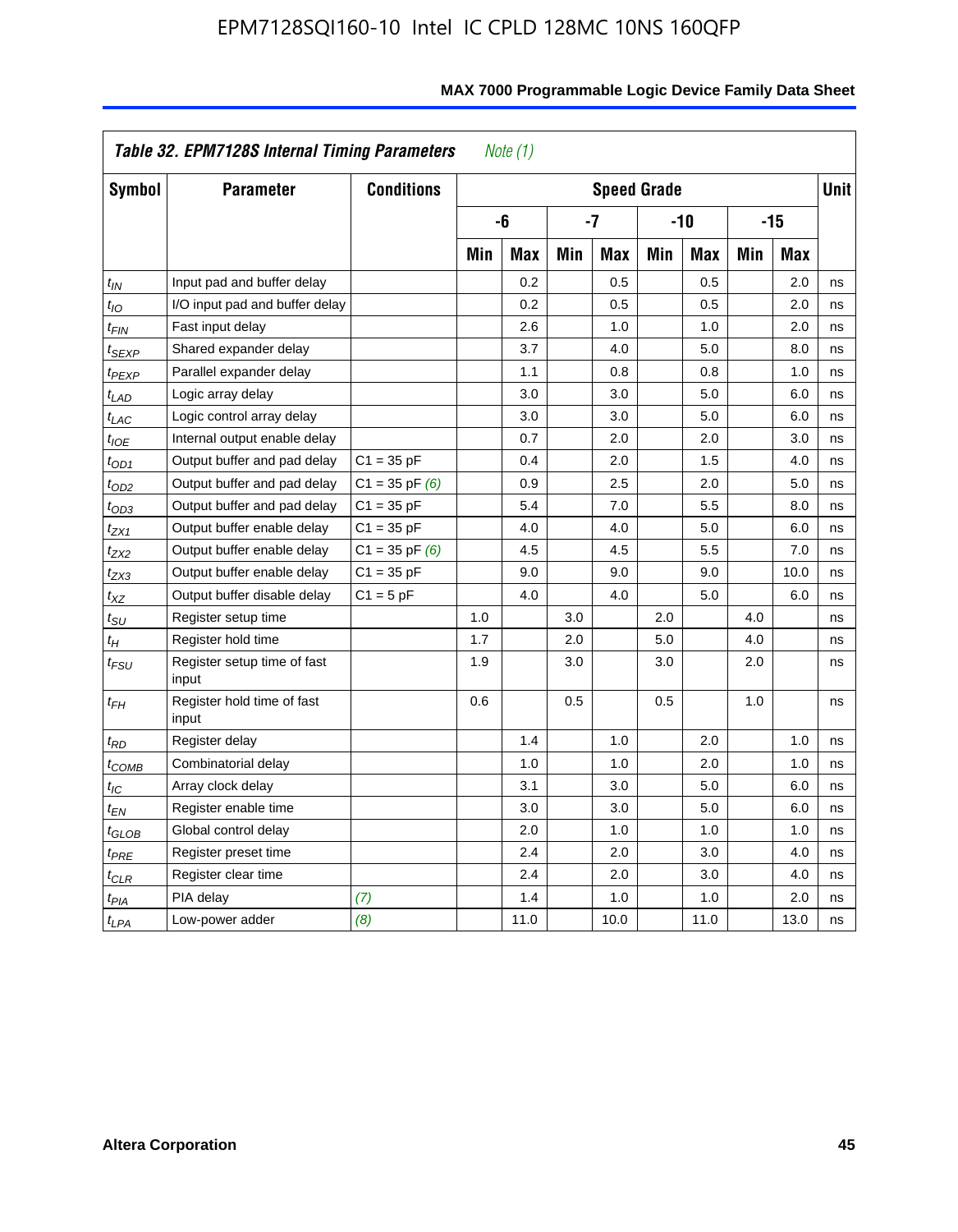**Table 32. EPM7128S Internal Timing Parameters** *Note (1)*

| Symbol | Parameter | Conditions | Speed Grade | | | | | | | | Unit |
|---|---|---|---|---|---|---|---|---|---|---|---|
| | | | -6 | | -7 | | -10 | | -15 | | |
| | | | Min | Max | Min | Max | Min | Max | Min | Max | |
| $t_{IN}$ | Input pad and buffer delay | | | 0.2 | | 0.5 | | 0.5 | | 2.0 | ns |
| $t_{IO}$ | I/O input pad and buffer delay | | | 0.2 | | 0.5 | | 0.5 | | 2.0 | ns |
| $t_{FIN}$ | Fast input delay | | | 2.6 | | 1.0 | | 1.0 | | 2.0 | ns |
| $t_{SEXP}$ | Shared expander delay | | | 3.7 | | 4.0 | | 5.0 | | 8.0 | ns |
| $t_{PEXP}$ | Parallel expander delay | | | 1.1 | | 0.8 | | 0.8 | | 1.0 | ns |
| $t_{LAD}$ | Logic array delay | | | 3.0 | | 3.0 | | 5.0 | | 6.0 | ns |
| $t_{LAC}$ | Logic control array delay | | | 3.0 | | 3.0 | | 5.0 | | 6.0 | ns |
| $t_{IOE}$ | Internal output enable delay | | | 0.7 | | 2.0 | | 2.0 | | 3.0 | ns |
| $t_{OD1}$ | Output buffer and pad delay | C1 = 35 pF | | 0.4 | | 2.0 | | 1.5 | | 4.0 | ns |
| $t_{OD2}$ | Output buffer and pad delay | C1 = 35 pF *(6)* | | 0.9 | | 2.5 | | 2.0 | | 5.0 | ns |
| $t_{OD3}$ | Output buffer and pad delay | C1 = 35 pF | | 5.4 | | 7.0 | | 5.5 | | 8.0 | ns |
| $t_{ZX1}$ | Output buffer enable delay | C1 = 35 pF | | 4.0 | | 4.0 | | 5.0 | | 6.0 | ns |
| $t_{ZX2}$ | Output buffer enable delay | C1 = 35 pF *(6)* | | 4.5 | | 4.5 | | 5.5 | | 7.0 | ns |
| $t_{ZX3}$ | Output buffer enable delay | C1 = 35 pF | | 9.0 | | 9.0 | | 9.0 | | 10.0 | ns |
| $t_{XZ}$ | Output buffer disable delay | C1 = 5 pF | | 4.0 | | 4.0 | | 5.0 | | 6.0 | ns |
| $t_{SU}$ | Register setup time | | 1.0 | | 3.0 | | 2.0 | | 4.0 | | ns |
| $t_{H}$ | Register hold time | | 1.7 | | 2.0 | | 5.0 | | 4.0 | | ns |
| $t_{FSU}$ | Register setup time of fast input | | 1.9 | | 3.0 | | 3.0 | | 2.0 | | ns |
| $t_{FH}$ | Register hold time of fast input | | 0.6 | | 0.5 | | 0.5 | | 1.0 | | ns |
| $t_{RD}$ | Register delay | | | 1.4 | | 1.0 | | 2.0 | | 1.0 | ns |
| $t_{COMB}$ | Combinatorial delay | | | 1.0 | | 1.0 | | 2.0 | | 1.0 | ns |
| $t_{IC}$ | Array clock delay | | | 3.1 | | 3.0 | | 5.0 | | 6.0 | ns |
| $t_{EN}$ | Register enable time | | | 3.0 | | 3.0 | | 5.0 | | 6.0 | ns |
| $t_{GLOB}$ | Global control delay | | | 2.0 | | 1.0 | | 1.0 | | 1.0 | ns |
| $t_{PRE}$ | Register preset time | | | 2.4 | | 2.0 | | 3.0 | | 4.0 | ns |
| $t_{CLR}$ | Register clear time | | | 2.4 | | 2.0 | | 3.0 | | 4.0 | ns |
| $t_{PIA}$ | PIA delay | *(7)* | | 1.4 | | 1.0 | | 1.0 | | 2.0 | ns |
| $t_{LPA}$ | Low-power adder | *(8)* | | 11.0 | | 10.0 | | 11.0 | | 13.0 | ns |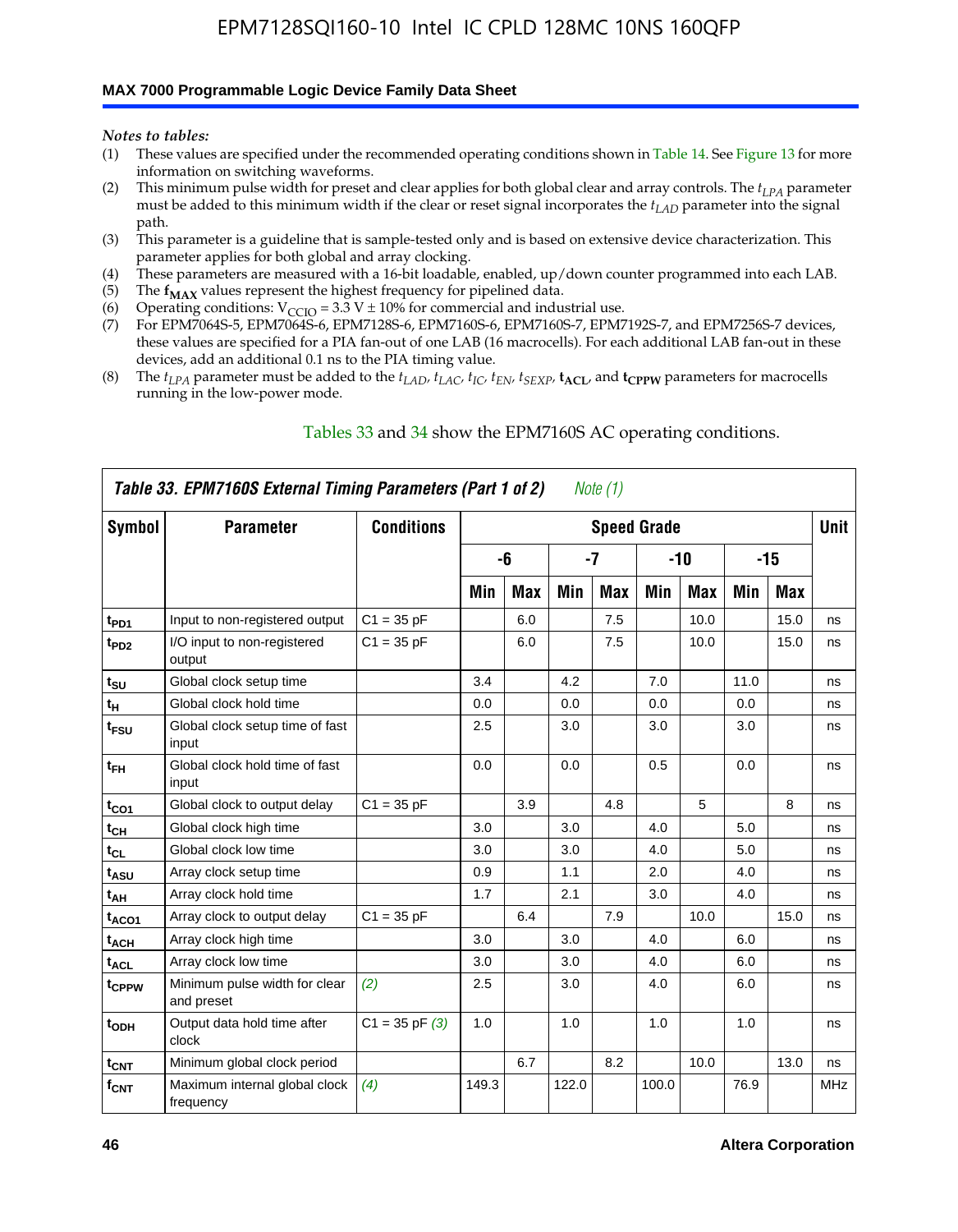*Notes to tables:*

(1) These values are specified under the recommended operating conditions shown in Table 14. See Figure 13 for more information on switching waveforms.
(2) This minimum pulse width for preset and clear applies for both global clear and array controls. The $t_{LPA}$ parameter must be added to this minimum width if the clear or reset signal incorporates the $t_{LAD}$ parameter into the signal path.
(3) This parameter is a guideline that is sample-tested only and is based on extensive device characterization. This parameter applies for both global and array clocking.
(4) These parameters are measured with a 16-bit loadable, enabled, up/down counter programmed into each LAB.
(5) The $\mathbf{f_{MAX}}$ values represent the highest frequency for pipelined data.
(6) Operating conditions: $V_{CCIO}$ = 3.3 V ± 10% for commercial and industrial use.
(7) For EPM7064S-5, EPM7064S-6, EPM7128S-6, EPM7160S-6, EPM7160S-7, EPM7192S-7, and EPM7256S-7 devices, these values are specified for a PIA fan-out of one LAB (16 macrocells). For each additional LAB fan-out in these devices, add an additional 0.1 ns to the PIA timing value.
(8) The $t_{LPA}$ parameter must be added to the $t_{LAD}$, $t_{LAC}$, $t_{IC}$, $t_{EN}$, $t_{SEXP}$, $\mathbf{t_{ACL}}$, and $\mathbf{t_{CPPW}}$ parameters for macrocells running in the low-power mode.

Tables 33 and 34 show the EPM7160S AC operating conditions.

**Table 33. EPM7160S External Timing Parameters (Part 1 of 2)** *Note (1)*

| Symbol | Parameter | Conditions | Speed Grade | | | | | | | | Unit |
|---|---|---|---|---|---|---|---|---|---|---|---|
| | | | -6 | | -7 | | -10 | | -15 | | |
| | | | Min | Max | Min | Max | Min | Max | Min | Max | |
| $t_{PD1}$ | Input to non-registered output | C1 = 35 pF | | 6.0 | | 7.5 | | 10.0 | | 15.0 | ns |
| $t_{PD2}$ | I/O input to non-registered output | C1 = 35 pF | | 6.0 | | 7.5 | | 10.0 | | 15.0 | ns |
| $t_{SU}$ | Global clock setup time | | 3.4 | | 4.2 | | 7.0 | | 11.0 | | ns |
| $t_{H}$ | Global clock hold time | | 0.0 | | 0.0 | | 0.0 | | 0.0 | | ns |
| $t_{FSU}$ | Global clock setup time of fast input | | 2.5 | | 3.0 | | 3.0 | | 3.0 | | ns |
| $t_{FH}$ | Global clock hold time of fast input | | 0.0 | | 0.0 | | 0.5 | | 0.0 | | ns |
| $t_{CO1}$ | Global clock to output delay | C1 = 35 pF | | 3.9 | | 4.8 | | 5 | | 8 | ns |
| $t_{CH}$ | Global clock high time | | 3.0 | | 3.0 | | 4.0 | | 5.0 | | ns |
| $t_{CL}$ | Global clock low time | | 3.0 | | 3.0 | | 4.0 | | 5.0 | | ns |
| $t_{ASU}$ | Array clock setup time | | 0.9 | | 1.1 | | 2.0 | | 4.0 | | ns |
| $t_{AH}$ | Array clock hold time | | 1.7 | | 2.1 | | 3.0 | | 4.0 | | ns |
| $t_{ACO1}$ | Array clock to output delay | C1 = 35 pF | | 6.4 | | 7.9 | | 10.0 | | 15.0 | ns |
| $t_{ACH}$ | Array clock high time | | 3.0 | | 3.0 | | 4.0 | | 6.0 | | ns |
| $t_{ACL}$ | Array clock low time | | 3.0 | | 3.0 | | 4.0 | | 6.0 | | ns |
| $t_{CPPW}$ | Minimum pulse width for clear and preset | *(2)* | 2.5 | | 3.0 | | 4.0 | | 6.0 | | ns |
| $t_{ODH}$ | Output data hold time after clock | C1 = 35 pF *(3)* | 1.0 | | 1.0 | | 1.0 | | 1.0 | | ns |
| $t_{CNT}$ | Minimum global clock period | | | 6.7 | | 8.2 | | 10.0 | | 13.0 | ns |
| $f_{CNT}$ | Maximum internal global clock frequency | *(4)* | 149.3 | | 122.0 | | 100.0 | | 76.9 | | MHz |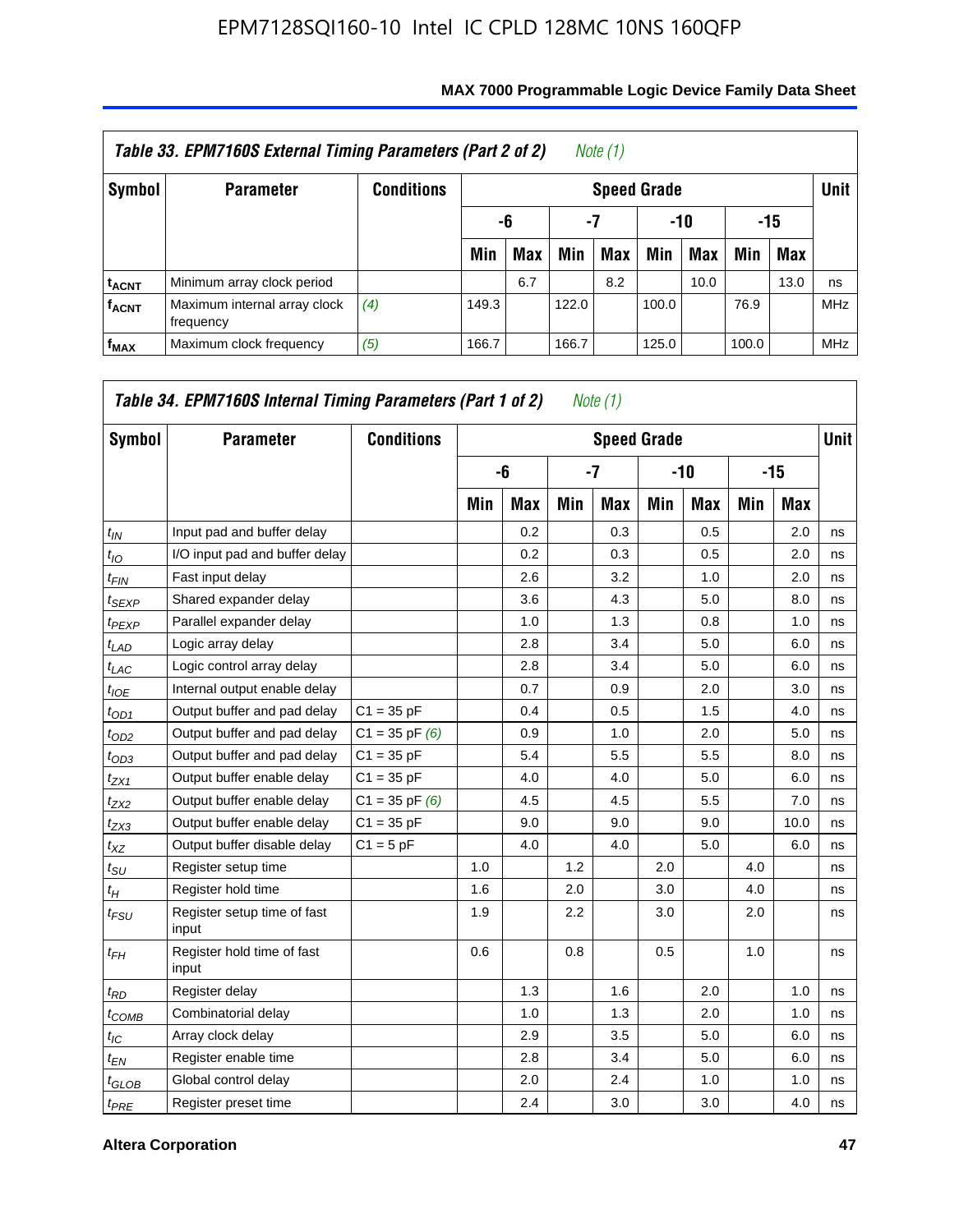## Table 33. EPM7160S External Timing Parameters (Part 2 of 2) *Note (1)*

| Symbol | Parameter | Conditions | Speed Grade | | | | | | | | Unit |
|---|---|---|---|---|---|---|---|---|---|---|---|
| | | | -6 | | -7 | | -10 | | -15 | | |
| | | | Min | Max | Min | Max | Min | Max | Min | Max | |
| $t_{ACNT}$ | Minimum array clock period | | | 6.7 | | 8.2 | | 10.0 | | 13.0 | ns |
| $f_{ACNT}$ | Maximum internal array clock frequency | *(4)* | 149.3 | | 122.0 | | 100.0 | | 76.9 | | MHz |
| $f_{MAX}$ | Maximum clock frequency | *(5)* | 166.7 | | 166.7 | | 125.0 | | 100.0 | | MHz |

## Table 34. EPM7160S Internal Timing Parameters (Part 1 of 2) *Note (1)*

| Symbol | Parameter | Conditions | Speed Grade | | | | | | | | Unit |
|---|---|---|---|---|---|---|---|---|---|---|---|
| | | | -6 | | -7 | | -10 | | -15 | | |
| | | | Min | Max | Min | Max | Min | Max | Min | Max | |
| $t_{IN}$ | Input pad and buffer delay | | | 0.2 | | 0.3 | | 0.5 | | 2.0 | ns |
| $t_{IO}$ | I/O input pad and buffer delay | | | 0.2 | | 0.3 | | 0.5 | | 2.0 | ns |
| $t_{FIN}$ | Fast input delay | | | 2.6 | | 3.2 | | 1.0 | | 2.0 | ns |
| $t_{SEXP}$ | Shared expander delay | | | 3.6 | | 4.3 | | 5.0 | | 8.0 | ns |
| $t_{PEXP}$ | Parallel expander delay | | | 1.0 | | 1.3 | | 0.8 | | 1.0 | ns |
| $t_{LAD}$ | Logic array delay | | | 2.8 | | 3.4 | | 5.0 | | 6.0 | ns |
| $t_{LAC}$ | Logic control array delay | | | 2.8 | | 3.4 | | 5.0 | | 6.0 | ns |
| $t_{IOE}$ | Internal output enable delay | | | 0.7 | | 0.9 | | 2.0 | | 3.0 | ns |
| $t_{OD1}$ | Output buffer and pad delay | C1 = 35 pF | | 0.4 | | 0.5 | | 1.5 | | 4.0 | ns |
| $t_{OD2}$ | Output buffer and pad delay | C1 = 35 pF *(6)* | | 0.9 | | 1.0 | | 2.0 | | 5.0 | ns |
| $t_{OD3}$ | Output buffer and pad delay | C1 = 35 pF | | 5.4 | | 5.5 | | 5.5 | | 8.0 | ns |
| $t_{ZX1}$ | Output buffer enable delay | C1 = 35 pF | | 4.0 | | 4.0 | | 5.0 | | 6.0 | ns |
| $t_{ZX2}$ | Output buffer enable delay | C1 = 35 pF *(6)* | | 4.5 | | 4.5 | | 5.5 | | 7.0 | ns |
| $t_{ZX3}$ | Output buffer enable delay | C1 = 35 pF | | 9.0 | | 9.0 | | 9.0 | | 10.0 | ns |
| $t_{XZ}$ | Output buffer disable delay | C1 = 5 pF | | 4.0 | | 4.0 | | 5.0 | | 6.0 | ns |
| $t_{SU}$ | Register setup time | | 1.0 | | 1.2 | | 2.0 | | 4.0 | | ns |
| $t_{H}$ | Register hold time | | 1.6 | | 2.0 | | 3.0 | | 4.0 | | ns |
| $t_{FSU}$ | Register setup time of fast input | | 1.9 | | 2.2 | | 3.0 | | 2.0 | | ns |
| $t_{FH}$ | Register hold time of fast input | | 0.6 | | 0.8 | | 0.5 | | 1.0 | | ns |
| $t_{RD}$ | Register delay | | | 1.3 | | 1.6 | | 2.0 | | 1.0 | ns |
| $t_{COMB}$ | Combinatorial delay | | | 1.0 | | 1.3 | | 2.0 | | 1.0 | ns |
| $t_{IC}$ | Array clock delay | | | 2.9 | | 3.5 | | 5.0 | | 6.0 | ns |
| $t_{EN}$ | Register enable time | | | 2.8 | | 3.4 | | 5.0 | | 6.0 | ns |
| $t_{GLOB}$ | Global control delay | | | 2.0 | | 2.4 | | 1.0 | | 1.0 | ns |
| $t_{PRE}$ | Register preset time | | | 2.4 | | 3.0 | | 3.0 | | 4.0 | ns |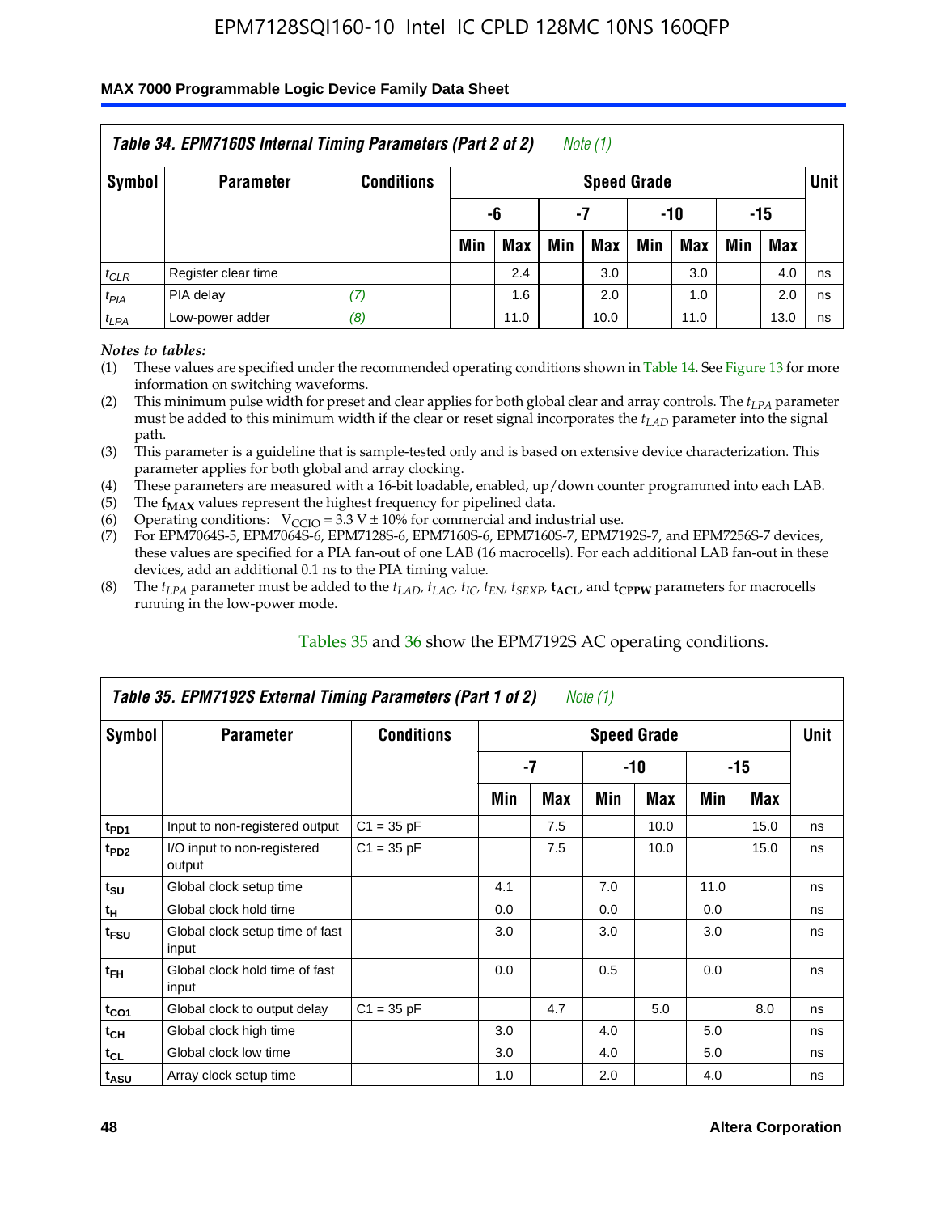**Table 34. EPM7160S Internal Timing Parameters (Part 2 of 2)** *Note (1)*

| Symbol | Parameter | Conditions | Speed Grade | | | | | | | | Unit |
|---|---|---|---|---|---|---|---|---|---|---|---|
| | | | -6 | | -7 | | -10 | | -15 | | |
| | | | Min | Max | Min | Max | Min | Max | Min | Max | |
| $t_{CLR}$ | Register clear time | | | 2.4 | | 3.0 | | 3.0 | | 4.0 | ns |
| $t_{PIA}$ | PIA delay | *(7)* | | 1.6 | | 2.0 | | 1.0 | | 2.0 | ns |
| $t_{LPA}$ | Low-power adder | *(8)* | | 11.0 | | 10.0 | | 11.0 | | 13.0 | ns |

*Notes to tables:*

(1) These values are specified under the recommended operating conditions shown in Table 14. See Figure 13 for more information on switching waveforms.
(2) This minimum pulse width for preset and clear applies for both global clear and array controls. The $t_{LPA}$ parameter must be added to this minimum width if the clear or reset signal incorporates the $t_{LAD}$ parameter into the signal path.
(3) This parameter is a guideline that is sample-tested only and is based on extensive device characterization. This parameter applies for both global and array clocking.
(4) These parameters are measured with a 16-bit loadable, enabled, up/down counter programmed into each LAB.
(5) The $\mathbf{f_{MAX}}$ values represent the highest frequency for pipelined data.
(6) Operating conditions: $V_{CCIO} = 3.3\ V \pm 10\%$ for commercial and industrial use.
(7) For EPM7064S-5, EPM7064S-6, EPM7128S-6, EPM7160S-6, EPM7160S-7, EPM7192S-7, and EPM7256S-7 devices, these values are specified for a PIA fan-out of one LAB (16 macrocells). For each additional LAB fan-out in these devices, add an additional 0.1 ns to the PIA timing value.
(8) The $t_{LPA}$ parameter must be added to the $t_{LAD}$, $t_{LAC}$, $t_{IC}$, $t_{EN}$, $t_{SEXP}$, $\mathbf{t_{ACL}}$, and $\mathbf{t_{CPPW}}$ parameters for macrocells running in the low-power mode.

Tables 35 and 36 show the EPM7192S AC operating conditions.

**Table 35. EPM7192S External Timing Parameters (Part 1 of 2)** *Note (1)*

| Symbol | Parameter | Conditions | Speed Grade | | | | | | Unit |
|---|---|---|---|---|---|---|---|---|---|
| | | | -7 | | -10 | | -15 | | |
| | | | Min | Max | Min | Max | Min | Max | |
| $t_{PD1}$ | Input to non-registered output | C1 = 35 pF | | 7.5 | | 10.0 | | 15.0 | ns |
| $t_{PD2}$ | I/O input to non-registered output | C1 = 35 pF | | 7.5 | | 10.0 | | 15.0 | ns |
| $t_{SU}$ | Global clock setup time | | 4.1 | | 7.0 | | 11.0 | | ns |
| $t_{H}$ | Global clock hold time | | 0.0 | | 0.0 | | 0.0 | | ns |
| $t_{FSU}$ | Global clock setup time of fast input | | 3.0 | | 3.0 | | 3.0 | | ns |
| $t_{FH}$ | Global clock hold time of fast input | | 0.0 | | 0.5 | | 0.0 | | ns |
| $t_{CO1}$ | Global clock to output delay | C1 = 35 pF | | 4.7 | | 5.0 | | 8.0 | ns |
| $t_{CH}$ | Global clock high time | | 3.0 | | 4.0 | | 5.0 | | ns |
| $t_{CL}$ | Global clock low time | | 3.0 | | 4.0 | | 5.0 | | ns |
| $t_{ASU}$ | Array clock setup time | | 1.0 | | 2.0 | | 4.0 | | ns |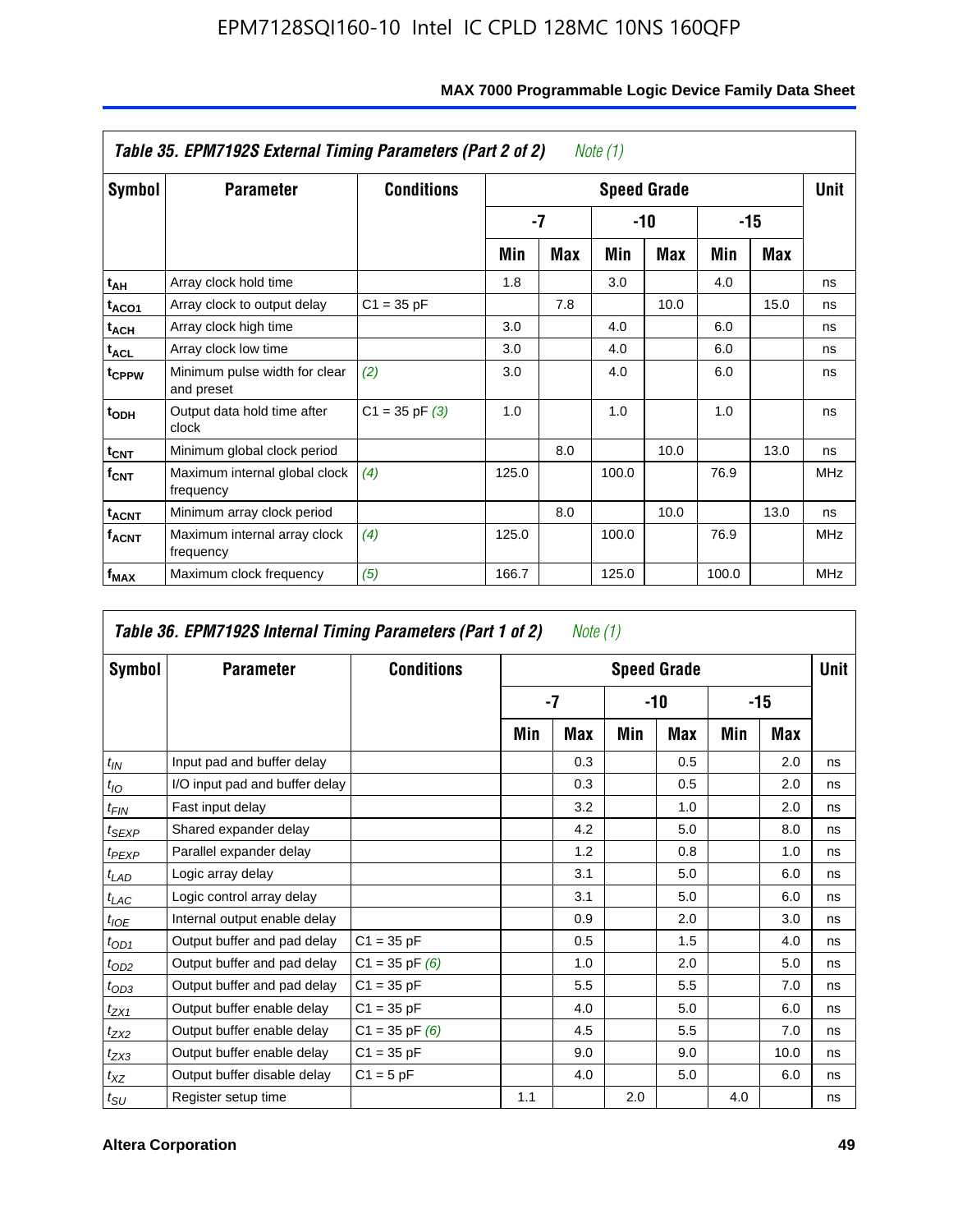**Table 35. EPM7192S External Timing Parameters (Part 2 of 2)** *Note (1)*

| Symbol | Parameter | Conditions | Speed Grade | | | | | | Unit |
|---|---|---|---|---|---|---|---|---|---|
| | | | -7 | | -10 | | -15 | | |
| | | | Min | Max | Min | Max | Min | Max | |
| $t_{AH}$ | Array clock hold time | | 1.8 | | 3.0 | | 4.0 | | ns |
| $t_{ACO1}$ | Array clock to output delay | C1 = 35 pF | | 7.8 | | 10.0 | | 15.0 | ns |
| $t_{ACH}$ | Array clock high time | | 3.0 | | 4.0 | | 6.0 | | ns |
| $t_{ACL}$ | Array clock low time | | 3.0 | | 4.0 | | 6.0 | | ns |
| $t_{CPPW}$ | Minimum pulse width for clear and preset | *(2)* | 3.0 | | 4.0 | | 6.0 | | ns |
| $t_{ODH}$ | Output data hold time after clock | C1 = 35 pF *(3)* | 1.0 | | 1.0 | | 1.0 | | ns |
| $t_{CNT}$ | Minimum global clock period | | | 8.0 | | 10.0 | | 13.0 | ns |
| $f_{CNT}$ | Maximum internal global clock frequency | *(4)* | 125.0 | | 100.0 | | 76.9 | | MHz |
| $t_{ACNT}$ | Minimum array clock period | | | 8.0 | | 10.0 | | 13.0 | ns |
| $f_{ACNT}$ | Maximum internal array clock frequency | *(4)* | 125.0 | | 100.0 | | 76.9 | | MHz |
| $f_{MAX}$ | Maximum clock frequency | *(5)* | 166.7 | | 125.0 | | 100.0 | | MHz |

**Table 36. EPM7192S Internal Timing Parameters (Part 1 of 2)** *Note (1)*

| Symbol | Parameter | Conditions | Speed Grade | | | | | | Unit |
|---|---|---|---|---|---|---|---|---|---|
| | | | -7 | | -10 | | -15 | | |
| | | | Min | Max | Min | Max | Min | Max | |
| $t_{IN}$ | Input pad and buffer delay | | | 0.3 | | 0.5 | | 2.0 | ns |
| $t_{IO}$ | I/O input pad and buffer delay | | | 0.3 | | 0.5 | | 2.0 | ns |
| $t_{FIN}$ | Fast input delay | | | 3.2 | | 1.0 | | 2.0 | ns |
| $t_{SEXP}$ | Shared expander delay | | | 4.2 | | 5.0 | | 8.0 | ns |
| $t_{PEXP}$ | Parallel expander delay | | | 1.2 | | 0.8 | | 1.0 | ns |
| $t_{LAD}$ | Logic array delay | | | 3.1 | | 5.0 | | 6.0 | ns |
| $t_{LAC}$ | Logic control array delay | | | 3.1 | | 5.0 | | 6.0 | ns |
| $t_{IOE}$ | Internal output enable delay | | | 0.9 | | 2.0 | | 3.0 | ns |
| $t_{OD1}$ | Output buffer and pad delay | C1 = 35 pF | | 0.5 | | 1.5 | | 4.0 | ns |
| $t_{OD2}$ | Output buffer and pad delay | C1 = 35 pF *(6)* | | 1.0 | | 2.0 | | 5.0 | ns |
| $t_{OD3}$ | Output buffer and pad delay | C1 = 35 pF | | 5.5 | | 5.5 | | 7.0 | ns |
| $t_{ZX1}$ | Output buffer enable delay | C1 = 35 pF | | 4.0 | | 5.0 | | 6.0 | ns |
| $t_{ZX2}$ | Output buffer enable delay | C1 = 35 pF *(6)* | | 4.5 | | 5.5 | | 7.0 | ns |
| $t_{ZX3}$ | Output buffer enable delay | C1 = 35 pF | | 9.0 | | 9.0 | | 10.0 | ns |
| $t_{XZ}$ | Output buffer disable delay | C1 = 5 pF | | 4.0 | | 5.0 | | 6.0 | ns |
| $t_{SU}$ | Register setup time | | 1.1 | | 2.0 | | 4.0 | | ns |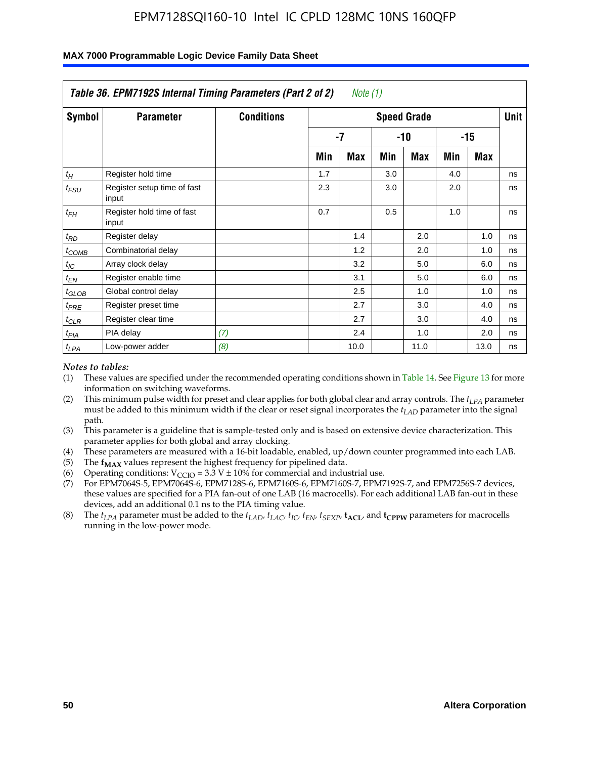**Table 36. EPM7192S Internal Timing Parameters (Part 2 of 2)** *Note (1)*

| Symbol | Parameter | Conditions | Speed Grade | | | | | | Unit |
|---|---|---|---|---|---|---|---|---|---|
| | | | -7 | | -10 | | -15 | | |
| | | | Min | Max | Min | Max | Min | Max | |
| $t_H$ | Register hold time | | 1.7 | | 3.0 | | 4.0 | | ns |
| $t_{FSU}$ | Register setup time of fast input | | 2.3 | | 3.0 | | 2.0 | | ns |
| $t_{FH}$ | Register hold time of fast input | | 0.7 | | 0.5 | | 1.0 | | ns |
| $t_{RD}$ | Register delay | | | 1.4 | | 2.0 | | 1.0 | ns |
| $t_{COMB}$ | Combinatorial delay | | | 1.2 | | 2.0 | | 1.0 | ns |
| $t_{IC}$ | Array clock delay | | | 3.2 | | 5.0 | | 6.0 | ns |
| $t_{EN}$ | Register enable time | | | 3.1 | | 5.0 | | 6.0 | ns |
| $t_{GLOB}$ | Global control delay | | | 2.5 | | 1.0 | | 1.0 | ns |
| $t_{PRE}$ | Register preset time | | | 2.7 | | 3.0 | | 4.0 | ns |
| $t_{CLR}$ | Register clear time | | | 2.7 | | 3.0 | | 4.0 | ns |
| $t_{PIA}$ | PIA delay | *(7)* | | 2.4 | | 1.0 | | 2.0 | ns |
| $t_{LPA}$ | Low-power adder | *(8)* | | 10.0 | | 11.0 | | 13.0 | ns |

*Notes to tables:*

(1) These values are specified under the recommended operating conditions shown in Table 14. See Figure 13 for more information on switching waveforms.

(2) This minimum pulse width for preset and clear applies for both global clear and array controls. The $t_{LPA}$ parameter must be added to this minimum width if the clear or reset signal incorporates the $t_{LAD}$ parameter into the signal path.

(3) This parameter is a guideline that is sample-tested only and is based on extensive device characterization. This parameter applies for both global and array clocking.

(4) These parameters are measured with a 16-bit loadable, enabled, up/down counter programmed into each LAB.

(5) The $\mathbf{f_{MAX}}$ values represent the highest frequency for pipelined data.

(6) Operating conditions: $V_{CCIO} = 3.3\ V \pm 10\%$ for commercial and industrial use.

(7) For EPM7064S-5, EPM7064S-6, EPM7128S-6, EPM7160S-6, EPM7160S-7, EPM7192S-7, and EPM7256S-7 devices, these values are specified for a PIA fan-out of one LAB (16 macrocells). For each additional LAB fan-out in these devices, add an additional 0.1 ns to the PIA timing value.

(8) The $t_{LPA}$ parameter must be added to the $t_{LAD}$, $t_{LAC}$, $t_{IC}$, $t_{EN}$, $t_{SEXP}$, $\mathbf{t_{ACL}}$, and $\mathbf{t_{CPPW}}$ parameters for macrocells running in the low-power mode.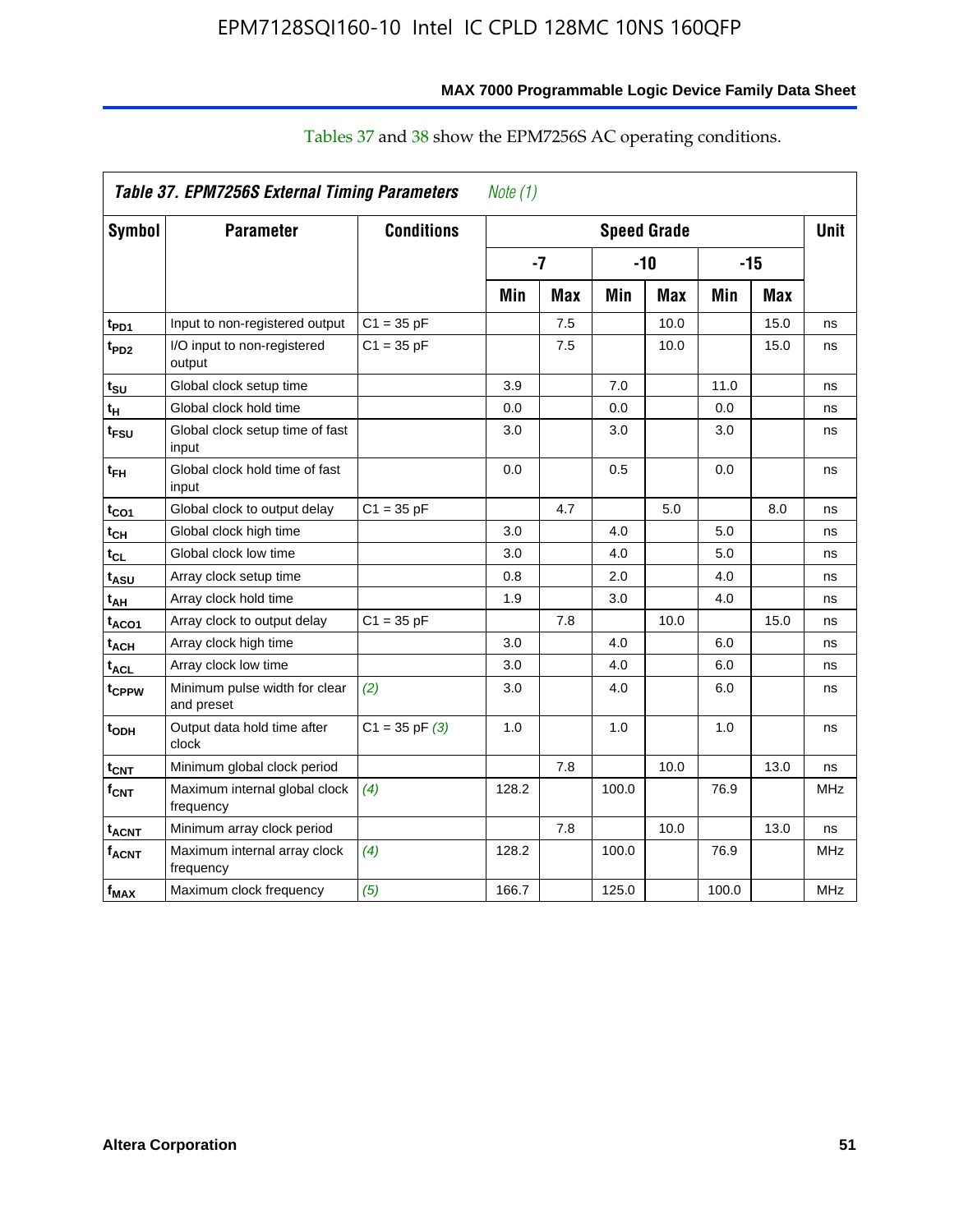Tables 37 and 38 show the EPM7256S AC operating conditions.

| *Table 37. EPM7256S External Timing Parameters* *Note (1)* | | | | | | | | | |
|---|---|---|---|---|---|---|---|---|---|
| **Symbol** | **Parameter** | **Conditions** | **Speed Grade** | | | | | | **Unit** |
| | | | **-7** | | **-10** | | **-15** | | |
| | | | **Min** | **Max** | **Min** | **Max** | **Min** | **Max** | |
| $t_{PD1}$ | Input to non-registered output | C1 = 35 pF | | 7.5 | | 10.0 | | 15.0 | ns |
| $t_{PD2}$ | I/O input to non-registered output | C1 = 35 pF | | 7.5 | | 10.0 | | 15.0 | ns |
| $t_{SU}$ | Global clock setup time | | 3.9 | | 7.0 | | 11.0 | | ns |
| $t_H$ | Global clock hold time | | 0.0 | | 0.0 | | 0.0 | | ns |
| $t_{FSU}$ | Global clock setup time of fast input | | 3.0 | | 3.0 | | 3.0 | | ns |
| $t_{FH}$ | Global clock hold time of fast input | | 0.0 | | 0.5 | | 0.0 | | ns |
| $t_{CO1}$ | Global clock to output delay | C1 = 35 pF | | 4.7 | | 5.0 | | 8.0 | ns |
| $t_{CH}$ | Global clock high time | | 3.0 | | 4.0 | | 5.0 | | ns |
| $t_{CL}$ | Global clock low time | | 3.0 | | 4.0 | | 5.0 | | ns |
| $t_{ASU}$ | Array clock setup time | | 0.8 | | 2.0 | | 4.0 | | ns |
| $t_{AH}$ | Array clock hold time | | 1.9 | | 3.0 | | 4.0 | | ns |
| $t_{ACO1}$ | Array clock to output delay | C1 = 35 pF | | 7.8 | | 10.0 | | 15.0 | ns |
| $t_{ACH}$ | Array clock high time | | 3.0 | | 4.0 | | 6.0 | | ns |
| $t_{ACL}$ | Array clock low time | | 3.0 | | 4.0 | | 6.0 | | ns |
| $t_{CPPW}$ | Minimum pulse width for clear and preset | *(2)* | 3.0 | | 4.0 | | 6.0 | | ns |
| $t_{ODH}$ | Output data hold time after clock | C1 = 35 pF *(3)* | 1.0 | | 1.0 | | 1.0 | | ns |
| $t_{CNT}$ | Minimum global clock period | | | 7.8 | | 10.0 | | 13.0 | ns |
| $f_{CNT}$ | Maximum internal global clock frequency | *(4)* | 128.2 | | 100.0 | | 76.9 | | MHz |
| $t_{ACNT}$ | Minimum array clock period | | | 7.8 | | 10.0 | | 13.0 | ns |
| $f_{ACNT}$ | Maximum internal array clock frequency | *(4)* | 128.2 | | 100.0 | | 76.9 | | MHz |
| $f_{MAX}$ | Maximum clock frequency | *(5)* | 166.7 | | 125.0 | | 100.0 | | MHz |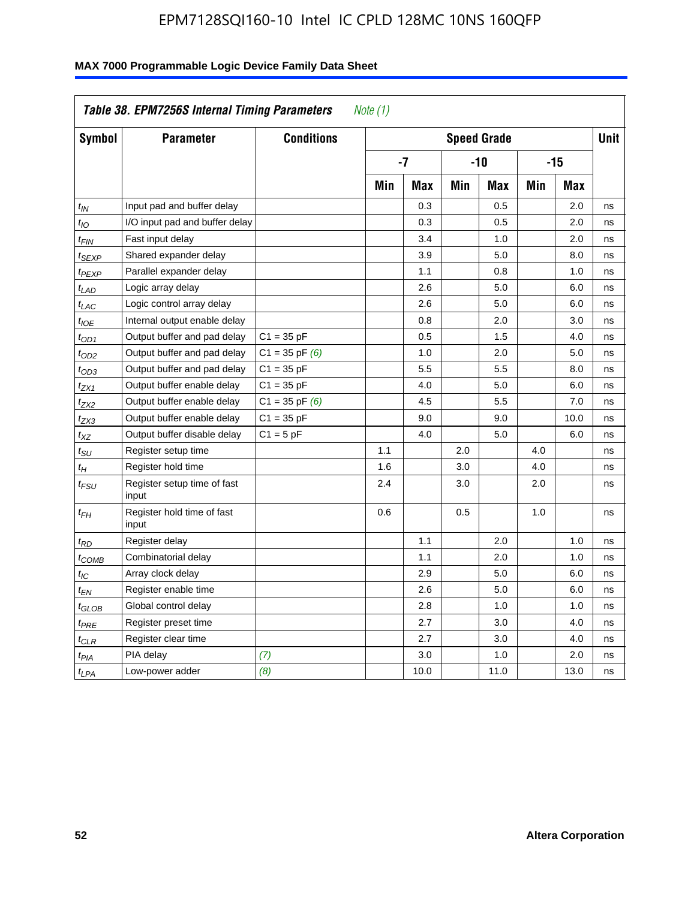| Table 38. EPM7256S Internal Timing Parameters *Note (1)* | | | | | | | | | |
|---|---|---|---|---|---|---|---|---|---|
| **Symbol** | **Parameter** | **Conditions** | **Speed Grade** | | | | | | **Unit** |
| | | | **-7** | | **-10** | | **-15** | | |
| | | | **Min** | **Max** | **Min** | **Max** | **Min** | **Max** | |
| $t_{IN}$ | Input pad and buffer delay | | | 0.3 | | 0.5 | | 2.0 | ns |
| $t_{IO}$ | I/O input pad and buffer delay | | | 0.3 | | 0.5 | | 2.0 | ns |
| $t_{FIN}$ | Fast input delay | | | 3.4 | | 1.0 | | 2.0 | ns |
| $t_{SEXP}$ | Shared expander delay | | | 3.9 | | 5.0 | | 8.0 | ns |
| $t_{PEXP}$ | Parallel expander delay | | | 1.1 | | 0.8 | | 1.0 | ns |
| $t_{LAD}$ | Logic array delay | | | 2.6 | | 5.0 | | 6.0 | ns |
| $t_{LAC}$ | Logic control array delay | | | 2.6 | | 5.0 | | 6.0 | ns |
| $t_{IOE}$ | Internal output enable delay | | | 0.8 | | 2.0 | | 3.0 | ns |
| $t_{OD1}$ | Output buffer and pad delay | C1 = 35 pF | | 0.5 | | 1.5 | | 4.0 | ns |
| $t_{OD2}$ | Output buffer and pad delay | C1 = 35 pF *(6)* | | 1.0 | | 2.0 | | 5.0 | ns |
| $t_{OD3}$ | Output buffer and pad delay | C1 = 35 pF | | 5.5 | | 5.5 | | 8.0 | ns |
| $t_{ZX1}$ | Output buffer enable delay | C1 = 35 pF | | 4.0 | | 5.0 | | 6.0 | ns |
| $t_{ZX2}$ | Output buffer enable delay | C1 = 35 pF *(6)* | | 4.5 | | 5.5 | | 7.0 | ns |
| $t_{ZX3}$ | Output buffer enable delay | C1 = 35 pF | | 9.0 | | 9.0 | | 10.0 | ns |
| $t_{XZ}$ | Output buffer disable delay | C1 = 5 pF | | 4.0 | | 5.0 | | 6.0 | ns |
| $t_{SU}$ | Register setup time | | 1.1 | | 2.0 | | 4.0 | | ns |
| $t_{H}$ | Register hold time | | 1.6 | | 3.0 | | 4.0 | | ns |
| $t_{FSU}$ | Register setup time of fast input | | 2.4 | | 3.0 | | 2.0 | | ns |
| $t_{FH}$ | Register hold time of fast input | | 0.6 | | 0.5 | | 1.0 | | ns |
| $t_{RD}$ | Register delay | | | 1.1 | | 2.0 | | 1.0 | ns |
| $t_{COMB}$ | Combinatorial delay | | | 1.1 | | 2.0 | | 1.0 | ns |
| $t_{IC}$ | Array clock delay | | | 2.9 | | 5.0 | | 6.0 | ns |
| $t_{EN}$ | Register enable time | | | 2.6 | | 5.0 | | 6.0 | ns |
| $t_{GLOB}$ | Global control delay | | | 2.8 | | 1.0 | | 1.0 | ns |
| $t_{PRE}$ | Register preset time | | | 2.7 | | 3.0 | | 4.0 | ns |
| $t_{CLR}$ | Register clear time | | | 2.7 | | 3.0 | | 4.0 | ns |
| $t_{PIA}$ | PIA delay | *(7)* | | 3.0 | | 1.0 | | 2.0 | ns |
| $t_{LPA}$ | Low-power adder | *(8)* | | 10.0 | | 11.0 | | 13.0 | ns |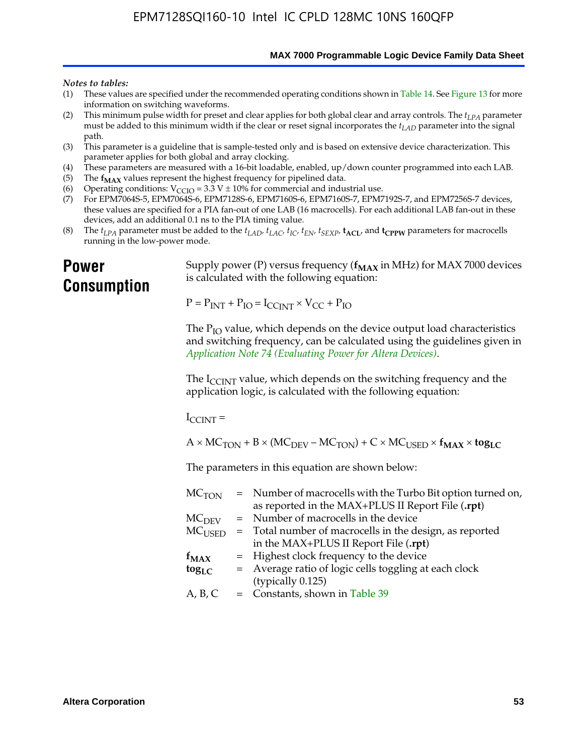*Notes to tables:*

1. These values are specified under the recommended operating conditions shown in Table 14. See Figure 13 for more information on switching waveforms.
2. This minimum pulse width for preset and clear applies for both global clear and array controls. The $t_{LPA}$ parameter must be added to this minimum width if the clear or reset signal incorporates the $t_{LAD}$ parameter into the signal path.
3. This parameter is a guideline that is sample-tested only and is based on extensive device characterization. This parameter applies for both global and array clocking.
4. These parameters are measured with a 16-bit loadable, enabled, up/down counter programmed into each LAB.
5. The $\mathbf{f_{MAX}}$ values represent the highest frequency for pipelined data.
6. Operating conditions: $V_{CCIO}$ = 3.3 V ± 10% for commercial and industrial use.
7. For EPM7064S-5, EPM7064S-6, EPM7128S-6, EPM7160S-6, EPM7160S-7, EPM7192S-7, and EPM7256S-7 devices, these values are specified for a PIA fan-out of one LAB (16 macrocells). For each additional LAB fan-out in these devices, add an additional 0.1 ns to the PIA timing value.
8. The $t_{LPA}$ parameter must be added to the $t_{LAD}$, $t_{LAC}$, $t_{IC}$, $t_{EN}$, $t_{SEXP}$, $\mathbf{t_{ACL}}$, and $\mathbf{t_{CPPW}}$ parameters for macrocells running in the low-power mode.

# Power Consumption

Supply power (P) versus frequency ($\mathbf{f_{MAX}}$ in MHz) for MAX 7000 devices is calculated with the following equation:

$$P = P_{INT} + P_{IO} = I_{CCINT} \times V_{CC} + P_{IO}$$

The $P_{IO}$ value, which depends on the device output load characteristics and switching frequency, can be calculated using the guidelines given in *Application Note 74 (Evaluating Power for Altera Devices)*.

The $I_{CCINT}$ value, which depends on the switching frequency and the application logic, is calculated with the following equation:

$$I_{CCINT} =$$

$$A \times MC_{TON} + B \times (MC_{DEV} - MC_{TON}) + C \times MC_{USED} \times \mathbf{f_{MAX}} \times \mathbf{tog_{LC}}$$

The parameters in this equation are shown below:

| | | |
|---|---|---|
| $MC_{TON}$ | = | Number of macrocells with the Turbo Bit option turned on, as reported in the MAX+PLUS II Report File (**.rpt**) |
| $MC_{DEV}$ | = | Number of macrocells in the device |
| $MC_{USED}$ | = | Total number of macrocells in the design, as reported in the MAX+PLUS II Report File (**.rpt**) |
| $\mathbf{f_{MAX}}$ | = | Highest clock frequency to the device |
| $\mathbf{tog_{LC}}$ | = | Average ratio of logic cells toggling at each clock (typically 0.125) |
| A, B, C | = | Constants, shown in Table 39 |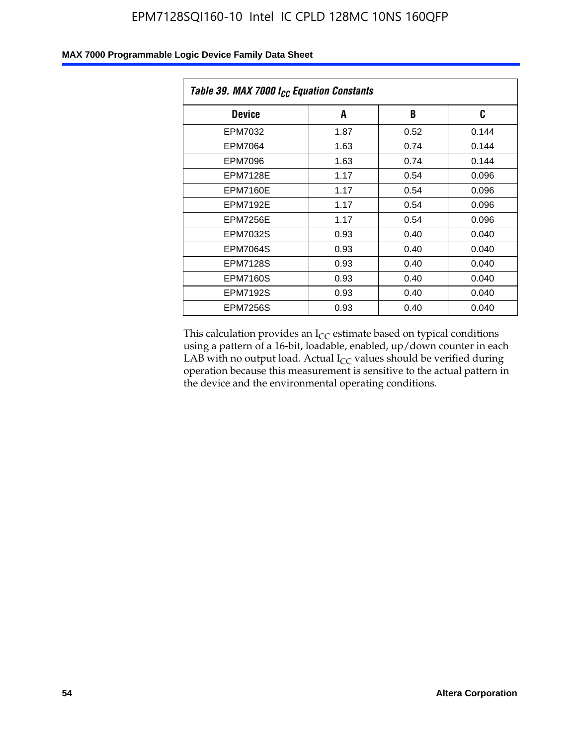| *Table 39. MAX 7000 $I_{CC}$ Equation Constants* | | | |
|---|---|---|---|
| **Device** | **A** | **B** | **C** |
| EPM7032 | 1.87 | 0.52 | 0.144 |
| EPM7064 | 1.63 | 0.74 | 0.144 |
| EPM7096 | 1.63 | 0.74 | 0.144 |
| EPM7128E | 1.17 | 0.54 | 0.096 |
| EPM7160E | 1.17 | 0.54 | 0.096 |
| EPM7192E | 1.17 | 0.54 | 0.096 |
| EPM7256E | 1.17 | 0.54 | 0.096 |
| EPM7032S | 0.93 | 0.40 | 0.040 |
| EPM7064S | 0.93 | 0.40 | 0.040 |
| EPM7128S | 0.93 | 0.40 | 0.040 |
| EPM7160S | 0.93 | 0.40 | 0.040 |
| EPM7192S | 0.93 | 0.40 | 0.040 |
| EPM7256S | 0.93 | 0.40 | 0.040 |

This calculation provides an $I_{CC}$ estimate based on typical conditions using a pattern of a 16-bit, loadable, enabled, up/down counter in each LAB with no output load. Actual $I_{CC}$ values should be verified during operation because this measurement is sensitive to the actual pattern in the device and the environmental operating conditions.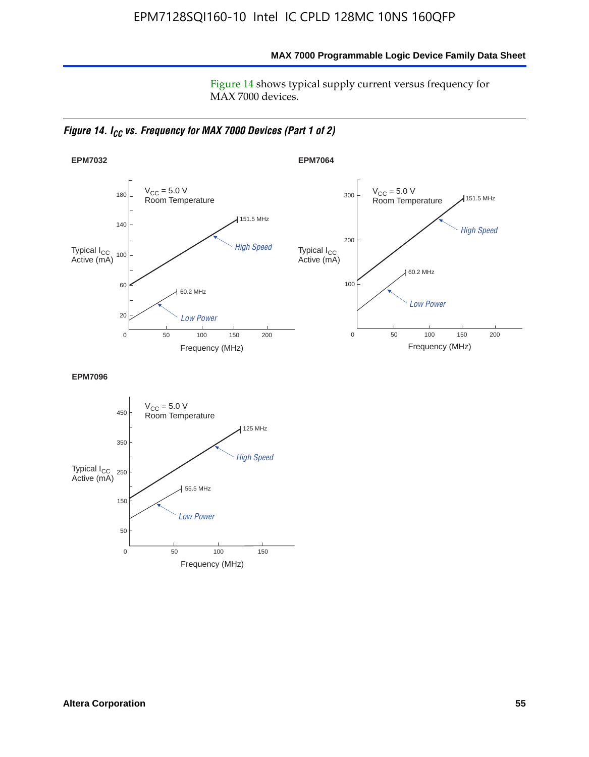Figure 14 shows typical supply current versus frequency for MAX 7000 devices.

*Figure 14. $I_{CC}$ vs. Frequency for MAX 7000 Devices (Part 1 of 2)*

**EPM7032**

$V_{CC}$ = 5.0 V
Room Temperature

Typical $I_{CC}$ Active (mA)

180, 140, 100, 60, 20, 0

151.5 MHz — *High Speed*

60.2 MHz — *Low Power*

0, 50, 100, 150, 200

Frequency (MHz)

**EPM7064**

$V_{CC}$ = 5.0 V
Room Temperature

Typical $I_{CC}$ Active (mA)

300, 200, 100, 0

151.5 MHz — *High Speed*

60.2 MHz — *Low Power*

0, 50, 100, 150, 200

Frequency (MHz)

**EPM7096**

$V_{CC}$ = 5.0 V
Room Temperature

Typical $I_{CC}$ Active (mA)

450, 350, 250, 150, 50, 0

125 MHz — *High Speed*

55.5 MHz — *Low Power*

0, 50, 100, 150

Frequency (MHz)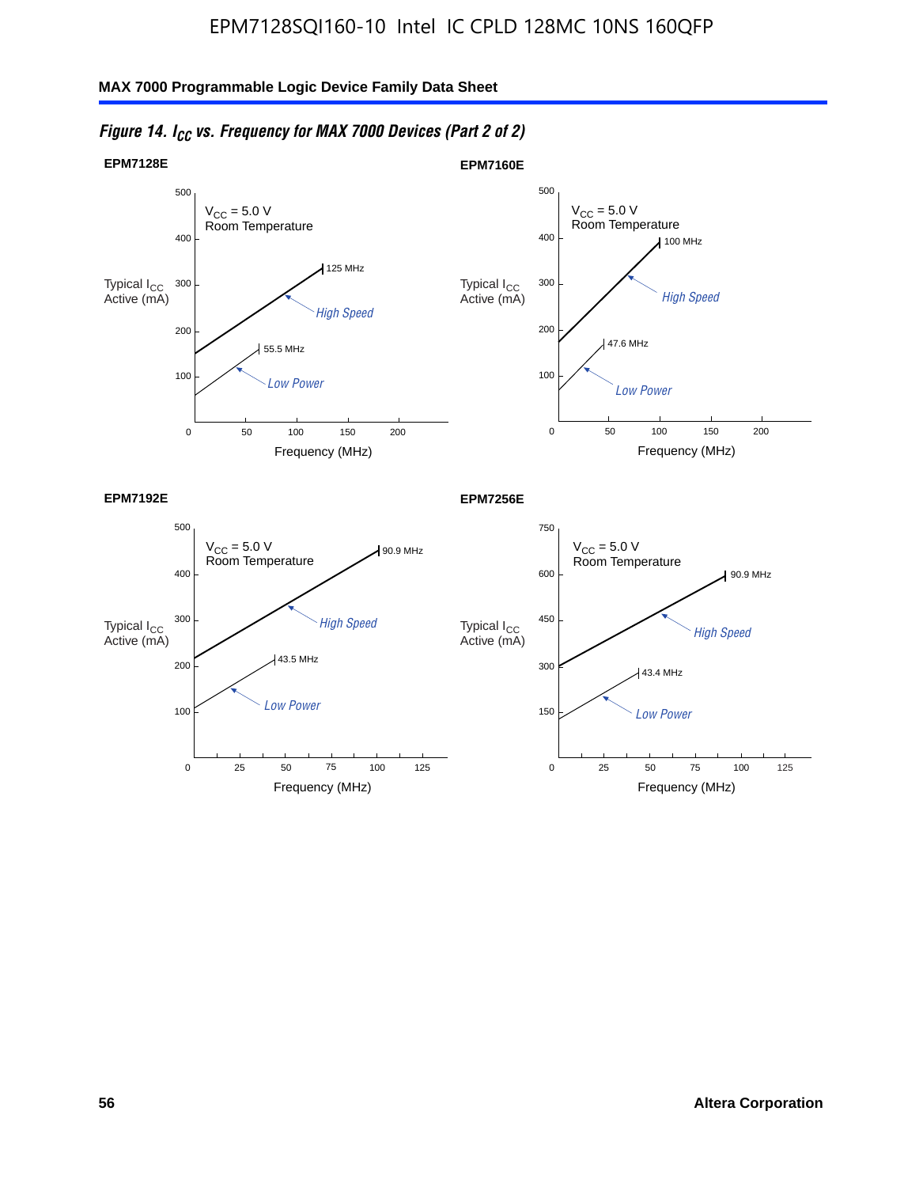*Figure 14. $I_{CC}$ vs. Frequency for MAX 7000 Devices (Part 2 of 2)*

**EPM7128E**

$V_{CC}$ = 5.0 V
Room Temperature

Typical $I_{CC}$ Active (mA)

Frequency (MHz)

High Speed — 125 MHz

Low Power — 55.5 MHz

**EPM7160E**

$V_{CC}$ = 5.0 V
Room Temperature

Typical $I_{CC}$ Active (mA)

Frequency (MHz)

High Speed — 100 MHz

Low Power — 47.6 MHz

**EPM7192E**

$V_{CC}$ = 5.0 V
Room Temperature

Typical $I_{CC}$ Active (mA)

Frequency (MHz)

High Speed — 90.9 MHz

Low Power — 43.5 MHz

**EPM7256E**

$V_{CC}$ = 5.0 V
Room Temperature

Typical $I_{CC}$ Active (mA)

Frequency (MHz)

High Speed — 90.9 MHz

Low Power — 43.4 MHz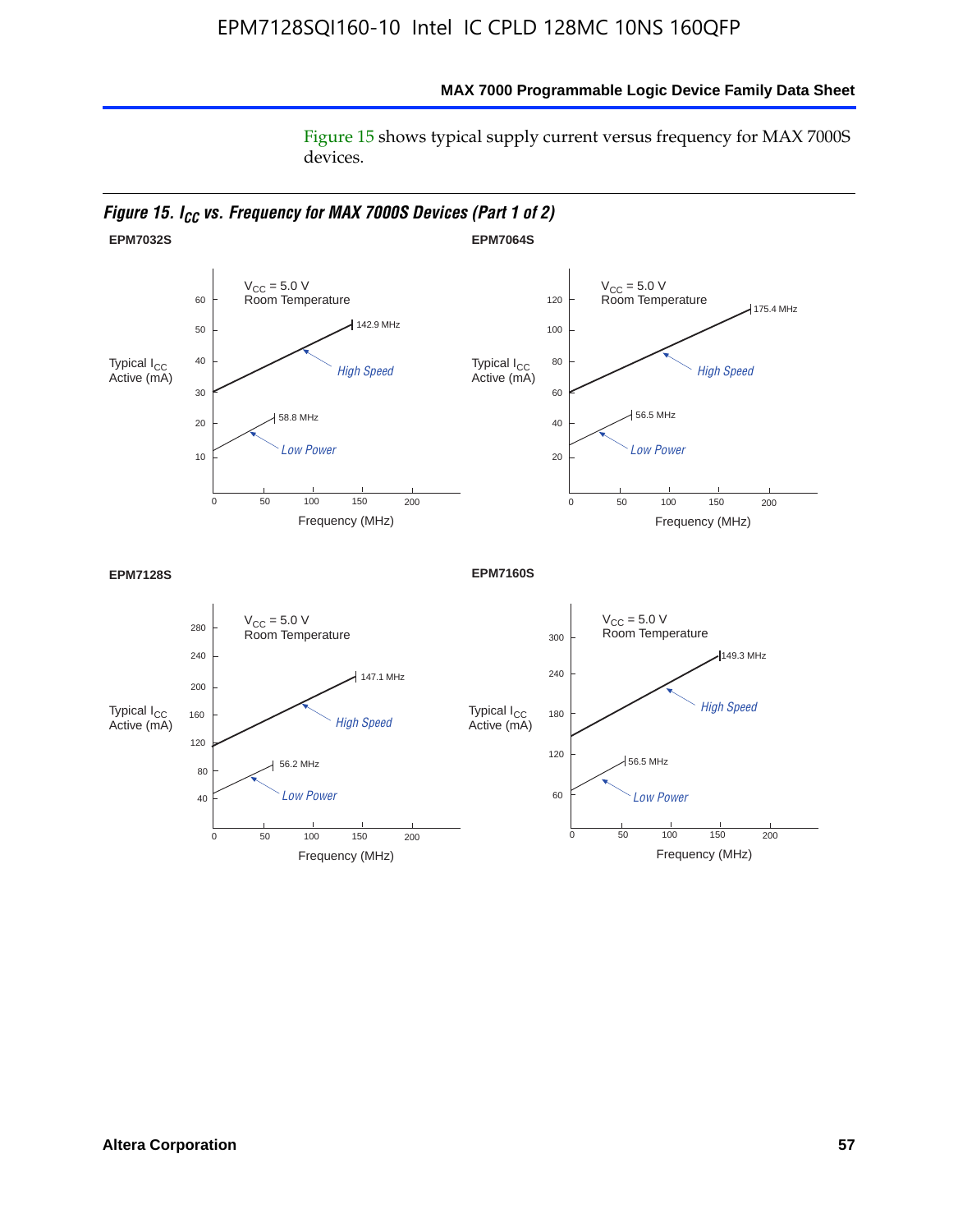Figure 15 shows typical supply current versus frequency for MAX 7000S devices.

***Figure 15. $I_{CC}$ vs. Frequency for MAX 7000S Devices (Part 1 of 2)***

**EPM7032S**

$V_{CC}$ = 5.0 V
Room Temperature

Typical $I_{CC}$ Active (mA)

142.9 MHz
High Speed
58.8 MHz
Low Power

Frequency (MHz)

**EPM7064S**

$V_{CC}$ = 5.0 V
Room Temperature

Typical $I_{CC}$ Active (mA)

175.4 MHz
High Speed
56.5 MHz
Low Power

Frequency (MHz)

**EPM7128S**

$V_{CC}$ = 5.0 V
Room Temperature

Typical $I_{CC}$ Active (mA)

147.1 MHz
High Speed
56.2 MHz
Low Power

Frequency (MHz)

**EPM7160S**

$V_{CC}$ = 5.0 V
Room Temperature

Typical $I_{CC}$ Active (mA)

149.3 MHz
High Speed
56.5 MHz
Low Power

Frequency (MHz)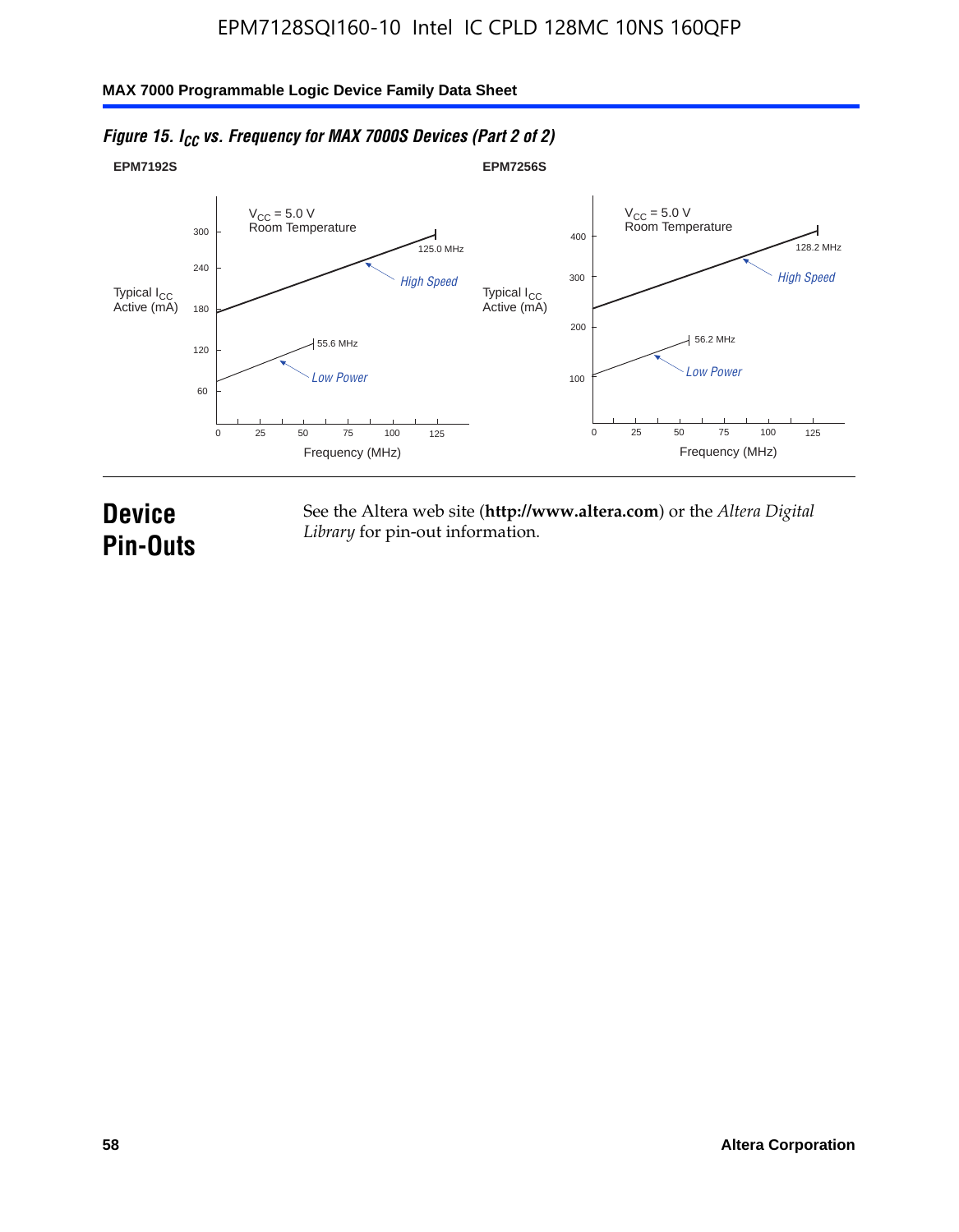*Figure 15. $I_{CC}$ vs. Frequency for MAX 7000S Devices (Part 2 of 2)*

EPM7192S

$V_{CC}$ = 5.0 V
Room Temperature

Typical $I_{CC}$ Active (mA)

300, 240, 180, 120, 60

125.0 MHz
High Speed
55.6 MHz
Low Power

0, 25, 50, 75, 100, 125
Frequency (MHz)

EPM7256S

$V_{CC}$ = 5.0 V
Room Temperature

Typical $I_{CC}$ Active (mA)

400, 300, 200, 100

128.2 MHz
High Speed
56.2 MHz
Low Power

0, 25, 50, 75, 100, 125
Frequency (MHz)

# Device Pin-Outs

See the Altera web site (**http://www.altera.com**) or the *Altera Digital Library* for pin-out information.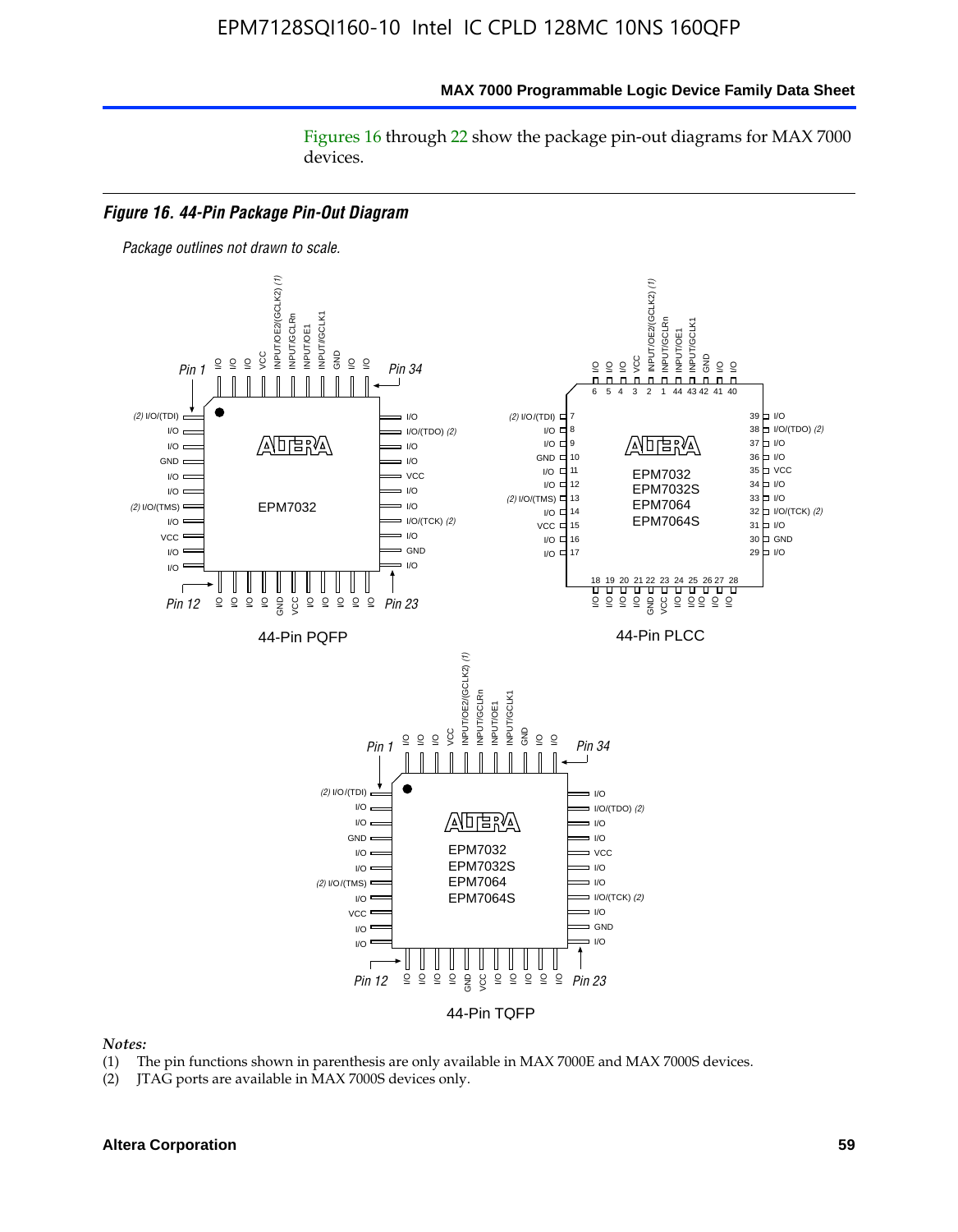Figures 16 through 22 show the package pin-out diagrams for MAX 7000 devices.

***Figure 16. 44-Pin Package Pin-Out Diagram***

*Package outlines not drawn to scale.*

44-Pin PQFP

44-Pin PLCC

44-Pin TQFP

*Notes:*

(1) The pin functions shown in parenthesis are only available in MAX 7000E and MAX 7000S devices.

(2) JTAG ports are available in MAX 7000S devices only.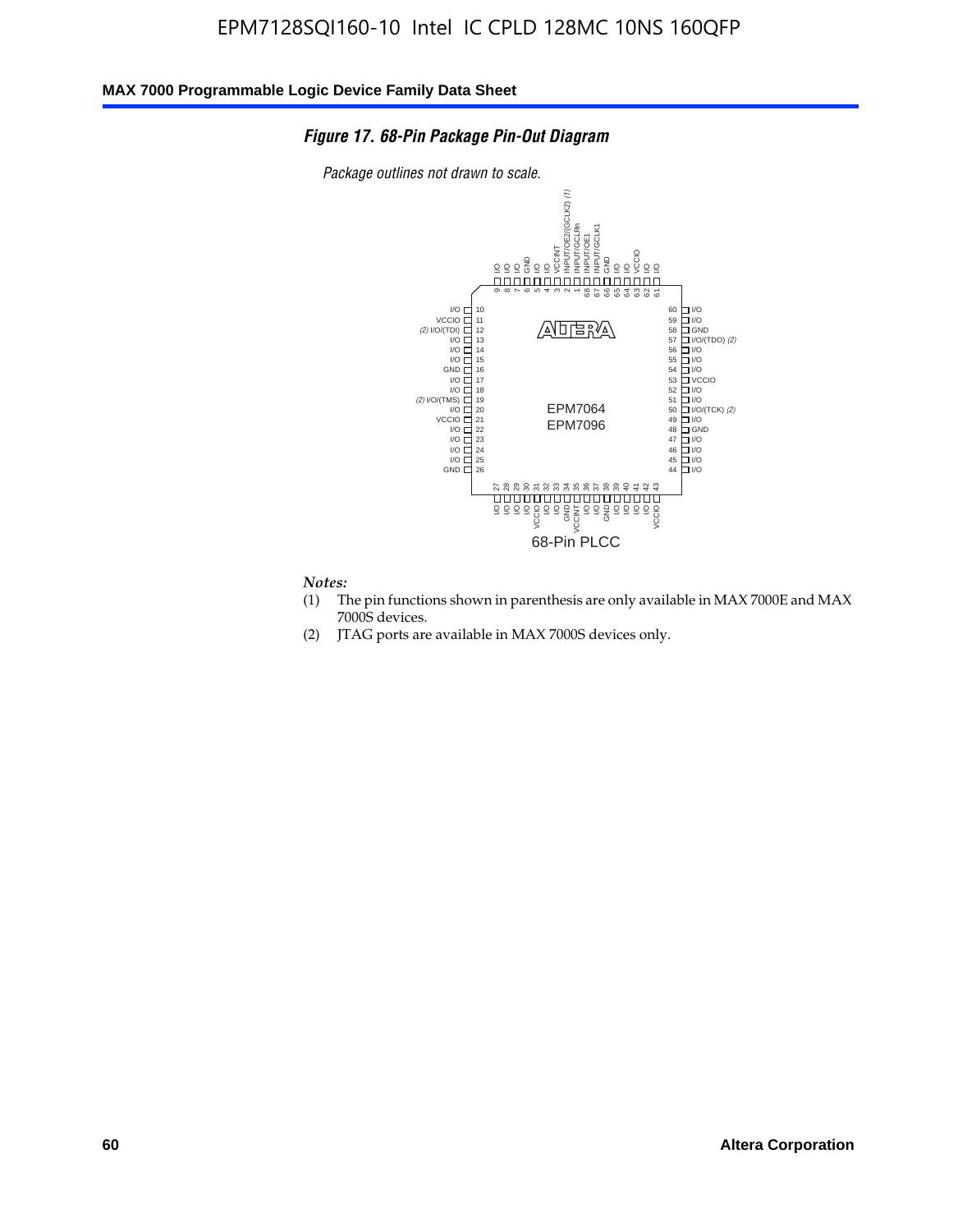*Figure 17. 68-Pin Package Pin-Out Diagram*

*Package outlines not drawn to scale.*

| Pin | Function | Pin | Function |
|---|---|---|---|
| 1 | INPUT/GCLRn | 35 | VCCINT |
| 2 | INPUT/OE2/(GCLK2) (1) | 36 | I/O |
| 3 | VCCINT | 37 | I/O |
| 4 | I/O | 38 | GND |
| 5 | I/O | 39 | I/O |
| 6 | GND | 40 | I/O |
| 7 | I/O | 41 | I/O |
| 8 | I/O | 42 | I/O |
| 9 | I/O | 43 | VCCIO |
| 10 | I/O | 44 | I/O |
| 11 | VCCIO | 45 | I/O |
| 12 | I/O/(TDI) (2) | 46 | I/O |
| 13 | I/O | 47 | I/O |
| 14 | I/O | 48 | GND |
| 15 | I/O | 49 | I/O |
| 16 | GND | 50 | I/O/(TCK) (2) |
| 17 | I/O | 51 | I/O |
| 18 | I/O | 52 | I/O |
| 19 | I/O/(TMS) (2) | 53 | VCCIO |
| 20 | I/O | 54 | I/O |
| 21 | VCCIO | 55 | I/O |
| 22 | I/O | 56 | I/O |
| 23 | I/O | 57 | I/O/(TDO) (2) |
| 24 | I/O | 58 | GND |
| 25 | I/O | 59 | I/O |
| 26 | GND | 60 | I/O |
| 27 | I/O | 61 | I/O |
| 28 | I/O | 62 | I/O |
| 29 | I/O | 63 | VCCIO |
| 30 | I/O | 64 | I/O |
| 31 | VCCIO | 65 | I/O |
| 32 | I/O | 66 | GND |
| 33 | I/O | 67 | INPUT/GCLK1 |
| 34 | GND | 68 | INPUT/OE1 |

EPM7064
EPM7096

68-Pin PLCC

*Notes:*

(1) The pin functions shown in parenthesis are only available in MAX 7000E and MAX 7000S devices.

(2) JTAG ports are available in MAX 7000S devices only.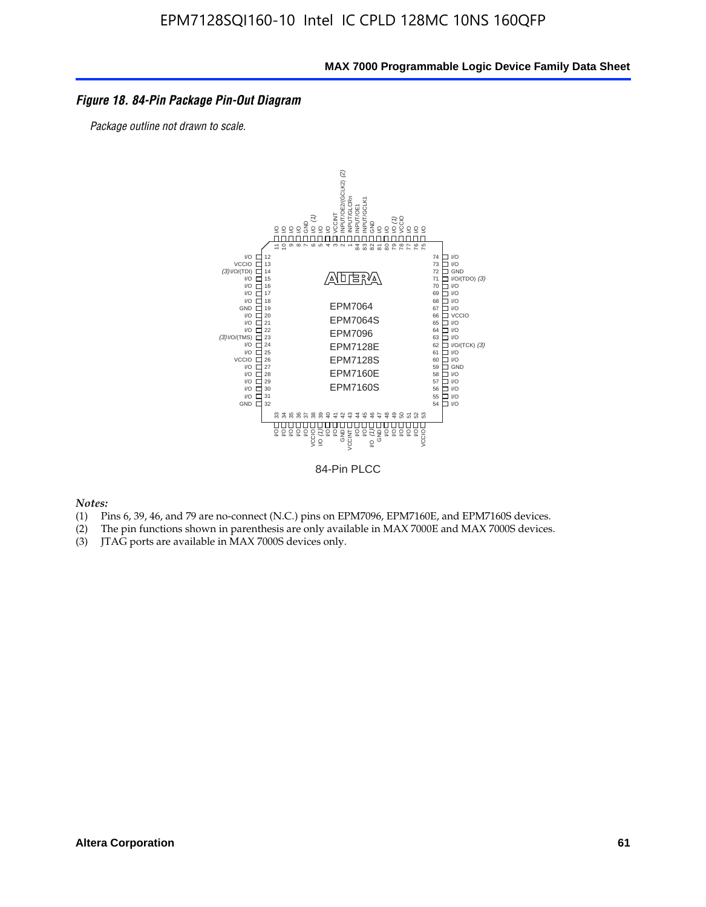*Figure 18. 84-Pin Package Pin-Out Diagram*

*Package outline not drawn to scale.*

| Pin | Function | Pin | Function | Pin | Function | Pin | Function |
|---|---|---|---|---|---|---|---|
| 1 | INPUT/GLCRn | 22 | I/O | 43 | VCCINT | 64 | I/O |
| 2 | INPUT/OE2/(GCLK2) (2) | 23 | (3) I/O/(TMS) | 44 | I/O | 65 | I/O |
| 3 | VCCINT | 24 | I/O | 45 | I/O | 66 | VCCIO |
| 4 | I/O | 25 | I/O | 46 | I/O (1) | 67 | I/O |
| 5 | I/O | 26 | VCCIO | 47 | GND | 68 | I/O |
| 6 | I/O (1) | 27 | I/O | 48 | I/O | 69 | I/O |
| 7 | GND | 28 | I/O | 49 | I/O | 70 | I/O |
| 8 | I/O | 29 | I/O | 50 | I/O | 71 | I/O/(TDO) (3) |
| 9 | I/O | 30 | I/O | 51 | I/O | 72 | GND |
| 10 | I/O | 31 | I/O | 52 | I/O | 73 | I/O |
| 11 | I/O | 32 | GND | 53 | VCCIO | 74 | I/O |
| 12 | I/O | 33 | I/O | 54 | I/O | 75 | I/O |
| 13 | VCCIO | 34 | I/O | 55 | I/O | 76 | I/O |
| 14 | (3) I/O/(TDI) | 35 | I/O | 56 | I/O | 77 | I/O |
| 15 | I/O | 36 | I/O | 57 | I/O | 78 | VCCIO |
| 16 | I/O | 37 | I/O | 58 | I/O | 79 | I/O (1) |
| 17 | I/O | 38 | VCCIO | 59 | GND | 80 | I/O |
| 18 | I/O | 39 | I/O (1) | 60 | I/O | 81 | I/O |
| 19 | GND | 40 | I/O | 61 | I/O | 82 | GND |
| 20 | I/O | 41 | I/O | 62 | I/O/(TCK) (3) | 83 | INPUT/GCLK1 |
| 21 | I/O | 42 | GND | 63 | I/O | 84 | INPUT/OE1 |

Devices: EPM7064, EPM7064S, EPM7096, EPM7128E, EPM7128S, EPM7160E, EPM7160S

84-Pin PLCC

*Notes:*

(1) Pins 6, 39, 46, and 79 are no-connect (N.C.) pins on EPM7096, EPM7160E, and EPM7160S devices.
(2) The pin functions shown in parenthesis are only available in MAX 7000E and MAX 7000S devices.
(3) JTAG ports are available in MAX 7000S devices only.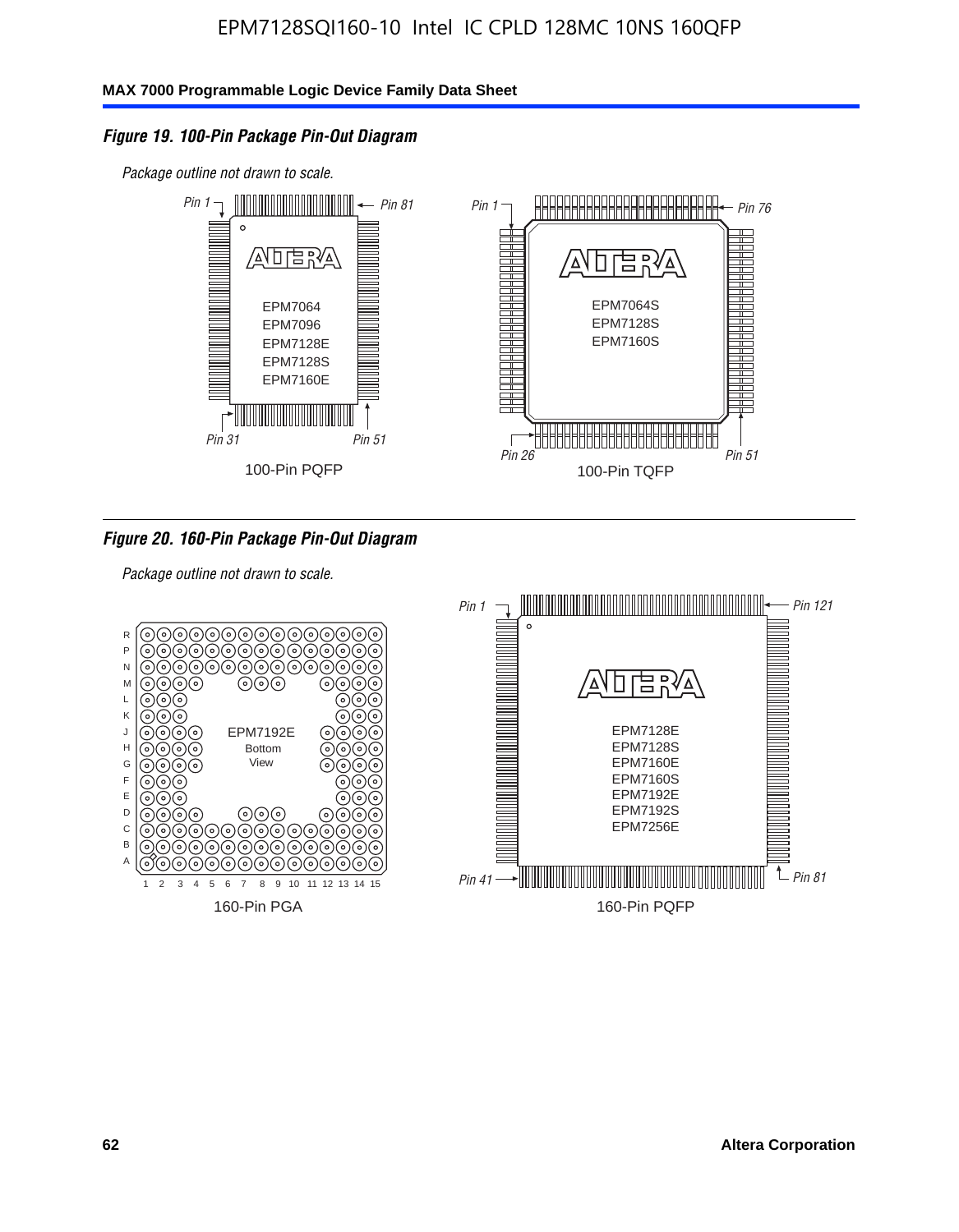*Figure 19. 100-Pin Package Pin-Out Diagram*

*Package outline not drawn to scale.*

*Pin 1* *Pin 81*

EPM7064
EPM7096
EPM7128E
EPM7128S
EPM7160E

*Pin 31* *Pin 51*

100-Pin PQFP

*Pin 1* *Pin 76*

EPM7064S
EPM7128S
EPM7160S

*Pin 26* *Pin 51*

100-Pin TQFP

*Figure 20. 160-Pin Package Pin-Out Diagram*

*Package outline not drawn to scale.*

EPM7192E
Bottom
View

R P N M L K J H G F E D C B A

1 2 3 4 5 6 7 8 9 10 11 12 13 14 15

160-Pin PGA

*Pin 1* *Pin 121*

EPM7128E
EPM7128S
EPM7160E
EPM7160S
EPM7192E
EPM7192S
EPM7256E

*Pin 41* *Pin 81*

160-Pin PQFP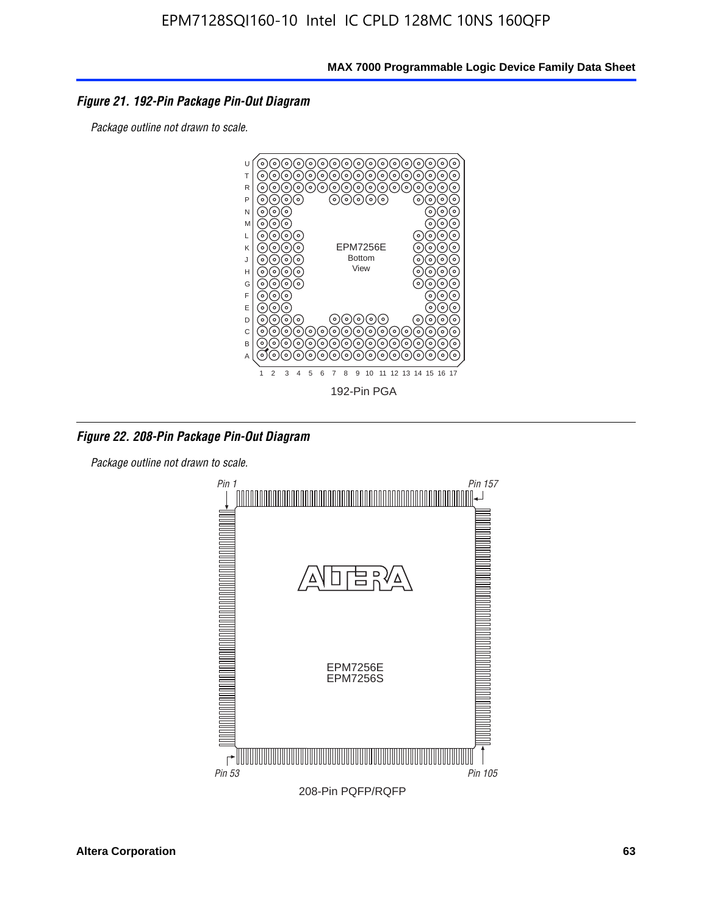*Figure 21. 192-Pin Package Pin-Out Diagram*

*Package outline not drawn to scale.*

192-Pin PGA

*Figure 22. 208-Pin Package Pin-Out Diagram*

*Package outline not drawn to scale.*

208-Pin PQFP/RQFP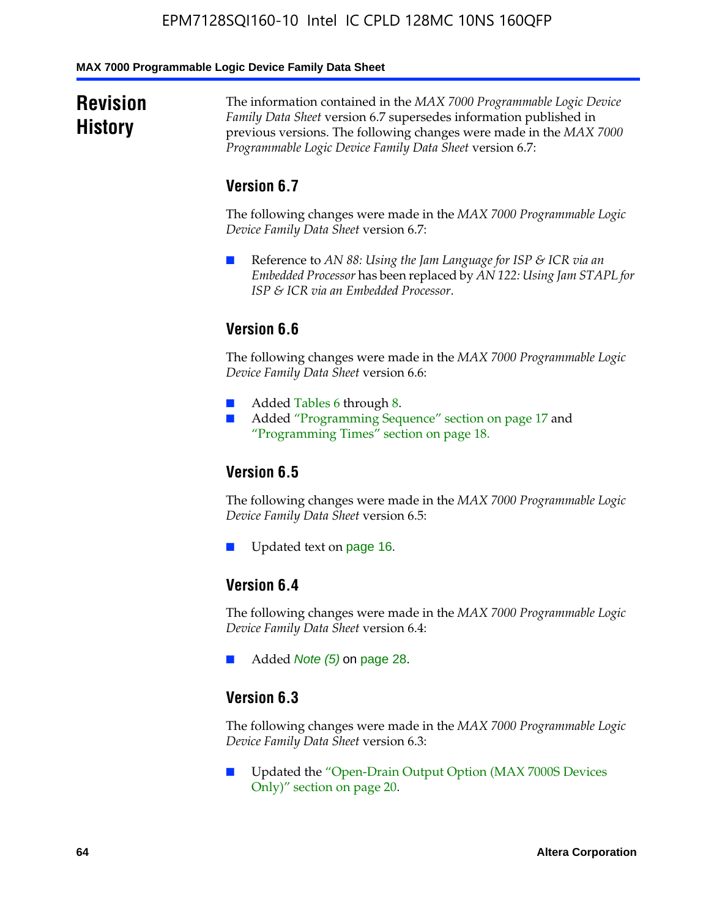# Revision History

The information contained in the *MAX 7000 Programmable Logic Device Family Data Sheet* version 6.7 supersedes information published in previous versions. The following changes were made in the *MAX 7000 Programmable Logic Device Family Data Sheet* version 6.7:

## Version 6.7

The following changes were made in the *MAX 7000 Programmable Logic Device Family Data Sheet* version 6.7:

- Reference to *AN 88: Using the Jam Language for ISP & ICR via an Embedded Processor* has been replaced by *AN 122: Using Jam STAPL for ISP & ICR via an Embedded Processor*.

## Version 6.6

The following changes were made in the *MAX 7000 Programmable Logic Device Family Data Sheet* version 6.6:

- Added Tables 6 through 8.
- Added "Programming Sequence" section on page 17 and "Programming Times" section on page 18.

## Version 6.5

The following changes were made in the *MAX 7000 Programmable Logic Device Family Data Sheet* version 6.5:

- Updated text on page 16.

## Version 6.4

The following changes were made in the *MAX 7000 Programmable Logic Device Family Data Sheet* version 6.4:

- Added *Note (5)* on page 28.

## Version 6.3

The following changes were made in the *MAX 7000 Programmable Logic Device Family Data Sheet* version 6.3:

- Updated the "Open-Drain Output Option (MAX 7000S Devices Only)" section on page 20.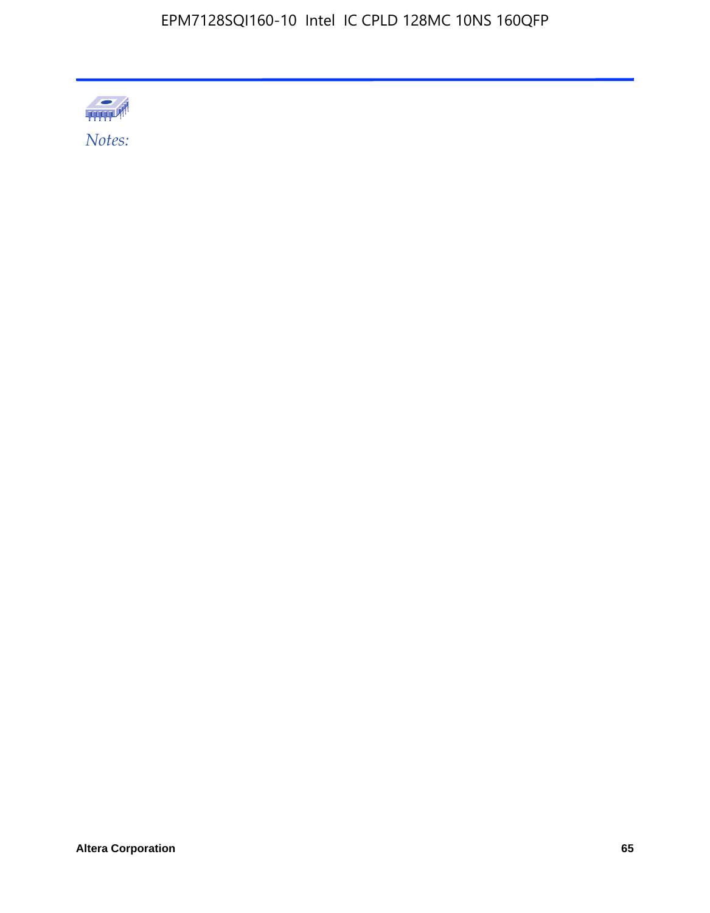*Notes:*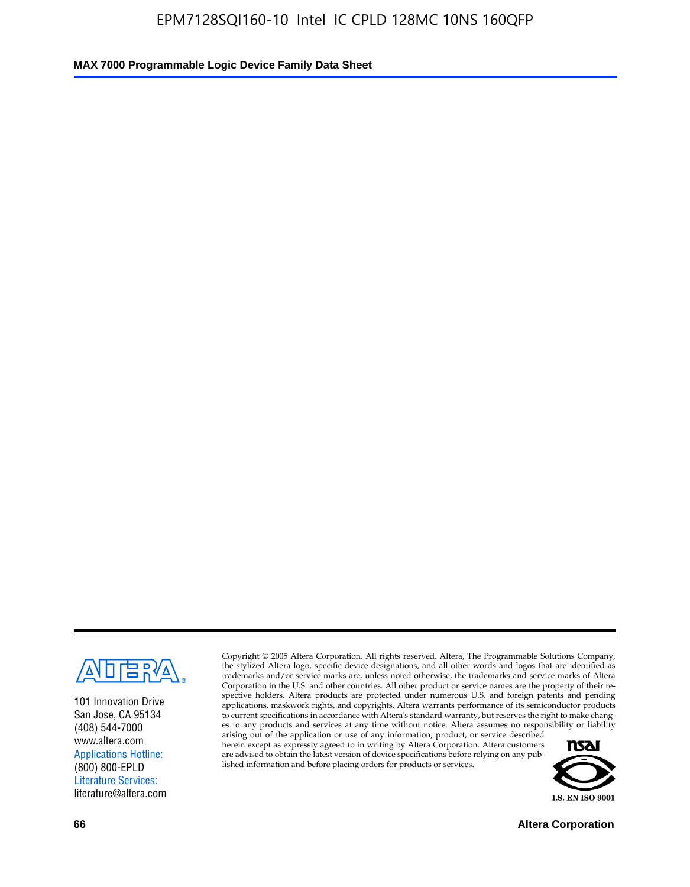101 Innovation Drive
San Jose, CA 95134
(408) 544-7000
www.altera.com
Applications Hotline:
(800) 800-EPLD
Literature Services:
literature@altera.com

Copyright © 2005 Altera Corporation. All rights reserved. Altera, The Programmable Solutions Company, the stylized Altera logo, specific device designations, and all other words and logos that are identified as trademarks and/or service marks are, unless noted otherwise, the trademarks and service marks of Altera Corporation in the U.S. and other countries. All other product or service names are the property of their respective holders. Altera products are protected under numerous U.S. and foreign patents and pending applications, maskwork rights, and copyrights. Altera warrants performance of its semiconductor products to current specifications in accordance with Altera's standard warranty, but reserves the right to make changes to any products and services at any time without notice. Altera assumes no responsibility or liability arising out of the application or use of any information, product, or service described herein except as expressly agreed to in writing by Altera Corporation. Altera customers are advised to obtain the latest version of device specifications before relying on any published information and before placing orders for products or services.

I.S. EN ISO 9001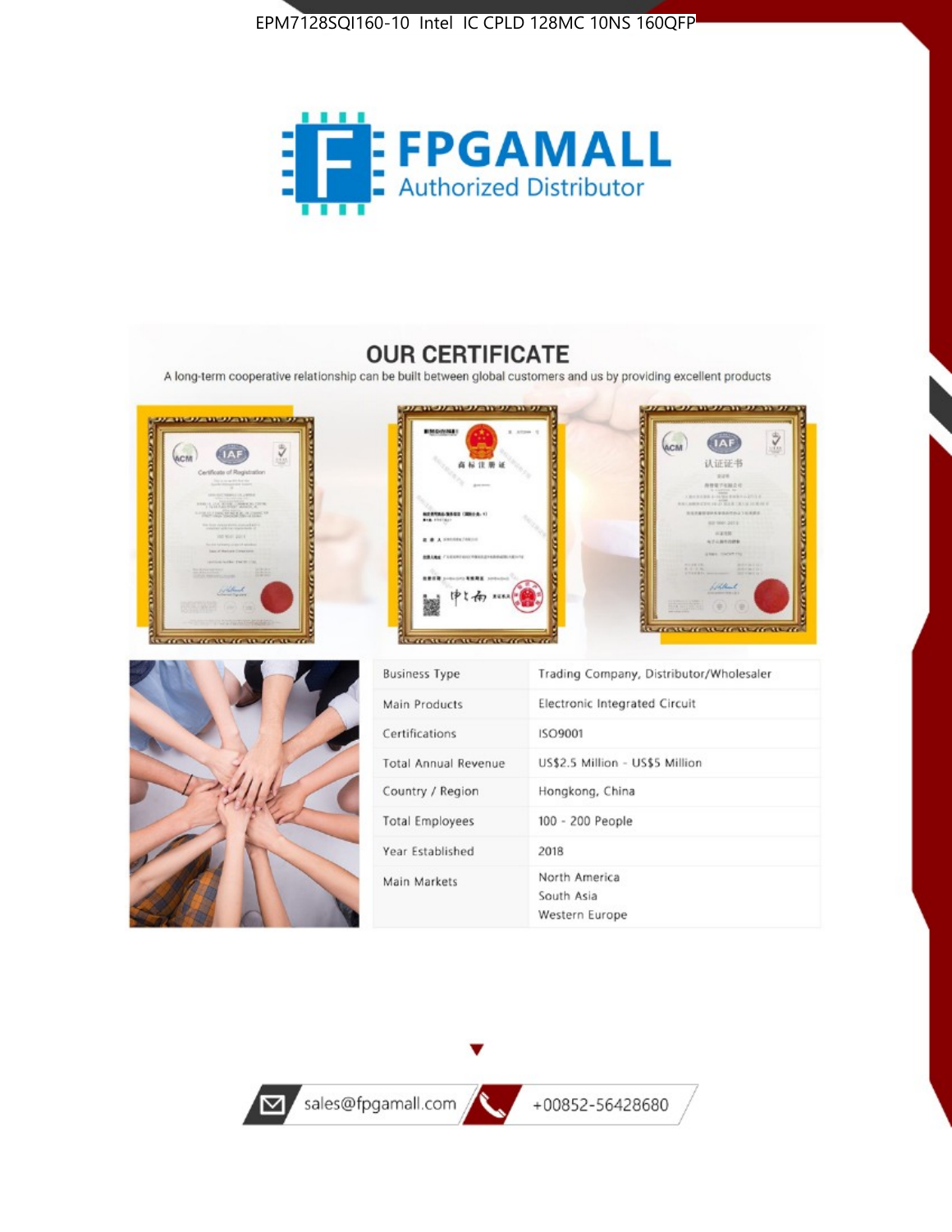FPGAMALL

Authorized Distributor

## OUR CERTIFICATE

A long-term cooperative relationship can be built between global customers and us by providing excellent products

| | |
|---|---|
| Business Type | Trading Company, Distributor/Wholesaler |
| Main Products | Electronic Integrated Circuit |
| Certifications | ISO9001 |
| Total Annual Revenue | US$2.5 Million - US$5 Million |
| Country / Region | Hongkong, China |
| Total Employees | 100 - 200 People |
| Year Established | 2018 |
| Main Markets | North America<br>South Asia<br>Western Europe |

sales@fpgamall.com

+00852-56428680